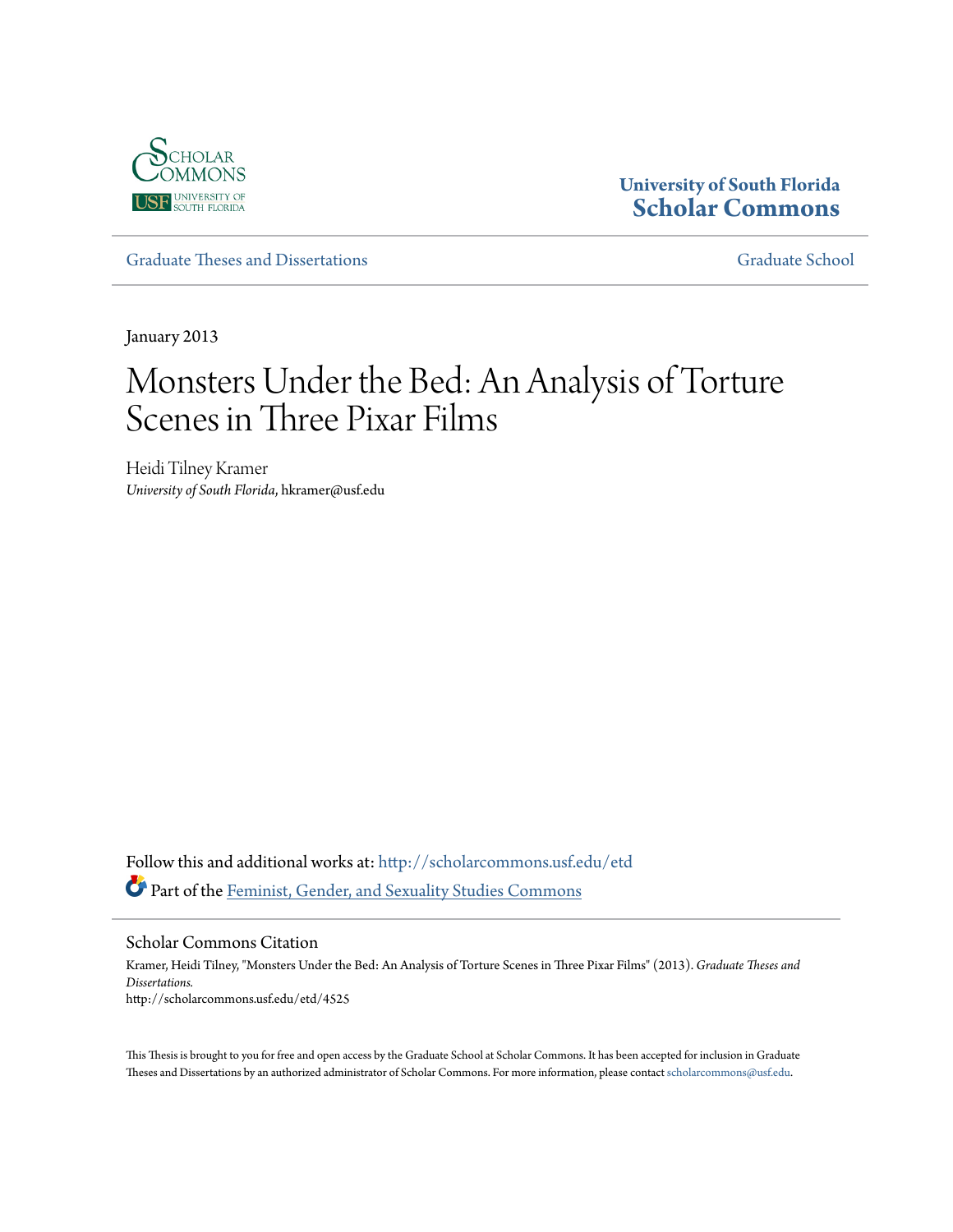University of South Florida
**Scholar Commons**

Graduate Theses and Dissertations | Graduate School

January 2013

# Monsters Under the Bed: An Analysis of Torture Scenes in Three Pixar Films

Heidi Tilney Kramer
*University of South Florida*, hkramer@usf.edu

Follow this and additional works at: http://scholarcommons.usf.edu/etd

Part of the Feminist, Gender, and Sexuality Studies Commons

## Scholar Commons Citation

Kramer, Heidi Tilney, "Monsters Under the Bed: An Analysis of Torture Scenes in Three Pixar Films" (2013). *Graduate Theses and Dissertations.*
http://scholarcommons.usf.edu/etd/4525

This Thesis is brought to you for free and open access by the Graduate School at Scholar Commons. It has been accepted for inclusion in Graduate Theses and Dissertations by an authorized administrator of Scholar Commons. For more information, please contact scholarcommons@usf.edu.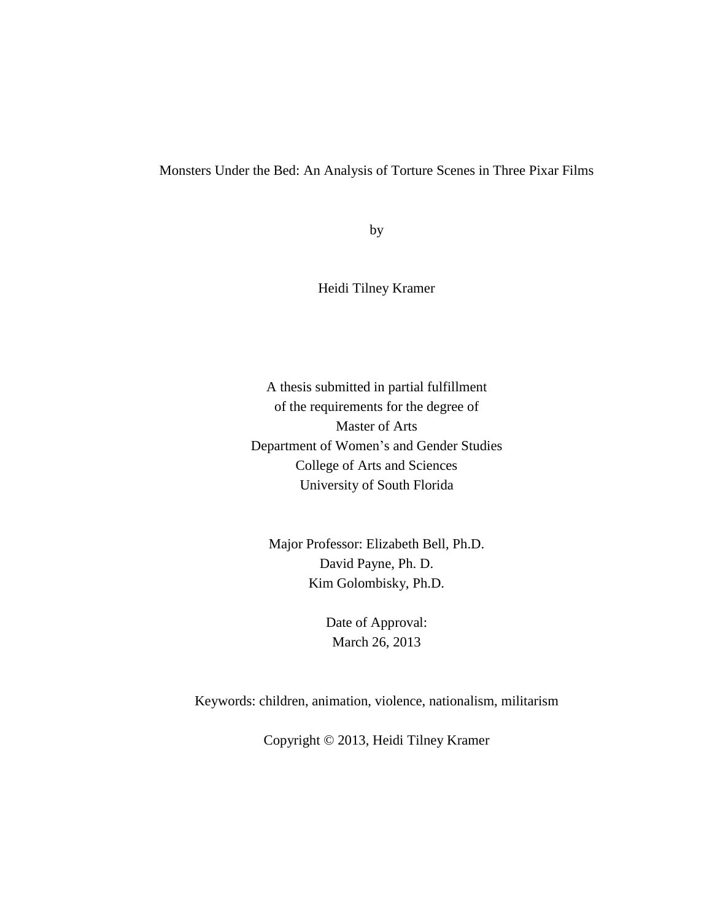# Monsters Under the Bed: An Analysis of Torture Scenes in Three Pixar Films

by

Heidi Tilney Kramer

A thesis submitted in partial fulfillment
of the requirements for the degree of
Master of Arts
Department of Women's and Gender Studies
College of Arts and Sciences
University of South Florida

Major Professor: Elizabeth Bell, Ph.D.
David Payne, Ph. D.
Kim Golombisky, Ph.D.

Date of Approval:
March 26, 2013

Keywords: children, animation, violence, nationalism, militarism

Copyright © 2013, Heidi Tilney Kramer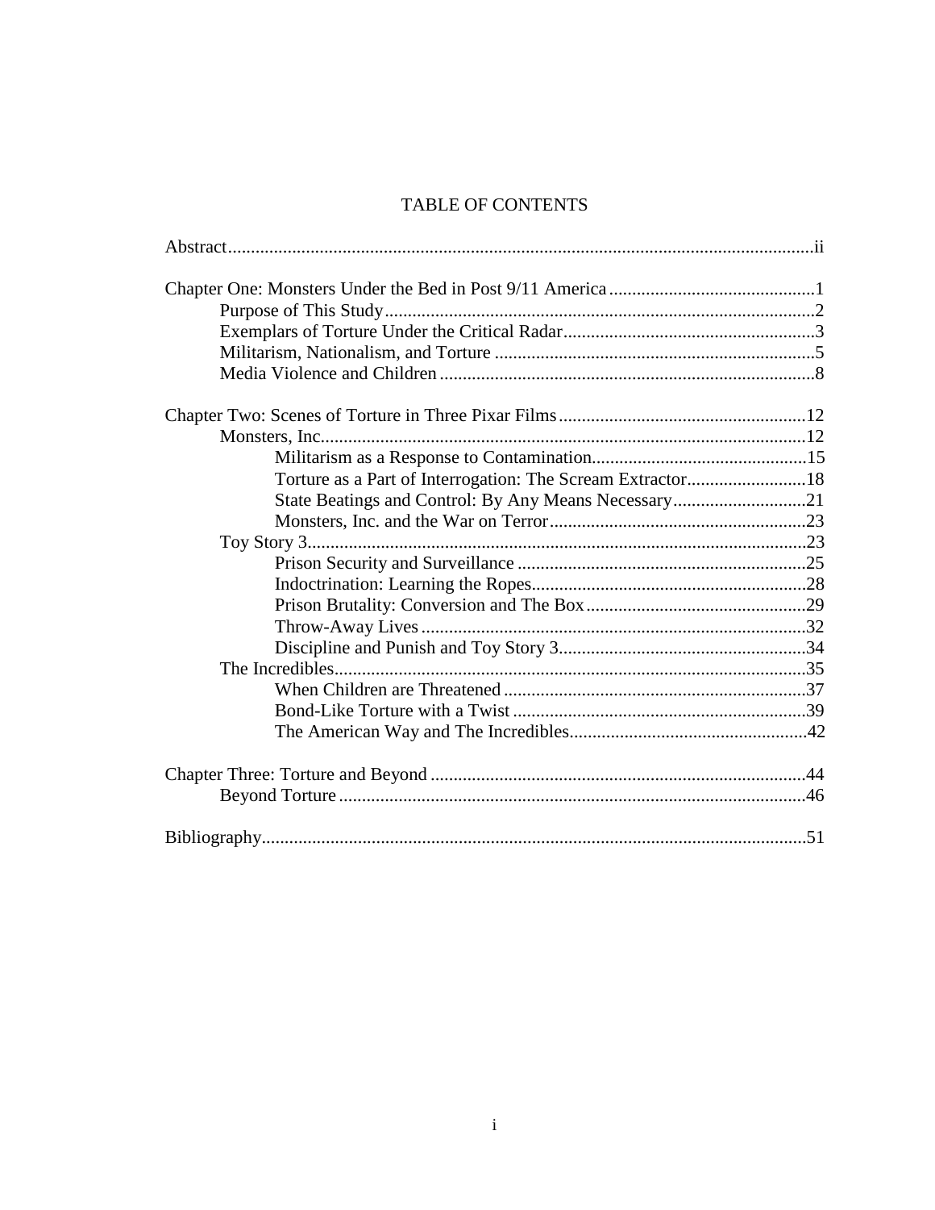# TABLE OF CONTENTS

Abstract ........................................................................ ii

Chapter One: Monsters Under the Bed in Post 9/11 America ........................ 1
- Purpose of This Study ........................................................ 2
- Exemplars of Torture Under the Critical Radar ................................ 3
- Militarism, Nationalism, and Torture ......................................... 5
- Media Violence and Children ................................................... 8

Chapter Two: Scenes of Torture in Three Pixar Films ............................. 12
- Monsters, Inc. ................................................................ 12
  - Militarism as a Response to Contamination ................................. 15
  - Torture as a Part of Interrogation: The Scream Extractor .................. 18
  - State Beatings and Control: By Any Means Necessary ........................ 21
  - Monsters, Inc. and the War on Terror ....................................... 23
- Toy Story 3 ................................................................... 23
  - Prison Security and Surveillance ........................................... 25
  - Indoctrination: Learning the Ropes ......................................... 28
  - Prison Brutality: Conversion and The Box ................................... 29
  - Throw-Away Lives ............................................................ 32
  - Discipline and Punish and Toy Story 3 ...................................... 34
- The Incredibles ............................................................... 35
  - When Children are Threatened ............................................... 37
  - Bond-Like Torture with a Twist ............................................. 39
  - The American Way and The Incredibles ....................................... 42

Chapter Three: Torture and Beyond ................................................ 44
- Beyond Torture ................................................................ 46

Bibliography .................................................................... 51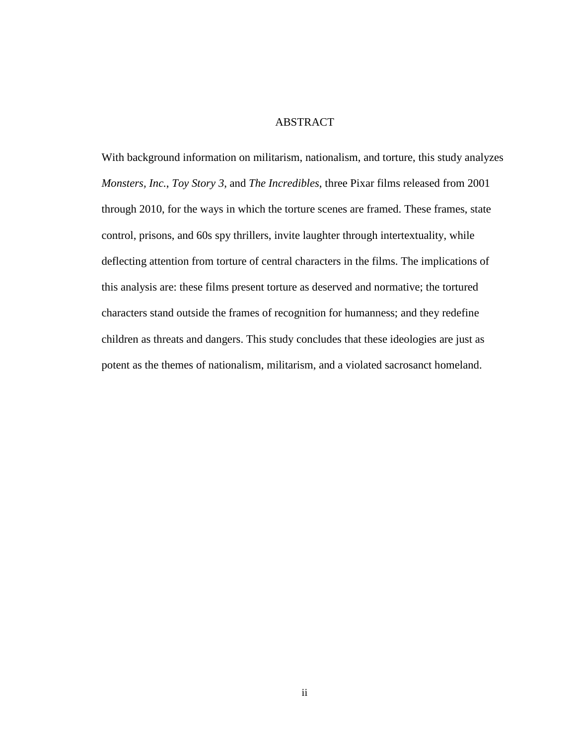# ABSTRACT

With background information on militarism, nationalism, and torture, this study analyzes *Monsters, Inc.*, *Toy Story 3*, and *The Incredibles*, three Pixar films released from 2001 through 2010, for the ways in which the torture scenes are framed. These frames, state control, prisons, and 60s spy thrillers, invite laughter through intertextuality, while deflecting attention from torture of central characters in the films. The implications of this analysis are: these films present torture as deserved and normative; the tortured characters stand outside the frames of recognition for humanness; and they redefine children as threats and dangers. This study concludes that these ideologies are just as potent as the themes of nationalism, militarism, and a violated sacrosanct homeland.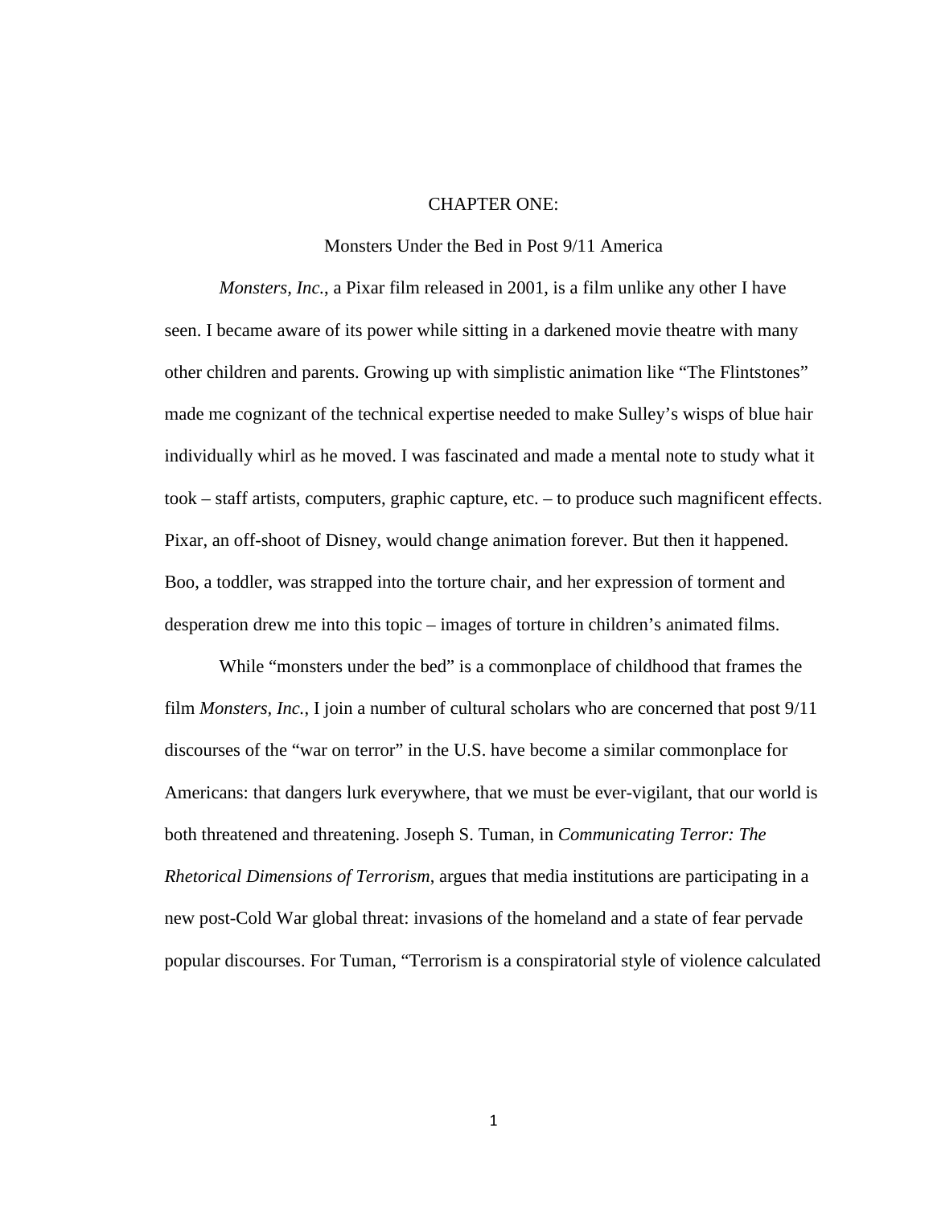# CHAPTER ONE:

## Monsters Under the Bed in Post 9/11 America

*Monsters, Inc.*, a Pixar film released in 2001, is a film unlike any other I have seen. I became aware of its power while sitting in a darkened movie theatre with many other children and parents. Growing up with simplistic animation like "The Flintstones" made me cognizant of the technical expertise needed to make Sulley's wisps of blue hair individually whirl as he moved. I was fascinated and made a mental note to study what it took – staff artists, computers, graphic capture, etc. – to produce such magnificent effects. Pixar, an off-shoot of Disney, would change animation forever. But then it happened. Boo, a toddler, was strapped into the torture chair, and her expression of torment and desperation drew me into this topic – images of torture in children's animated films.

While "monsters under the bed" is a commonplace of childhood that frames the film *Monsters, Inc.*, I join a number of cultural scholars who are concerned that post 9/11 discourses of the "war on terror" in the U.S. have become a similar commonplace for Americans: that dangers lurk everywhere, that we must be ever-vigilant, that our world is both threatened and threatening. Joseph S. Tuman, in *Communicating Terror: The Rhetorical Dimensions of Terrorism*, argues that media institutions are participating in a new post-Cold War global threat: invasions of the homeland and a state of fear pervade popular discourses. For Tuman, "Terrorism is a conspiratorial style of violence calculated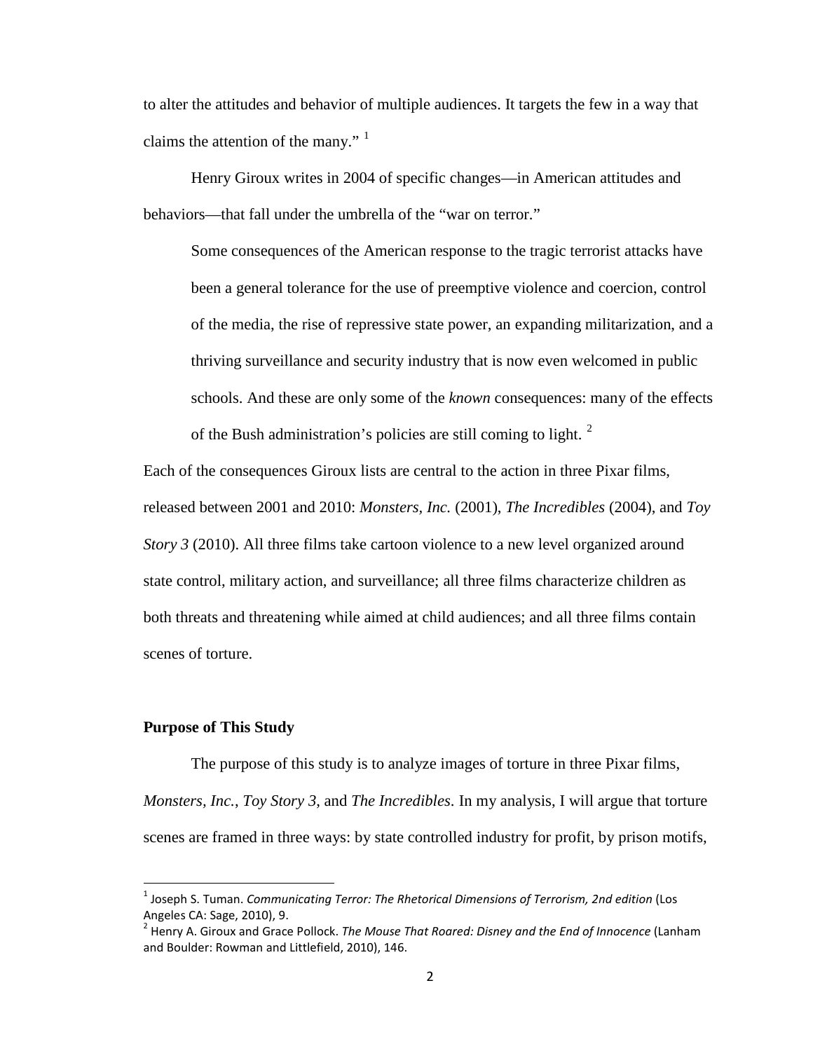to alter the attitudes and behavior of multiple audiences. It targets the few in a way that claims the attention of the many." [1]

Henry Giroux writes in 2004 of specific changes—in American attitudes and behaviors—that fall under the umbrella of the "war on terror."

> Some consequences of the American response to the tragic terrorist attacks have been a general tolerance for the use of preemptive violence and coercion, control of the media, the rise of repressive state power, an expanding militarization, and a thriving surveillance and security industry that is now even welcomed in public schools. And these are only some of the *known* consequences: many of the effects of the Bush administration's policies are still coming to light. [2]

Each of the consequences Giroux lists are central to the action in three Pixar films, released between 2001 and 2010: *Monsters, Inc.* (2001), *The Incredibles* (2004), and *Toy Story 3* (2010). All three films take cartoon violence to a new level organized around state control, military action, and surveillance; all three films characterize children as both threats and threatening while aimed at child audiences; and all three films contain scenes of torture.

### Purpose of This Study

The purpose of this study is to analyze images of torture in three Pixar films, *Monsters, Inc.*, *Toy Story 3*, and *The Incredibles*. In my analysis, I will argue that torture scenes are framed in three ways: by state controlled industry for profit, by prison motifs,

---

[1] Joseph S. Tuman. *Communicating Terror: The Rhetorical Dimensions of Terrorism, 2nd edition* (Los Angeles CA: Sage, 2010), 9.

[2] Henry A. Giroux and Grace Pollock. *The Mouse That Roared: Disney and the End of Innocence* (Lanham and Boulder: Rowman and Littlefield, 2010), 146.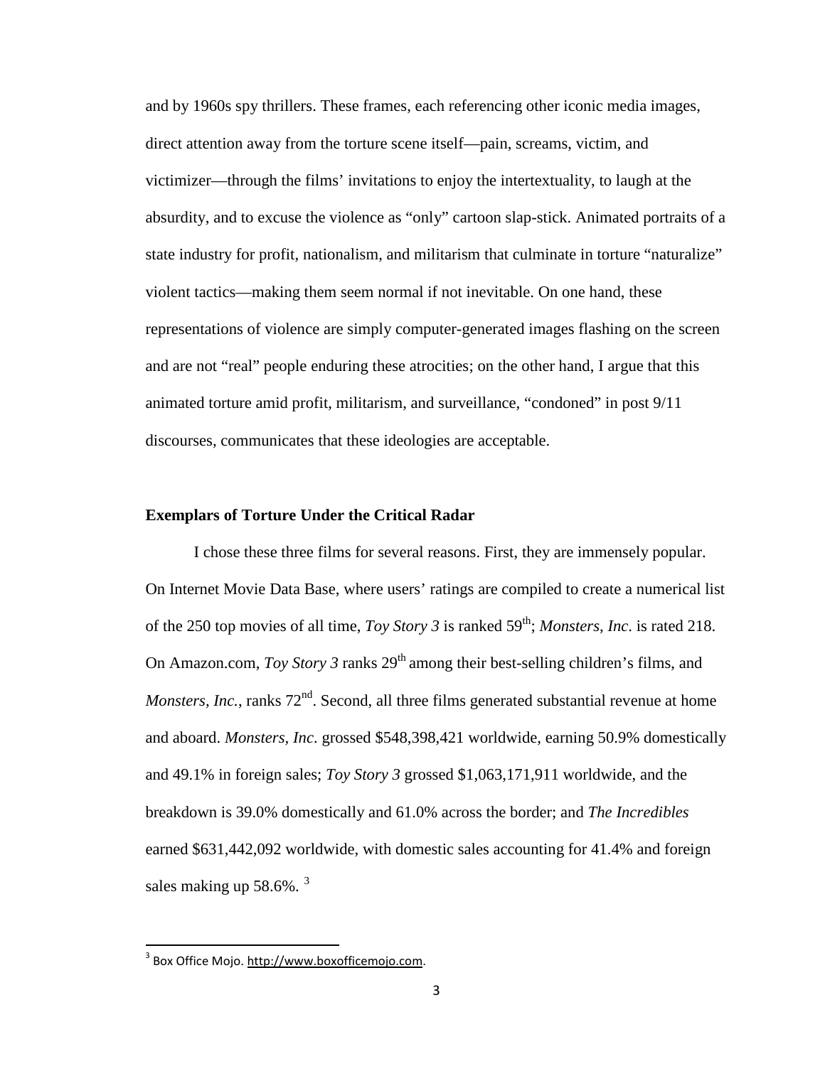and by 1960s spy thrillers. These frames, each referencing other iconic media images, direct attention away from the torture scene itself—pain, screams, victim, and victimizer—through the films' invitations to enjoy the intertextuality, to laugh at the absurdity, and to excuse the violence as "only" cartoon slap-stick. Animated portraits of a state industry for profit, nationalism, and militarism that culminate in torture "naturalize" violent tactics—making them seem normal if not inevitable. On one hand, these representations of violence are simply computer-generated images flashing on the screen and are not "real" people enduring these atrocities; on the other hand, I argue that this animated torture amid profit, militarism, and surveillance, "condoned" in post 9/11 discourses, communicates that these ideologies are acceptable.

**Exemplars of Torture Under the Critical Radar**

I chose these three films for several reasons. First, they are immensely popular. On Internet Movie Data Base, where users' ratings are compiled to create a numerical list of the 250 top movies of all time, *Toy Story 3* is ranked 59th; *Monsters, Inc*. is rated 218. On Amazon.com, *Toy Story 3* ranks 29th among their best-selling children's films, and *Monsters, Inc.*, ranks 72nd. Second, all three films generated substantial revenue at home and aboard. *Monsters, Inc*. grossed $548,398,421 worldwide, earning 50.9% domestically and 49.1% in foreign sales; *Toy Story 3* grossed $1,063,171,911 worldwide, and the breakdown is 39.0% domestically and 61.0% across the border; and *The Incredibles* earned $631,442,092 worldwide, with domestic sales accounting for 41.4% and foreign sales making up 58.6%. [3]

---

[3] Box Office Mojo. http://www.boxofficemojo.com.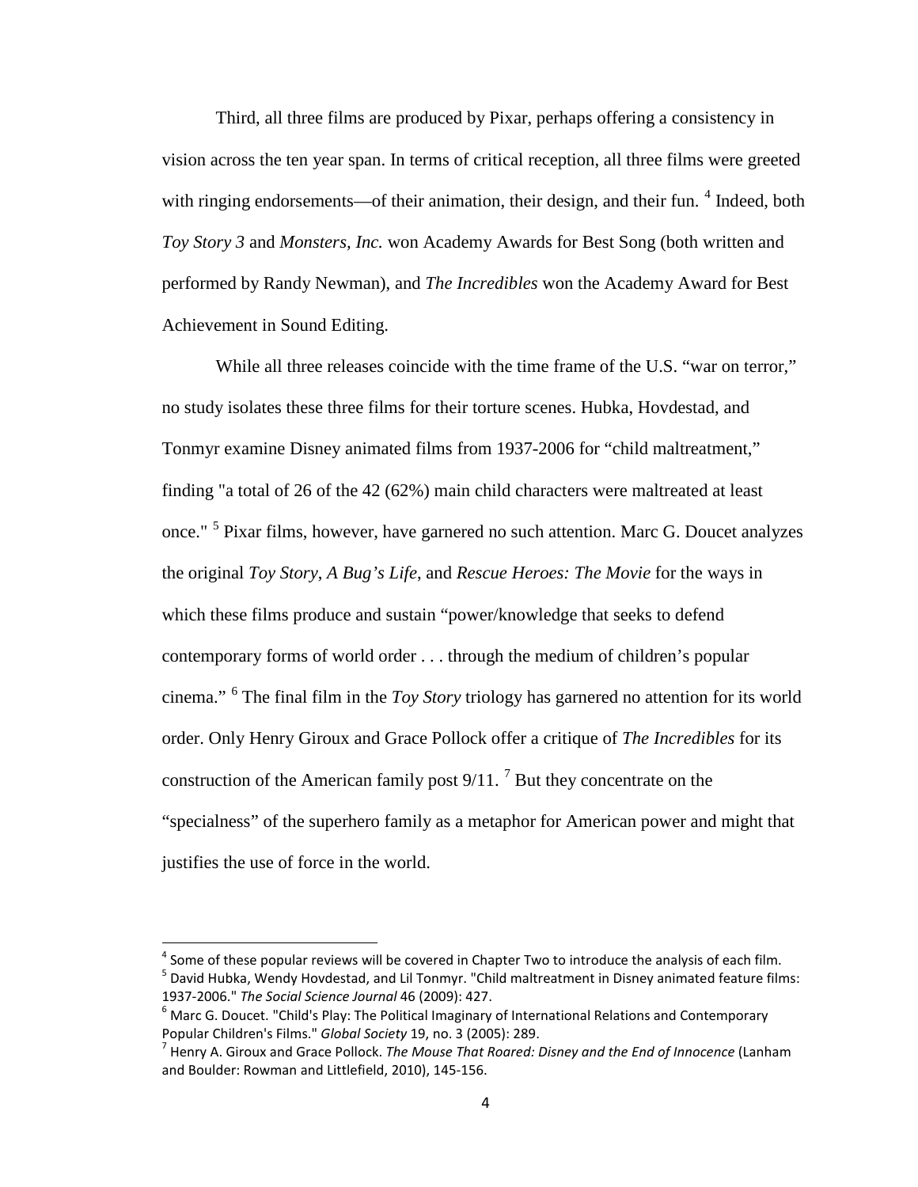Third, all three films are produced by Pixar, perhaps offering a consistency in vision across the ten year span. In terms of critical reception, all three films were greeted with ringing endorsements—of their animation, their design, and their fun. [4] Indeed, both *Toy Story 3* and *Monsters, Inc.* won Academy Awards for Best Song (both written and performed by Randy Newman), and *The Incredibles* won the Academy Award for Best Achievement in Sound Editing.

While all three releases coincide with the time frame of the U.S. "war on terror," no study isolates these three films for their torture scenes. Hubka, Hovdestad, and Tonmyr examine Disney animated films from 1937-2006 for "child maltreatment," finding "a total of 26 of the 42 (62%) main child characters were maltreated at least once." [5] Pixar films, however, have garnered no such attention. Marc G. Doucet analyzes the original *Toy Story*, *A Bug's Life*, and *Rescue Heroes: The Movie* for the ways in which these films produce and sustain "power/knowledge that seeks to defend contemporary forms of world order . . . through the medium of children's popular cinema." [6] The final film in the *Toy Story* triology has garnered no attention for its world order. Only Henry Giroux and Grace Pollock offer a critique of *The Incredibles* for its construction of the American family post 9/11. [7] But they concentrate on the "specialness" of the superhero family as a metaphor for American power and might that justifies the use of force in the world.

---

[4] Some of these popular reviews will be covered in Chapter Two to introduce the analysis of each film.

[5] David Hubka, Wendy Hovdestad, and Lil Tonmyr. "Child maltreatment in Disney animated feature films: 1937-2006." *The Social Science Journal* 46 (2009): 427.

[6] Marc G. Doucet. "Child's Play: The Political Imaginary of International Relations and Contemporary Popular Children's Films." *Global Society* 19, no. 3 (2005): 289.

[7] Henry A. Giroux and Grace Pollock. *The Mouse That Roared: Disney and the End of Innocence* (Lanham and Boulder: Rowman and Littlefield, 2010), 145-156.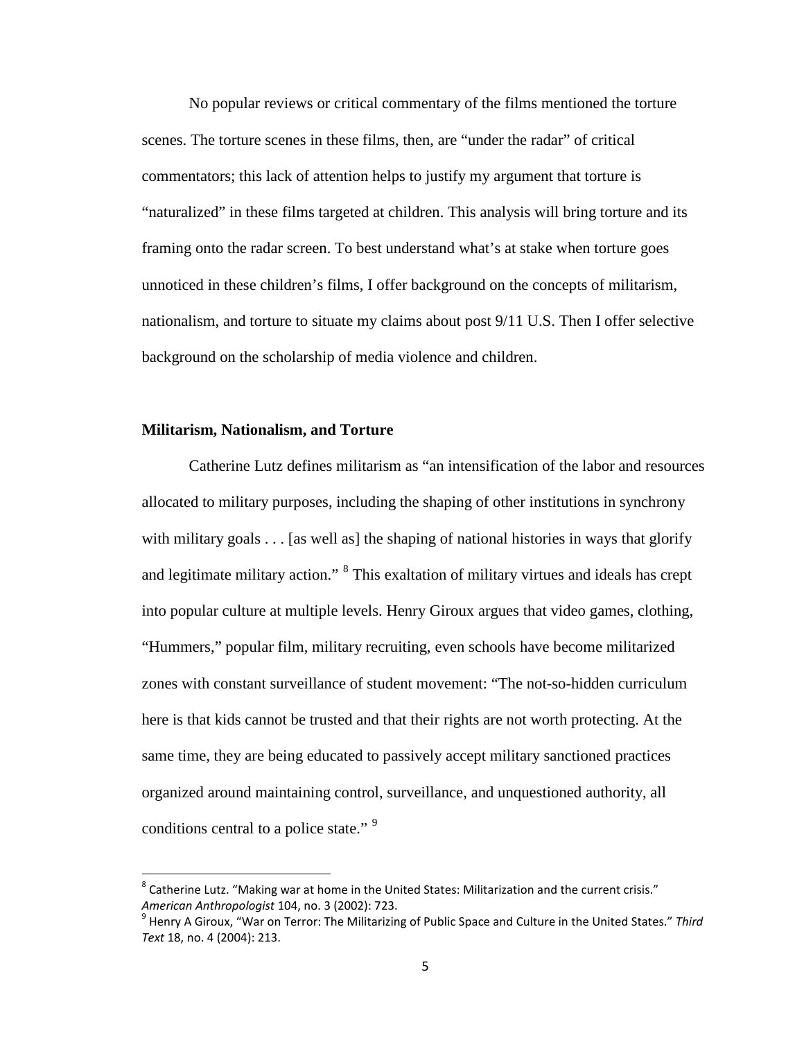No popular reviews or critical commentary of the films mentioned the torture scenes. The torture scenes in these films, then, are "under the radar" of critical commentators; this lack of attention helps to justify my argument that torture is "naturalized" in these films targeted at children. This analysis will bring torture and its framing onto the radar screen. To best understand what's at stake when torture goes unnoticed in these children's films, I offer background on the concepts of militarism, nationalism, and torture to situate my claims about post 9/11 U.S. Then I offer selective background on the scholarship of media violence and children.

### Militarism, Nationalism, and Torture

Catherine Lutz defines militarism as "an intensification of the labor and resources allocated to military purposes, including the shaping of other institutions in synchrony with military goals . . . [as well as] the shaping of national histories in ways that glorify and legitimate military action." [8] This exaltation of military virtues and ideals has crept into popular culture at multiple levels. Henry Giroux argues that video games, clothing, "Hummers," popular film, military recruiting, even schools have become militarized zones with constant surveillance of student movement: "The not-so-hidden curriculum here is that kids cannot be trusted and that their rights are not worth protecting. At the same time, they are being educated to passively accept military sanctioned practices organized around maintaining control, surveillance, and unquestioned authority, all conditions central to a police state." [9]

---

[8] Catherine Lutz. "Making war at home in the United States: Militarization and the current crisis." *American Anthropologist* 104, no. 3 (2002): 723.

[9] Henry A Giroux, "War on Terror: The Militarizing of Public Space and Culture in the United States." *Third Text* 18, no. 4 (2004): 213.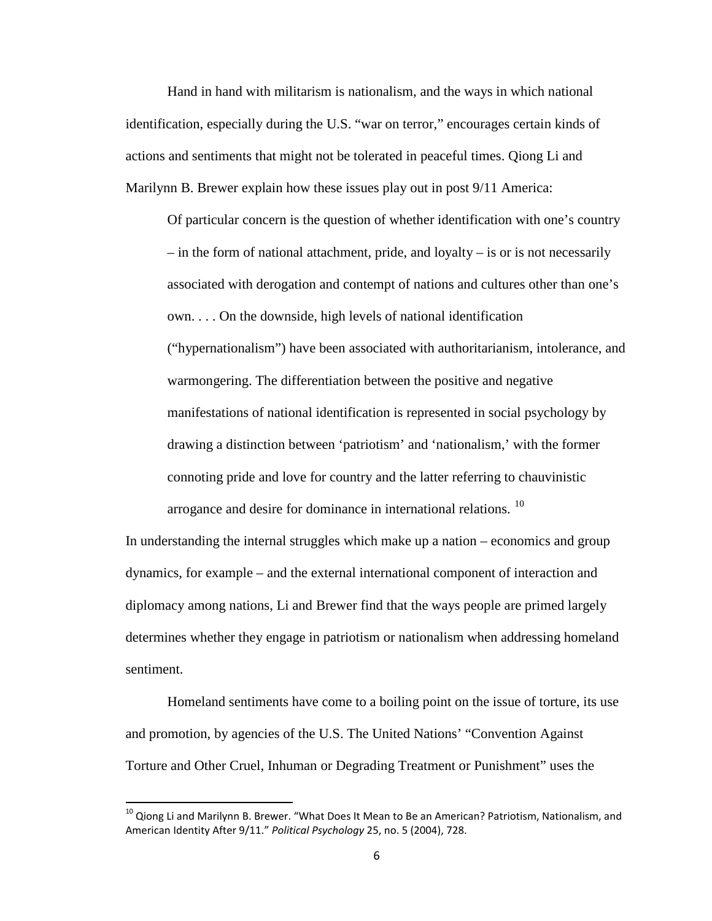Hand in hand with militarism is nationalism, and the ways in which national identification, especially during the U.S. "war on terror," encourages certain kinds of actions and sentiments that might not be tolerated in peaceful times. Qiong Li and Marilynn B. Brewer explain how these issues play out in post 9/11 America:

> Of particular concern is the question of whether identification with one's country – in the form of national attachment, pride, and loyalty – is or is not necessarily associated with derogation and contempt of nations and cultures other than one's own. . . . On the downside, high levels of national identification ("hypernationalism") have been associated with authoritarianism, intolerance, and warmongering. The differentiation between the positive and negative manifestations of national identification is represented in social psychology by drawing a distinction between 'patriotism' and 'nationalism,' with the former connoting pride and love for country and the latter referring to chauvinistic arrogance and desire for dominance in international relations. [10]

In understanding the internal struggles which make up a nation – economics and group dynamics, for example – and the external international component of interaction and diplomacy among nations, Li and Brewer find that the ways people are primed largely determines whether they engage in patriotism or nationalism when addressing homeland sentiment.

Homeland sentiments have come to a boiling point on the issue of torture, its use and promotion, by agencies of the U.S. The United Nations' "Convention Against Torture and Other Cruel, Inhuman or Degrading Treatment or Punishment" uses the

---

[10] Qiong Li and Marilynn B. Brewer. "What Does It Mean to Be an American? Patriotism, Nationalism, and American Identity After 9/11." *Political Psychology* 25, no. 5 (2004), 728.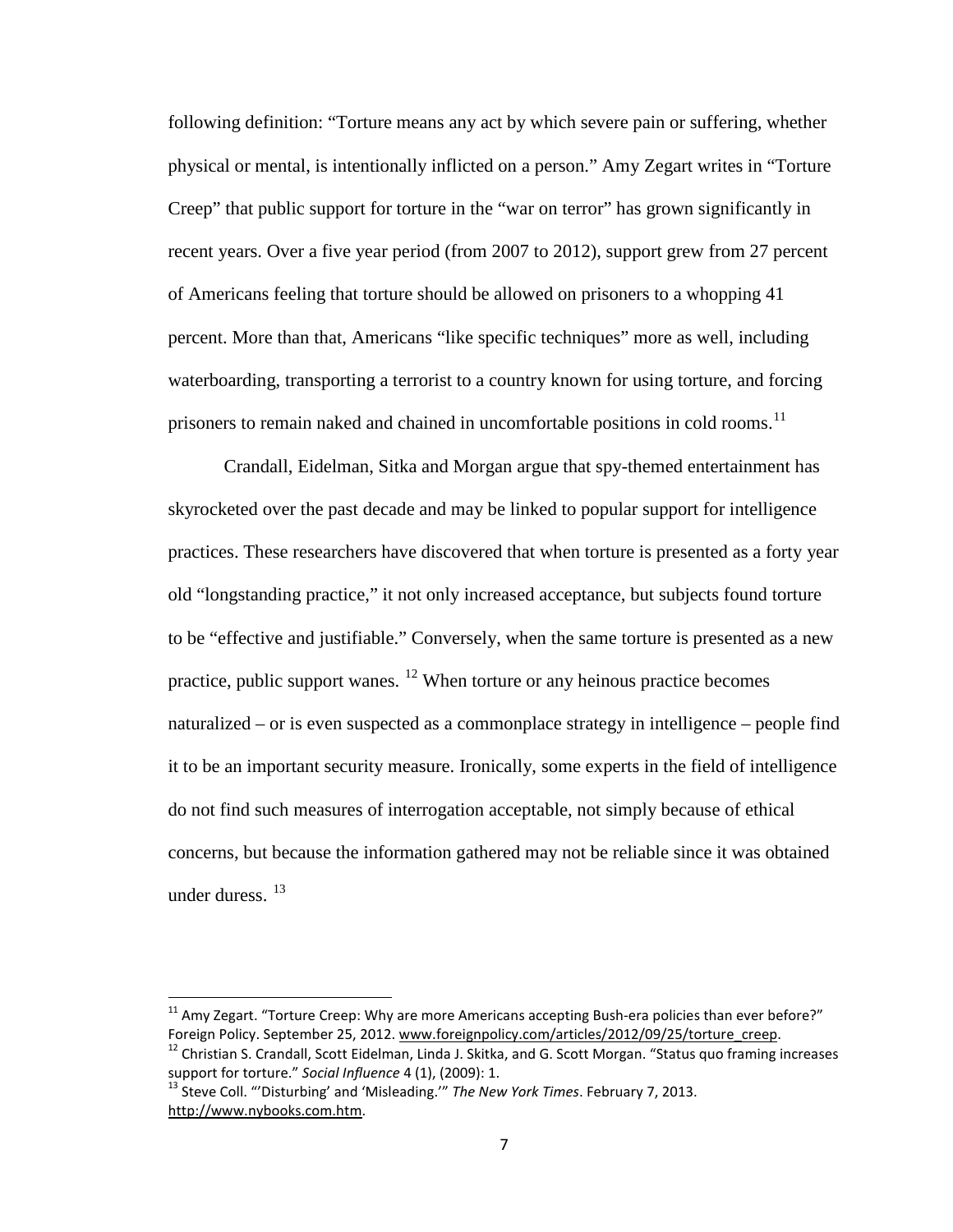following definition: "Torture means any act by which severe pain or suffering, whether physical or mental, is intentionally inflicted on a person." Amy Zegart writes in "Torture Creep" that public support for torture in the "war on terror" has grown significantly in recent years. Over a five year period (from 2007 to 2012), support grew from 27 percent of Americans feeling that torture should be allowed on prisoners to a whopping 41 percent. More than that, Americans "like specific techniques" more as well, including waterboarding, transporting a terrorist to a country known for using torture, and forcing prisoners to remain naked and chained in uncomfortable positions in cold rooms.[11]

Crandall, Eidelman, Sitka and Morgan argue that spy-themed entertainment has skyrocketed over the past decade and may be linked to popular support for intelligence practices. These researchers have discovered that when torture is presented as a forty year old "longstanding practice," it not only increased acceptance, but subjects found torture to be "effective and justifiable." Conversely, when the same torture is presented as a new practice, public support wanes. [12] When torture or any heinous practice becomes naturalized – or is even suspected as a commonplace strategy in intelligence – people find it to be an important security measure. Ironically, some experts in the field of intelligence do not find such measures of interrogation acceptable, not simply because of ethical concerns, but because the information gathered may not be reliable since it was obtained under duress. [13]

---

[11] Amy Zegart. "Torture Creep: Why are more Americans accepting Bush-era policies than ever before?" Foreign Policy. September 25, 2012. www.foreignpolicy.com/articles/2012/09/25/torture_creep.

[12] Christian S. Crandall, Scott Eidelman, Linda J. Skitka, and G. Scott Morgan. "Status quo framing increases support for torture." *Social Influence* 4 (1), (2009): 1.

[13] Steve Coll. "'Disturbing' and 'Misleading.'" *The New York Times*. February 7, 2013. http://www.nybooks.com.htm.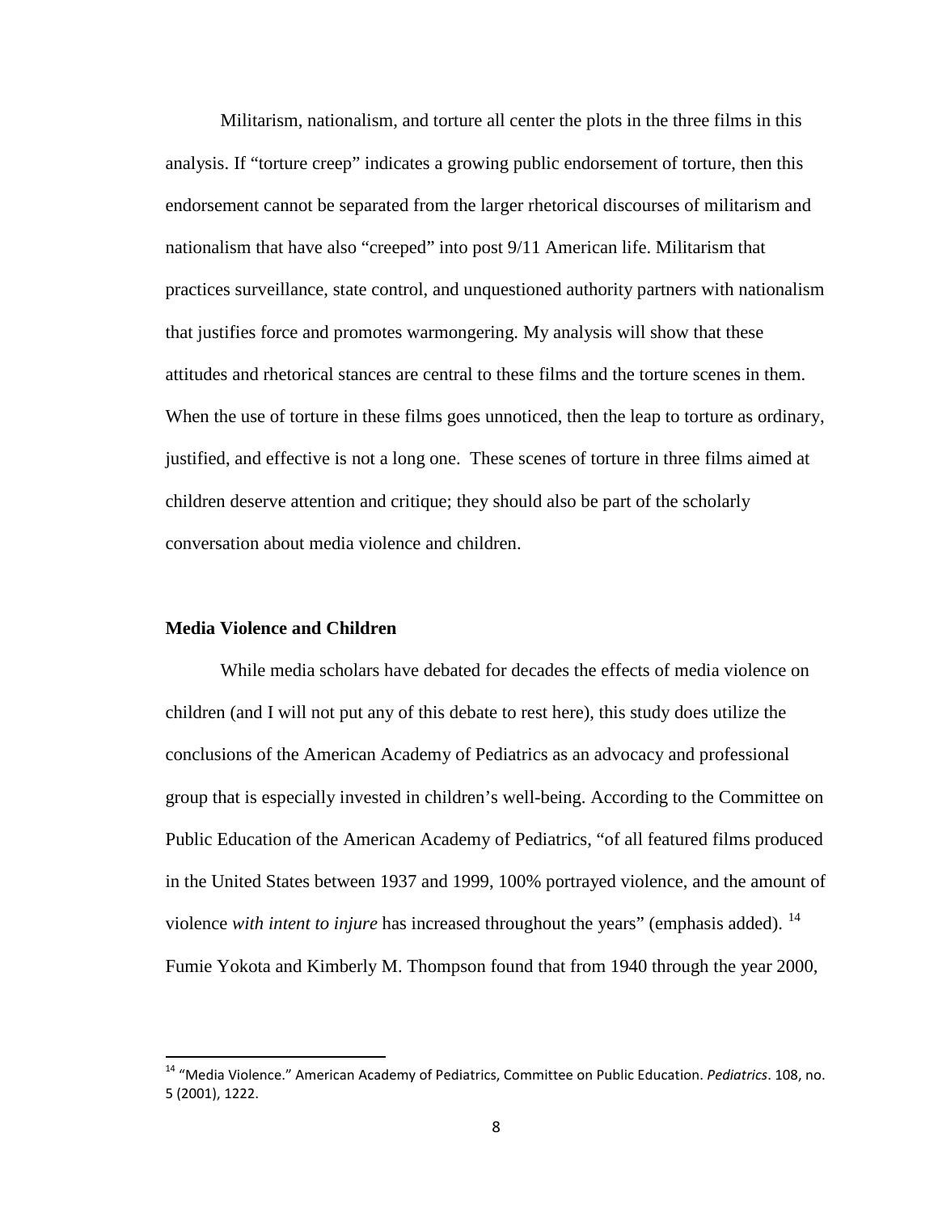Militarism, nationalism, and torture all center the plots in the three films in this analysis. If "torture creep" indicates a growing public endorsement of torture, then this endorsement cannot be separated from the larger rhetorical discourses of militarism and nationalism that have also "creeped" into post 9/11 American life. Militarism that practices surveillance, state control, and unquestioned authority partners with nationalism that justifies force and promotes warmongering. My analysis will show that these attitudes and rhetorical stances are central to these films and the torture scenes in them. When the use of torture in these films goes unnoticed, then the leap to torture as ordinary, justified, and effective is not a long one. These scenes of torture in three films aimed at children deserve attention and critique; they should also be part of the scholarly conversation about media violence and children.

### Media Violence and Children

While media scholars have debated for decades the effects of media violence on children (and I will not put any of this debate to rest here), this study does utilize the conclusions of the American Academy of Pediatrics as an advocacy and professional group that is especially invested in children's well-being. According to the Committee on Public Education of the American Academy of Pediatrics, "of all featured films produced in the United States between 1937 and 1999, 100% portrayed violence, and the amount of violence *with intent to injure* has increased throughout the years" (emphasis added). [14] Fumie Yokota and Kimberly M. Thompson found that from 1940 through the year 2000,

---

[14] "Media Violence." American Academy of Pediatrics, Committee on Public Education. *Pediatrics*. 108, no. 5 (2001), 1222.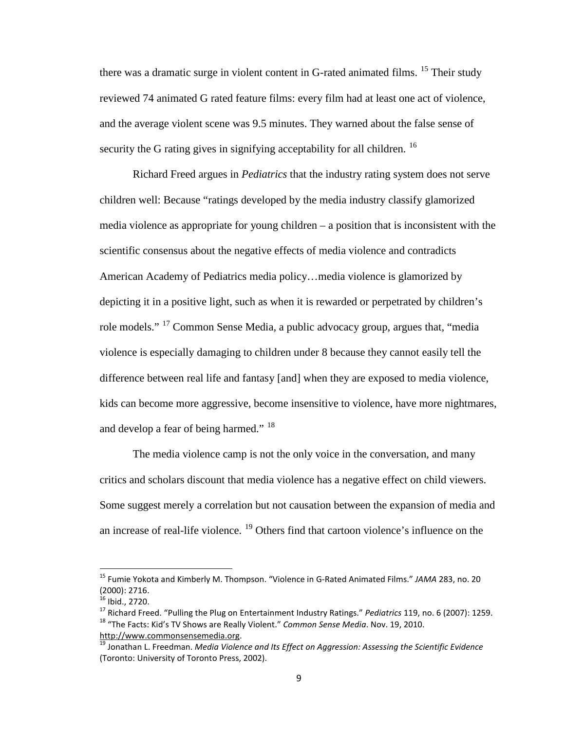there was a dramatic surge in violent content in G-rated animated films. [15] Their study reviewed 74 animated G rated feature films: every film had at least one act of violence, and the average violent scene was 9.5 minutes. They warned about the false sense of security the G rating gives in signifying acceptability for all children. [16]

Richard Freed argues in *Pediatrics* that the industry rating system does not serve children well: Because "ratings developed by the media industry classify glamorized media violence as appropriate for young children – a position that is inconsistent with the scientific consensus about the negative effects of media violence and contradicts American Academy of Pediatrics media policy…media violence is glamorized by depicting it in a positive light, such as when it is rewarded or perpetrated by children's role models." [17] Common Sense Media, a public advocacy group, argues that, "media violence is especially damaging to children under 8 because they cannot easily tell the difference between real life and fantasy [and] when they are exposed to media violence, kids can become more aggressive, become insensitive to violence, have more nightmares, and develop a fear of being harmed." [18]

The media violence camp is not the only voice in the conversation, and many critics and scholars discount that media violence has a negative effect on child viewers. Some suggest merely a correlation but not causation between the expansion of media and an increase of real-life violence. [19] Others find that cartoon violence's influence on the

---

[15] Fumie Yokota and Kimberly M. Thompson. "Violence in G-Rated Animated Films." *JAMA* 283, no. 20 (2000): 2716.

[16] Ibid., 2720.

[17] Richard Freed. "Pulling the Plug on Entertainment Industry Ratings." *Pediatrics* 119, no. 6 (2007): 1259.

[18] "The Facts: Kid's TV Shows are Really Violent." *Common Sense Media*. Nov. 19, 2010. http://www.commonsensemedia.org.

[19] Jonathan L. Freedman. *Media Violence and Its Effect on Aggression: Assessing the Scientific Evidence* (Toronto: University of Toronto Press, 2002).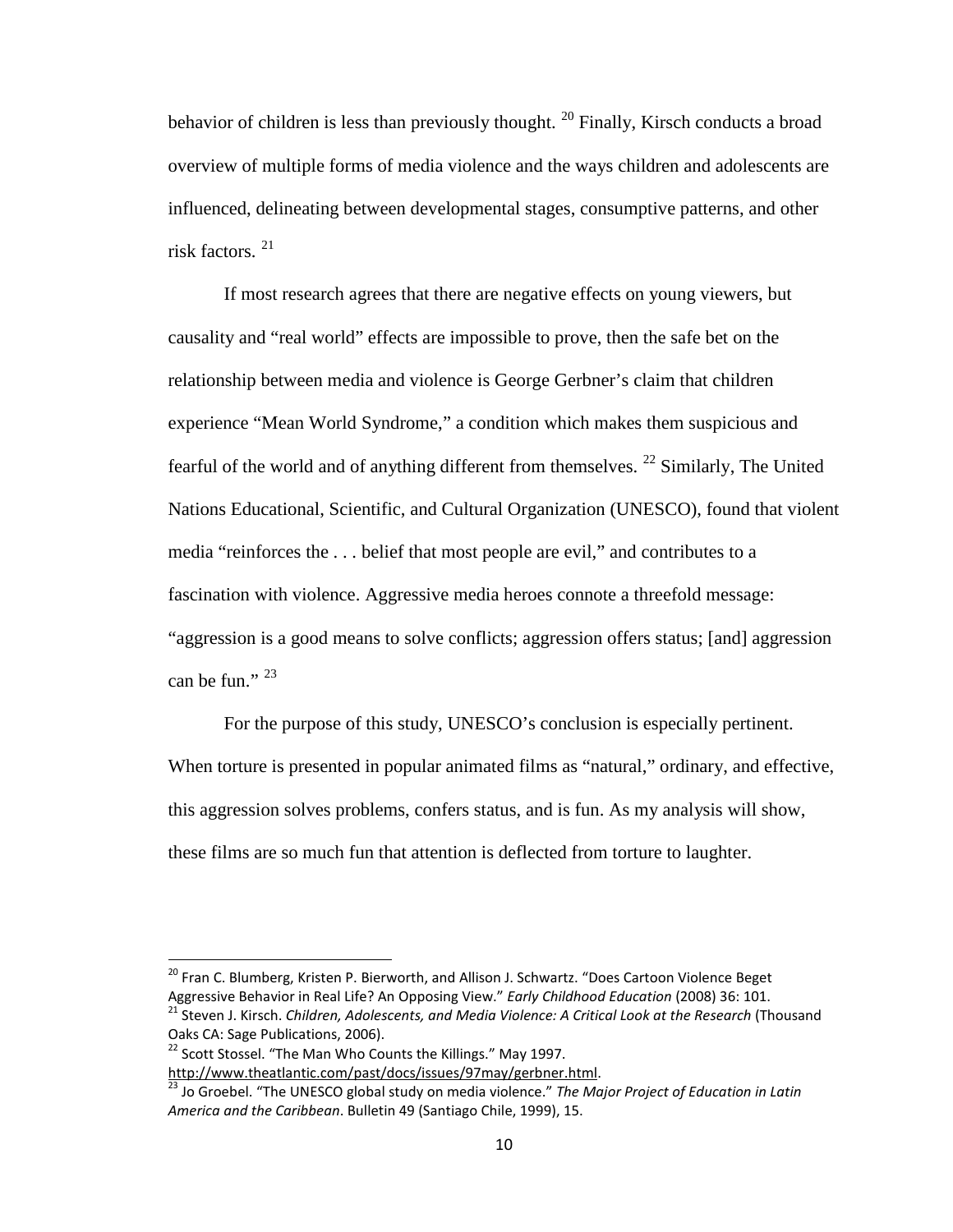behavior of children is less than previously thought. [20] Finally, Kirsch conducts a broad overview of multiple forms of media violence and the ways children and adolescents are influenced, delineating between developmental stages, consumptive patterns, and other risk factors. [21]

If most research agrees that there are negative effects on young viewers, but causality and "real world" effects are impossible to prove, then the safe bet on the relationship between media and violence is George Gerbner's claim that children experience "Mean World Syndrome," a condition which makes them suspicious and fearful of the world and of anything different from themselves. [22] Similarly, The United Nations Educational, Scientific, and Cultural Organization (UNESCO), found that violent media "reinforces the . . . belief that most people are evil," and contributes to a fascination with violence. Aggressive media heroes connote a threefold message: "aggression is a good means to solve conflicts; aggression offers status; [and] aggression can be fun." [23]

For the purpose of this study, UNESCO's conclusion is especially pertinent. When torture is presented in popular animated films as "natural," ordinary, and effective, this aggression solves problems, confers status, and is fun. As my analysis will show, these films are so much fun that attention is deflected from torture to laughter.

---

[20] Fran C. Blumberg, Kristen P. Bierworth, and Allison J. Schwartz. "Does Cartoon Violence Beget Aggressive Behavior in Real Life? An Opposing View." *Early Childhood Education* (2008) 36: 101.

[21] Steven J. Kirsch. *Children, Adolescents, and Media Violence: A Critical Look at the Research* (Thousand Oaks CA: Sage Publications, 2006).

[22] Scott Stossel. "The Man Who Counts the Killings." May 1997. http://www.theatlantic.com/past/docs/issues/97may/gerbner.html.

[23] Jo Groebel. "The UNESCO global study on media violence." *The Major Project of Education in Latin America and the Caribbean*. Bulletin 49 (Santiago Chile, 1999), 15.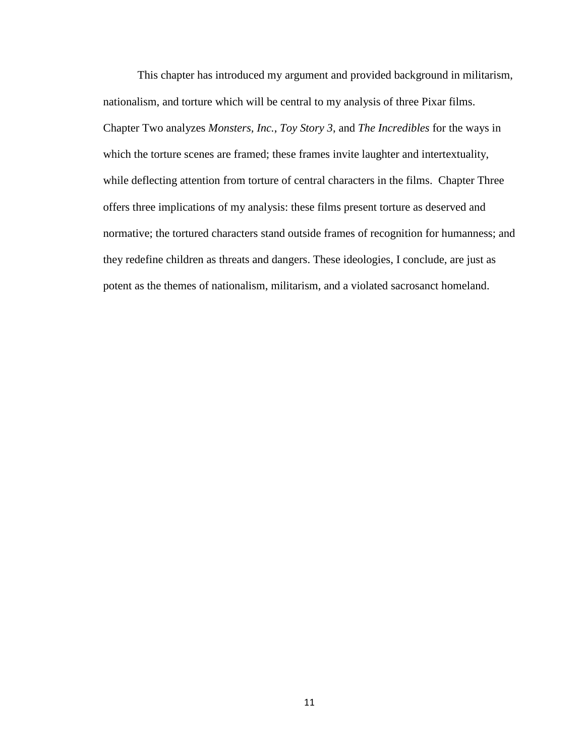This chapter has introduced my argument and provided background in militarism, nationalism, and torture which will be central to my analysis of three Pixar films. Chapter Two analyzes *Monsters, Inc.*, *Toy Story 3*, and *The Incredibles* for the ways in which the torture scenes are framed; these frames invite laughter and intertextuality, while deflecting attention from torture of central characters in the films. Chapter Three offers three implications of my analysis: these films present torture as deserved and normative; the tortured characters stand outside frames of recognition for humanness; and they redefine children as threats and dangers. These ideologies, I conclude, are just as potent as the themes of nationalism, militarism, and a violated sacrosanct homeland.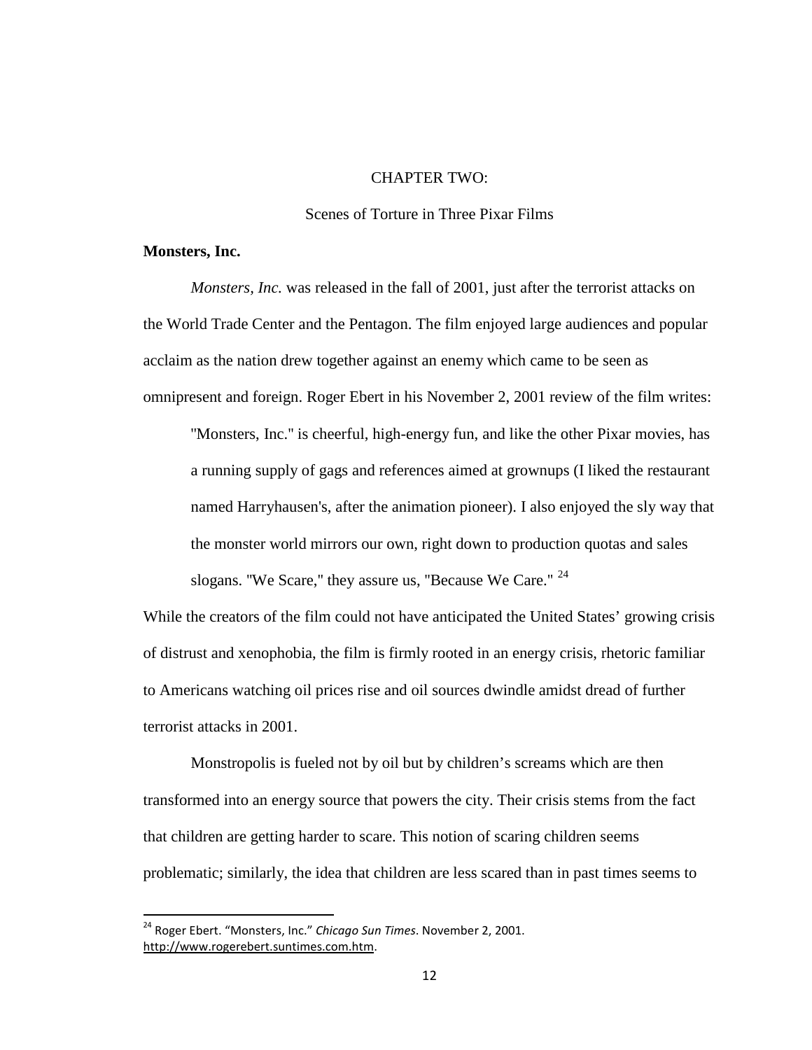# CHAPTER TWO:

## Scenes of Torture in Three Pixar Films

**Monsters, Inc.**

*Monsters, Inc.* was released in the fall of 2001, just after the terrorist attacks on the World Trade Center and the Pentagon. The film enjoyed large audiences and popular acclaim as the nation drew together against an enemy which came to be seen as omnipresent and foreign. Roger Ebert in his November 2, 2001 review of the film writes:

> "Monsters, Inc." is cheerful, high-energy fun, and like the other Pixar movies, has a running supply of gags and references aimed at grownups (I liked the restaurant named Harryhausen's, after the animation pioneer). I also enjoyed the sly way that the monster world mirrors our own, right down to production quotas and sales slogans. "We Scare," they assure us, "Because We Care." [24]

While the creators of the film could not have anticipated the United States' growing crisis of distrust and xenophobia, the film is firmly rooted in an energy crisis, rhetoric familiar to Americans watching oil prices rise and oil sources dwindle amidst dread of further terrorist attacks in 2001.

Monstropolis is fueled not by oil but by children's screams which are then transformed into an energy source that powers the city. Their crisis stems from the fact that children are getting harder to scare. This notion of scaring children seems problematic; similarly, the idea that children are less scared than in past times seems to

---

[24] Roger Ebert. "Monsters, Inc." *Chicago Sun Times*. November 2, 2001. http://www.rogerebert.suntimes.com.htm.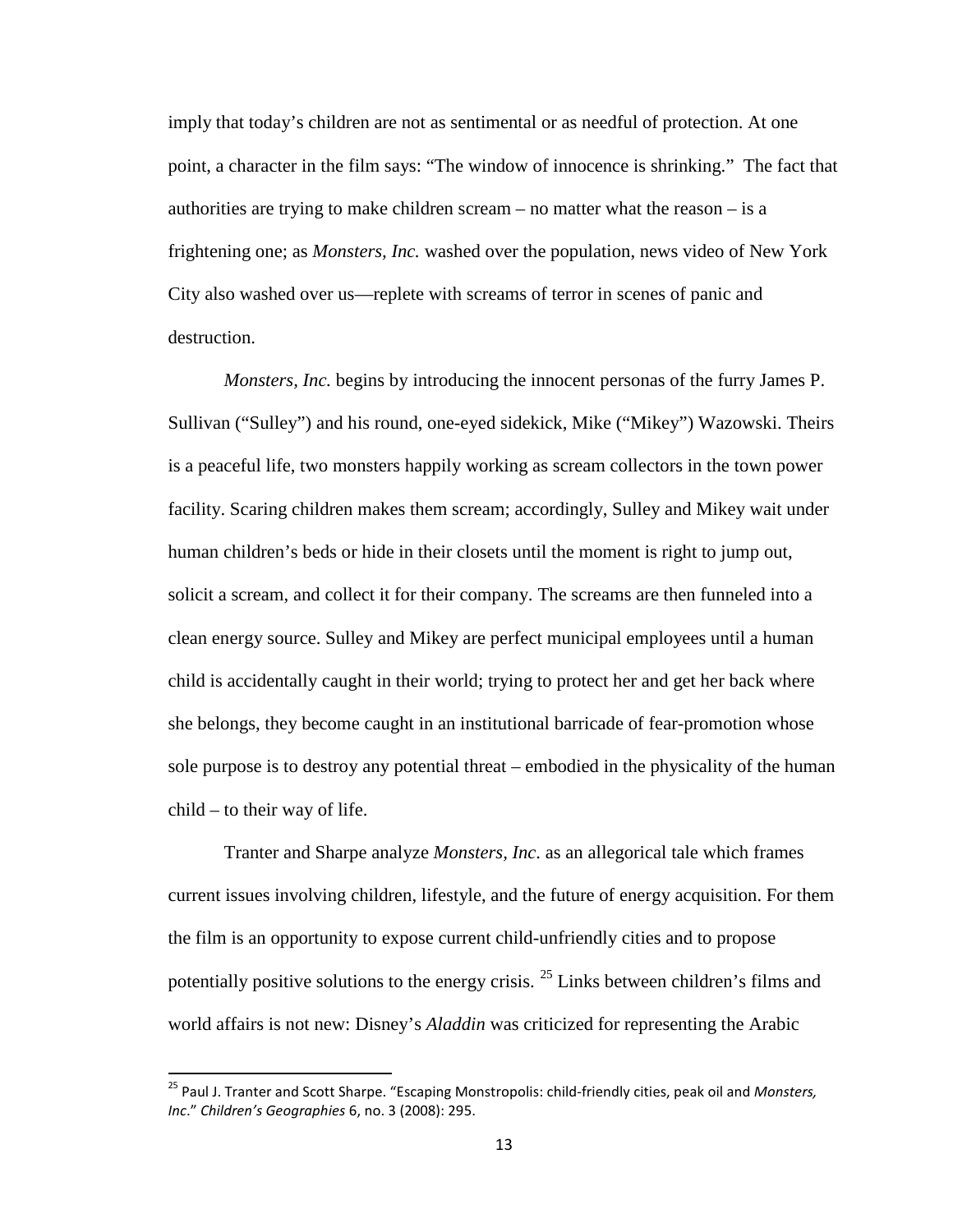imply that today's children are not as sentimental or as needful of protection. At one point, a character in the film says: "The window of innocence is shrinking." The fact that authorities are trying to make children scream – no matter what the reason – is a frightening one; as *Monsters, Inc.* washed over the population, news video of New York City also washed over us—replete with screams of terror in scenes of panic and destruction.

*Monsters, Inc.* begins by introducing the innocent personas of the furry James P. Sullivan ("Sulley") and his round, one-eyed sidekick, Mike ("Mikey") Wazowski. Theirs is a peaceful life, two monsters happily working as scream collectors in the town power facility. Scaring children makes them scream; accordingly, Sulley and Mikey wait under human children's beds or hide in their closets until the moment is right to jump out, solicit a scream, and collect it for their company. The screams are then funneled into a clean energy source. Sulley and Mikey are perfect municipal employees until a human child is accidentally caught in their world; trying to protect her and get her back where she belongs, they become caught in an institutional barricade of fear-promotion whose sole purpose is to destroy any potential threat – embodied in the physicality of the human child – to their way of life.

Tranter and Sharpe analyze *Monsters, Inc*. as an allegorical tale which frames current issues involving children, lifestyle, and the future of energy acquisition. For them the film is an opportunity to expose current child-unfriendly cities and to propose potentially positive solutions to the energy crisis. [25] Links between children's films and world affairs is not new: Disney's *Aladdin* was criticized for representing the Arabic

---

[25] Paul J. Tranter and Scott Sharpe. "Escaping Monstropolis: child-friendly cities, peak oil and *Monsters, Inc*." *Children's Geographies* 6, no. 3 (2008): 295.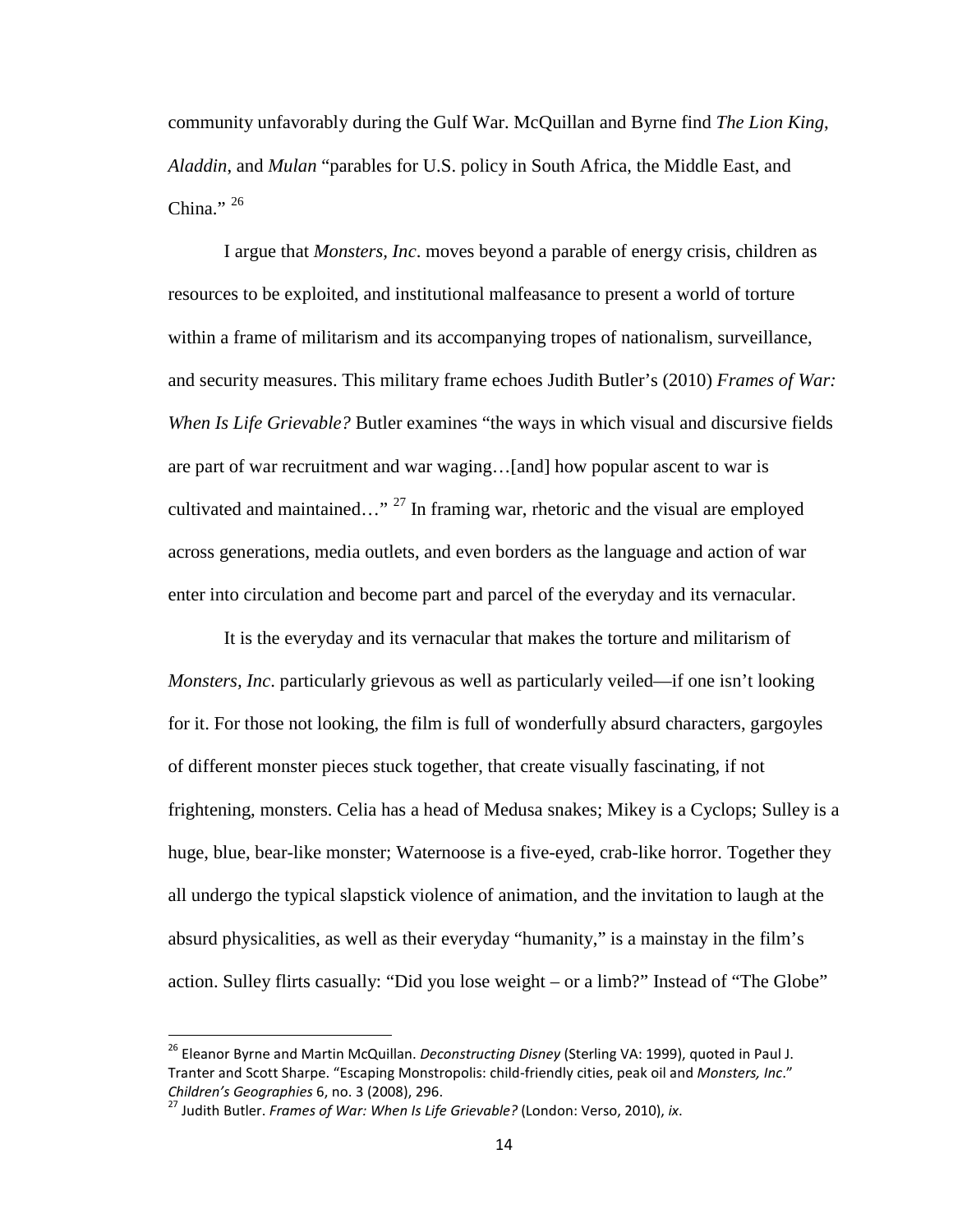community unfavorably during the Gulf War. McQuillan and Byrne find *The Lion King*, *Aladdin*, and *Mulan* "parables for U.S. policy in South Africa, the Middle East, and China." [26]

I argue that *Monsters, Inc*. moves beyond a parable of energy crisis, children as resources to be exploited, and institutional malfeasance to present a world of torture within a frame of militarism and its accompanying tropes of nationalism, surveillance, and security measures. This military frame echoes Judith Butler's (2010) *Frames of War: When Is Life Grievable?* Butler examines "the ways in which visual and discursive fields are part of war recruitment and war waging…[and] how popular ascent to war is cultivated and maintained…" [27] In framing war, rhetoric and the visual are employed across generations, media outlets, and even borders as the language and action of war enter into circulation and become part and parcel of the everyday and its vernacular.

It is the everyday and its vernacular that makes the torture and militarism of *Monsters, Inc*. particularly grievous as well as particularly veiled—if one isn't looking for it. For those not looking, the film is full of wonderfully absurd characters, gargoyles of different monster pieces stuck together, that create visually fascinating, if not frightening, monsters. Celia has a head of Medusa snakes; Mikey is a Cyclops; Sulley is a huge, blue, bear-like monster; Waternoose is a five-eyed, crab-like horror. Together they all undergo the typical slapstick violence of animation, and the invitation to laugh at the absurd physicalities, as well as their everyday "humanity," is a mainstay in the film's action. Sulley flirts casually: "Did you lose weight – or a limb?" Instead of "The Globe"

---

[26] Eleanor Byrne and Martin McQuillan. *Deconstructing Disney* (Sterling VA: 1999), quoted in Paul J. Tranter and Scott Sharpe. "Escaping Monstropolis: child-friendly cities, peak oil and *Monsters, Inc*." *Children's Geographies* 6, no. 3 (2008), 296.

[27] Judith Butler. *Frames of War: When Is Life Grievable?* (London: Verso, 2010), *ix*.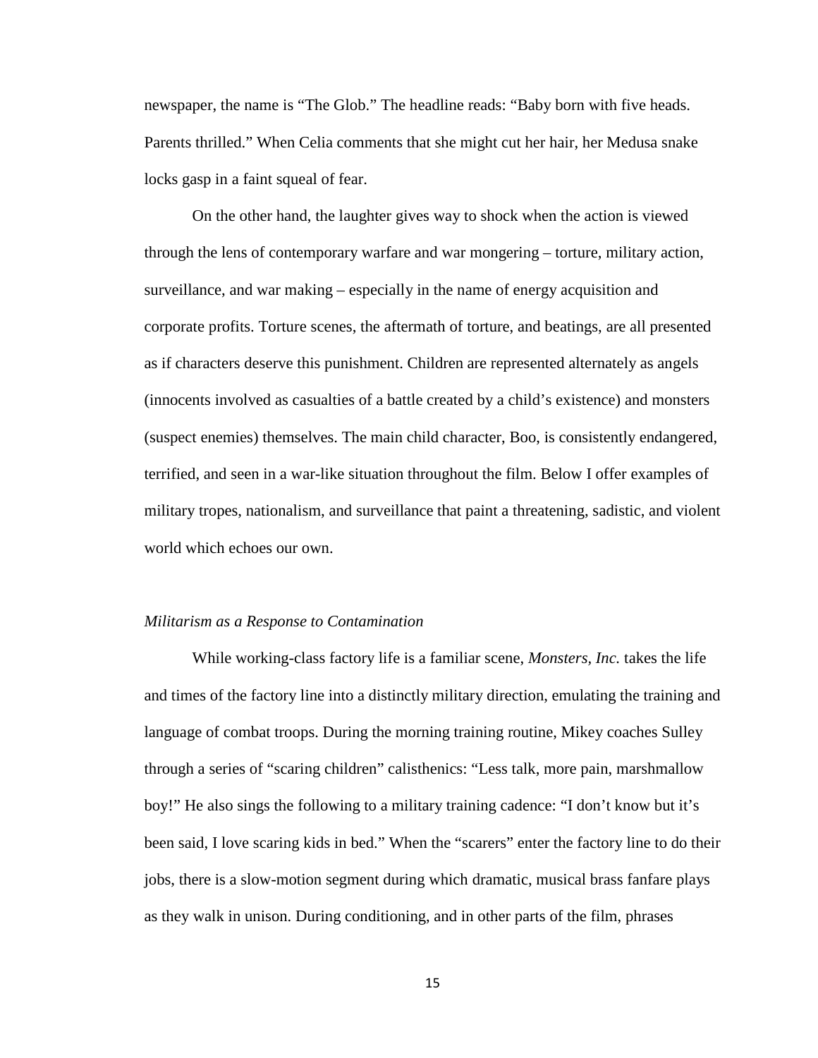newspaper, the name is "The Glob." The headline reads: "Baby born with five heads. Parents thrilled." When Celia comments that she might cut her hair, her Medusa snake locks gasp in a faint squeal of fear.

On the other hand, the laughter gives way to shock when the action is viewed through the lens of contemporary warfare and war mongering – torture, military action, surveillance, and war making – especially in the name of energy acquisition and corporate profits. Torture scenes, the aftermath of torture, and beatings, are all presented as if characters deserve this punishment. Children are represented alternately as angels (innocents involved as casualties of a battle created by a child's existence) and monsters (suspect enemies) themselves. The main child character, Boo, is consistently endangered, terrified, and seen in a war-like situation throughout the film. Below I offer examples of military tropes, nationalism, and surveillance that paint a threatening, sadistic, and violent world which echoes our own.

*Militarism as a Response to Contamination*

While working-class factory life is a familiar scene, *Monsters, Inc.* takes the life and times of the factory line into a distinctly military direction, emulating the training and language of combat troops. During the morning training routine, Mikey coaches Sulley through a series of "scaring children" calisthenics: "Less talk, more pain, marshmallow boy!" He also sings the following to a military training cadence: "I don't know but it's been said, I love scaring kids in bed." When the "scarers" enter the factory line to do their jobs, there is a slow-motion segment during which dramatic, musical brass fanfare plays as they walk in unison. During conditioning, and in other parts of the film, phrases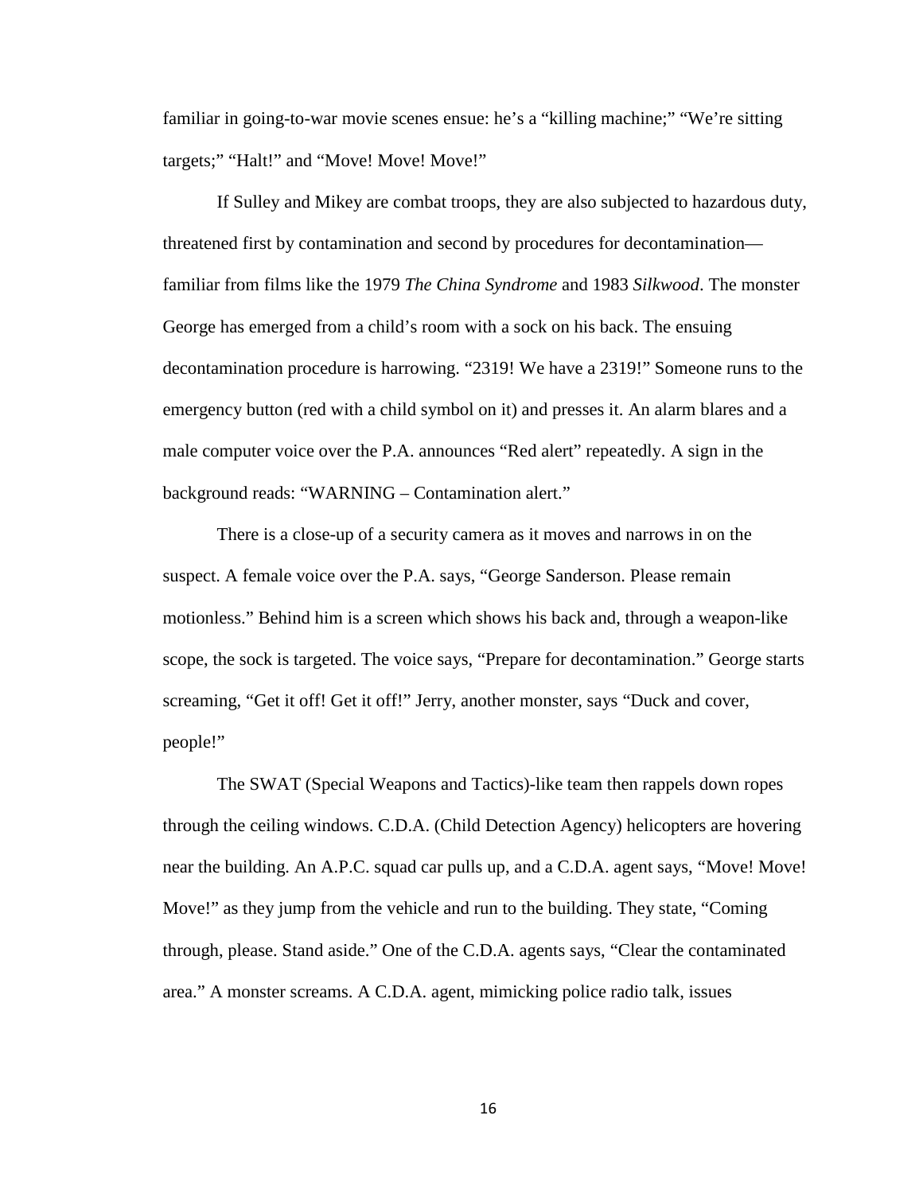familiar in going-to-war movie scenes ensue: he's a "killing machine;" "We're sitting targets;" "Halt!" and "Move! Move! Move!"

If Sulley and Mikey are combat troops, they are also subjected to hazardous duty, threatened first by contamination and second by procedures for decontamination—familiar from films like the 1979 *The China Syndrome* and 1983 *Silkwood*. The monster George has emerged from a child's room with a sock on his back. The ensuing decontamination procedure is harrowing. "2319! We have a 2319!" Someone runs to the emergency button (red with a child symbol on it) and presses it. An alarm blares and a male computer voice over the P.A. announces "Red alert" repeatedly. A sign in the background reads: "WARNING – Contamination alert."

There is a close-up of a security camera as it moves and narrows in on the suspect. A female voice over the P.A. says, "George Sanderson. Please remain motionless." Behind him is a screen which shows his back and, through a weapon-like scope, the sock is targeted. The voice says, "Prepare for decontamination." George starts screaming, "Get it off! Get it off!" Jerry, another monster, says "Duck and cover, people!"

The SWAT (Special Weapons and Tactics)-like team then rappels down ropes through the ceiling windows. C.D.A. (Child Detection Agency) helicopters are hovering near the building. An A.P.C. squad car pulls up, and a C.D.A. agent says, "Move! Move! Move!" as they jump from the vehicle and run to the building. They state, "Coming through, please. Stand aside." One of the C.D.A. agents says, "Clear the contaminated area." A monster screams. A C.D.A. agent, mimicking police radio talk, issues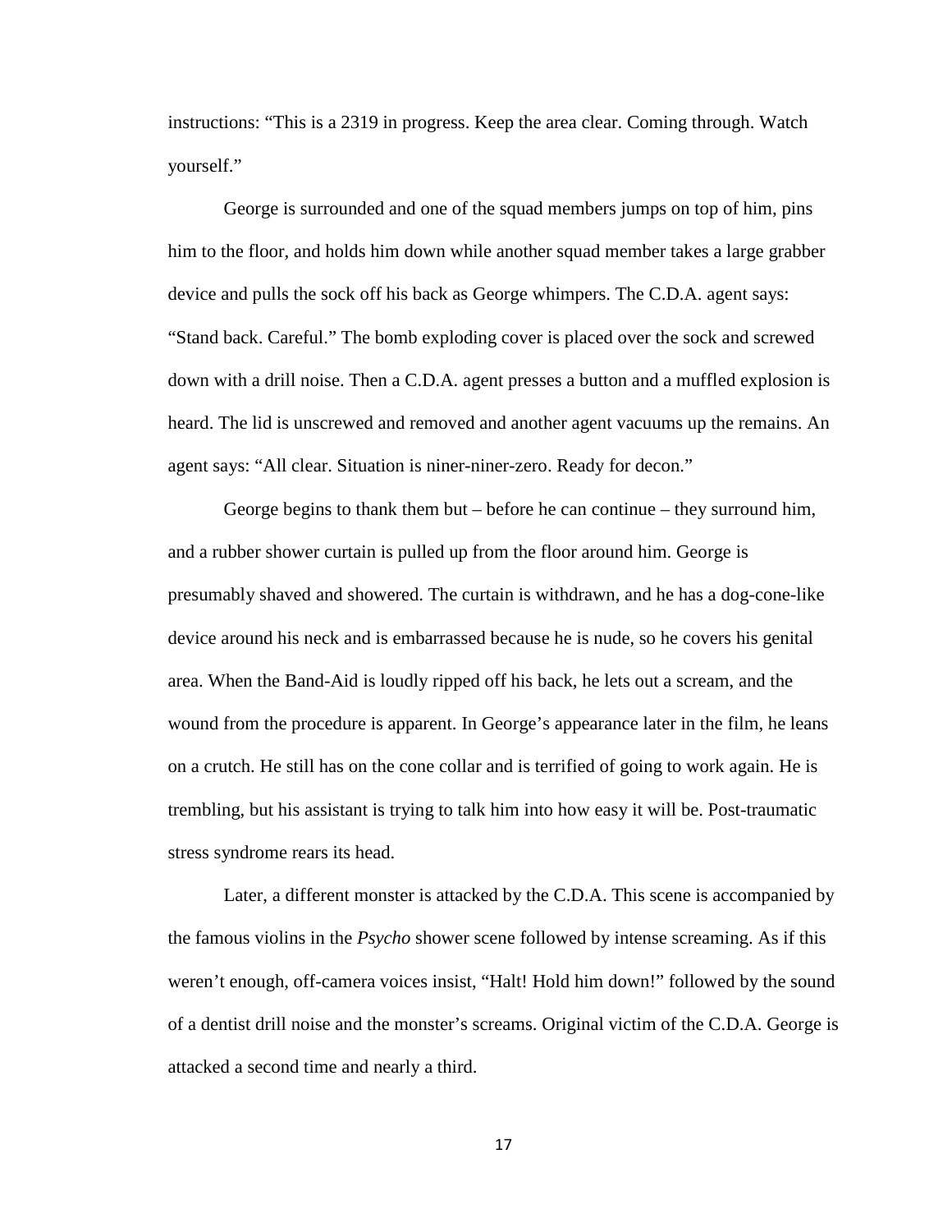instructions: "This is a 2319 in progress. Keep the area clear. Coming through. Watch yourself."

George is surrounded and one of the squad members jumps on top of him, pins him to the floor, and holds him down while another squad member takes a large grabber device and pulls the sock off his back as George whimpers. The C.D.A. agent says: "Stand back. Careful." The bomb exploding cover is placed over the sock and screwed down with a drill noise. Then a C.D.A. agent presses a button and a muffled explosion is heard. The lid is unscrewed and removed and another agent vacuums up the remains. An agent says: "All clear. Situation is niner-niner-zero. Ready for decon."

George begins to thank them but – before he can continue – they surround him, and a rubber shower curtain is pulled up from the floor around him. George is presumably shaved and showered. The curtain is withdrawn, and he has a dog-cone-like device around his neck and is embarrassed because he is nude, so he covers his genital area. When the Band-Aid is loudly ripped off his back, he lets out a scream, and the wound from the procedure is apparent. In George's appearance later in the film, he leans on a crutch. He still has on the cone collar and is terrified of going to work again. He is trembling, but his assistant is trying to talk him into how easy it will be. Post-traumatic stress syndrome rears its head.

Later, a different monster is attacked by the C.D.A. This scene is accompanied by the famous violins in the *Psycho* shower scene followed by intense screaming. As if this weren't enough, off-camera voices insist, "Halt! Hold him down!" followed by the sound of a dentist drill noise and the monster's screams. Original victim of the C.D.A. George is attacked a second time and nearly a third.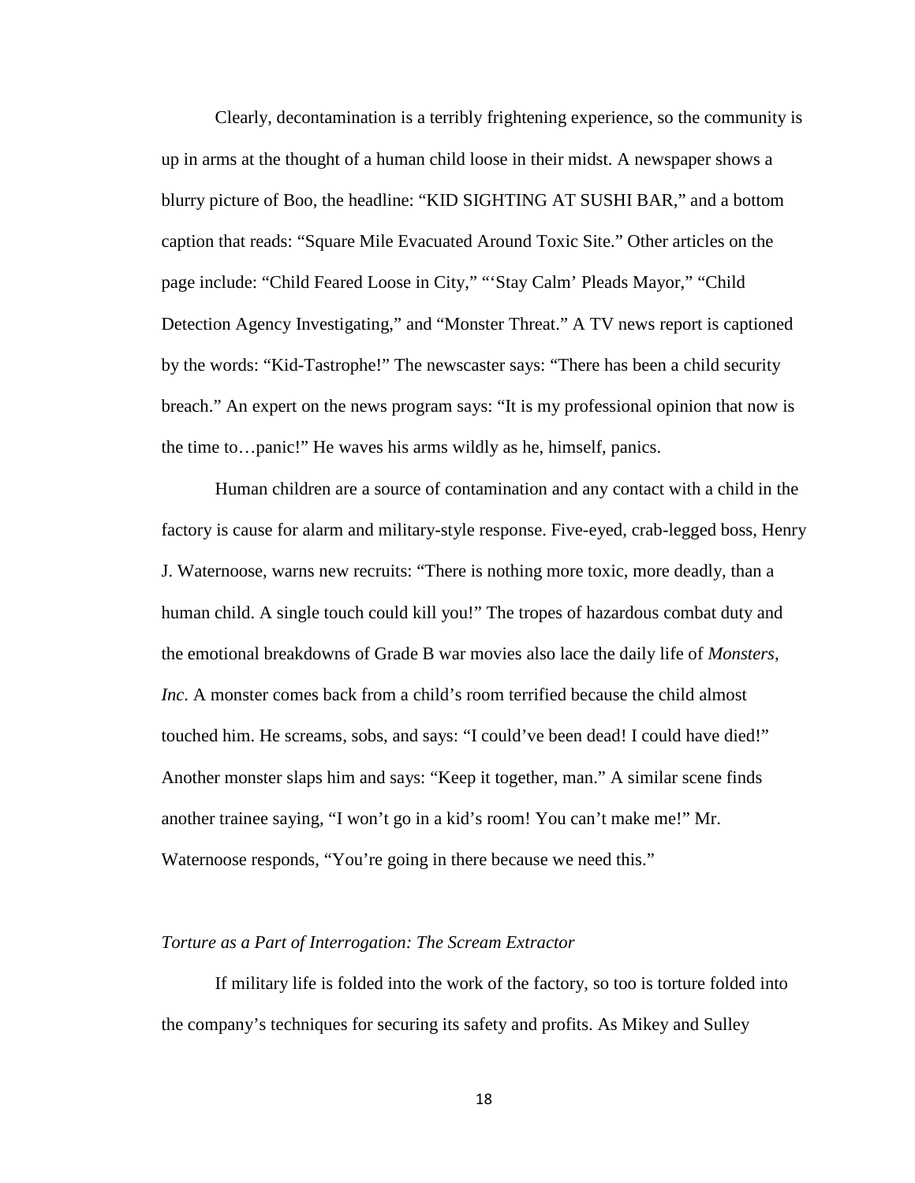Clearly, decontamination is a terribly frightening experience, so the community is up in arms at the thought of a human child loose in their midst. A newspaper shows a blurry picture of Boo, the headline: "KID SIGHTING AT SUSHI BAR," and a bottom caption that reads: "Square Mile Evacuated Around Toxic Site." Other articles on the page include: "Child Feared Loose in City," "'Stay Calm' Pleads Mayor," "Child Detection Agency Investigating," and "Monster Threat." A TV news report is captioned by the words: "Kid-Tastrophe!" The newscaster says: "There has been a child security breach." An expert on the news program says: "It is my professional opinion that now is the time to…panic!" He waves his arms wildly as he, himself, panics.

Human children are a source of contamination and any contact with a child in the factory is cause for alarm and military-style response. Five-eyed, crab-legged boss, Henry J. Waternoose, warns new recruits: "There is nothing more toxic, more deadly, than a human child. A single touch could kill you!" The tropes of hazardous combat duty and the emotional breakdowns of Grade B war movies also lace the daily life of *Monsters, Inc.* A monster comes back from a child's room terrified because the child almost touched him. He screams, sobs, and says: "I could've been dead! I could have died!" Another monster slaps him and says: "Keep it together, man." A similar scene finds another trainee saying, "I won't go in a kid's room! You can't make me!" Mr. Waternoose responds, "You're going in there because we need this."

### *Torture as a Part of Interrogation: The Scream Extractor*

If military life is folded into the work of the factory, so too is torture folded into the company's techniques for securing its safety and profits. As Mikey and Sulley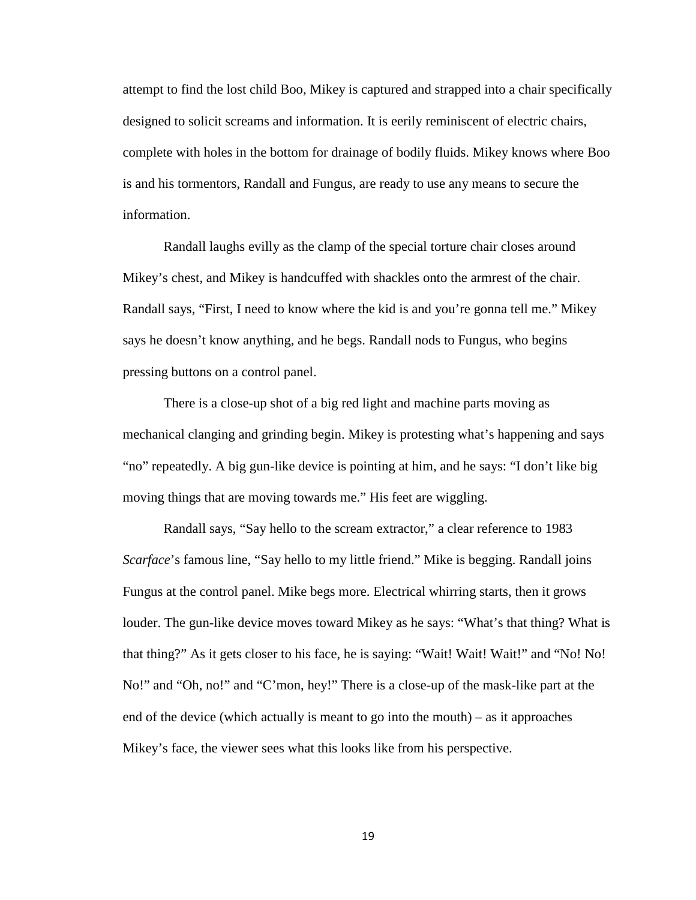attempt to find the lost child Boo, Mikey is captured and strapped into a chair specifically designed to solicit screams and information. It is eerily reminiscent of electric chairs, complete with holes in the bottom for drainage of bodily fluids. Mikey knows where Boo is and his tormentors, Randall and Fungus, are ready to use any means to secure the information.

Randall laughs evilly as the clamp of the special torture chair closes around Mikey's chest, and Mikey is handcuffed with shackles onto the armrest of the chair. Randall says, "First, I need to know where the kid is and you're gonna tell me." Mikey says he doesn't know anything, and he begs. Randall nods to Fungus, who begins pressing buttons on a control panel.

There is a close-up shot of a big red light and machine parts moving as mechanical clanging and grinding begin. Mikey is protesting what's happening and says "no" repeatedly. A big gun-like device is pointing at him, and he says: "I don't like big moving things that are moving towards me." His feet are wiggling.

Randall says, "Say hello to the scream extractor," a clear reference to 1983 *Scarface*'s famous line, "Say hello to my little friend." Mike is begging. Randall joins Fungus at the control panel. Mike begs more. Electrical whirring starts, then it grows louder. The gun-like device moves toward Mikey as he says: "What's that thing? What is that thing?" As it gets closer to his face, he is saying: "Wait! Wait! Wait!" and "No! No! No!" and "Oh, no!" and "C'mon, hey!" There is a close-up of the mask-like part at the end of the device (which actually is meant to go into the mouth) – as it approaches Mikey's face, the viewer sees what this looks like from his perspective.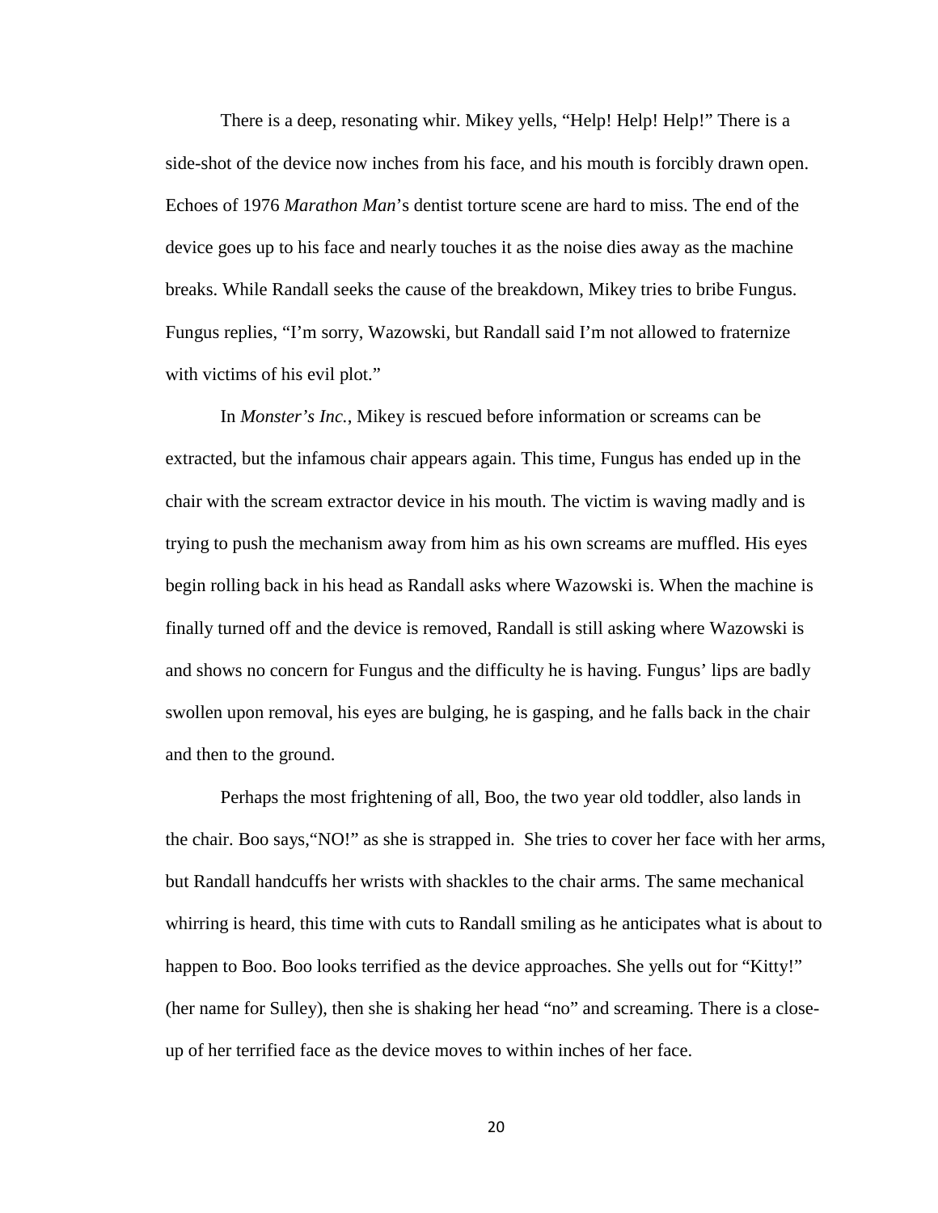There is a deep, resonating whir. Mikey yells, "Help! Help! Help!" There is a side-shot of the device now inches from his face, and his mouth is forcibly drawn open. Echoes of 1976 *Marathon Man*'s dentist torture scene are hard to miss. The end of the device goes up to his face and nearly touches it as the noise dies away as the machine breaks. While Randall seeks the cause of the breakdown, Mikey tries to bribe Fungus. Fungus replies, "I'm sorry, Wazowski, but Randall said I'm not allowed to fraternize with victims of his evil plot."

In *Monster's Inc.*, Mikey is rescued before information or screams can be extracted, but the infamous chair appears again. This time, Fungus has ended up in the chair with the scream extractor device in his mouth. The victim is waving madly and is trying to push the mechanism away from him as his own screams are muffled. His eyes begin rolling back in his head as Randall asks where Wazowski is. When the machine is finally turned off and the device is removed, Randall is still asking where Wazowski is and shows no concern for Fungus and the difficulty he is having. Fungus' lips are badly swollen upon removal, his eyes are bulging, he is gasping, and he falls back in the chair and then to the ground.

Perhaps the most frightening of all, Boo, the two year old toddler, also lands in the chair. Boo says,"NO!" as she is strapped in. She tries to cover her face with her arms, but Randall handcuffs her wrists with shackles to the chair arms. The same mechanical whirring is heard, this time with cuts to Randall smiling as he anticipates what is about to happen to Boo. Boo looks terrified as the device approaches. She yells out for "Kitty!" (her name for Sulley), then she is shaking her head "no" and screaming. There is a close-up of her terrified face as the device moves to within inches of her face.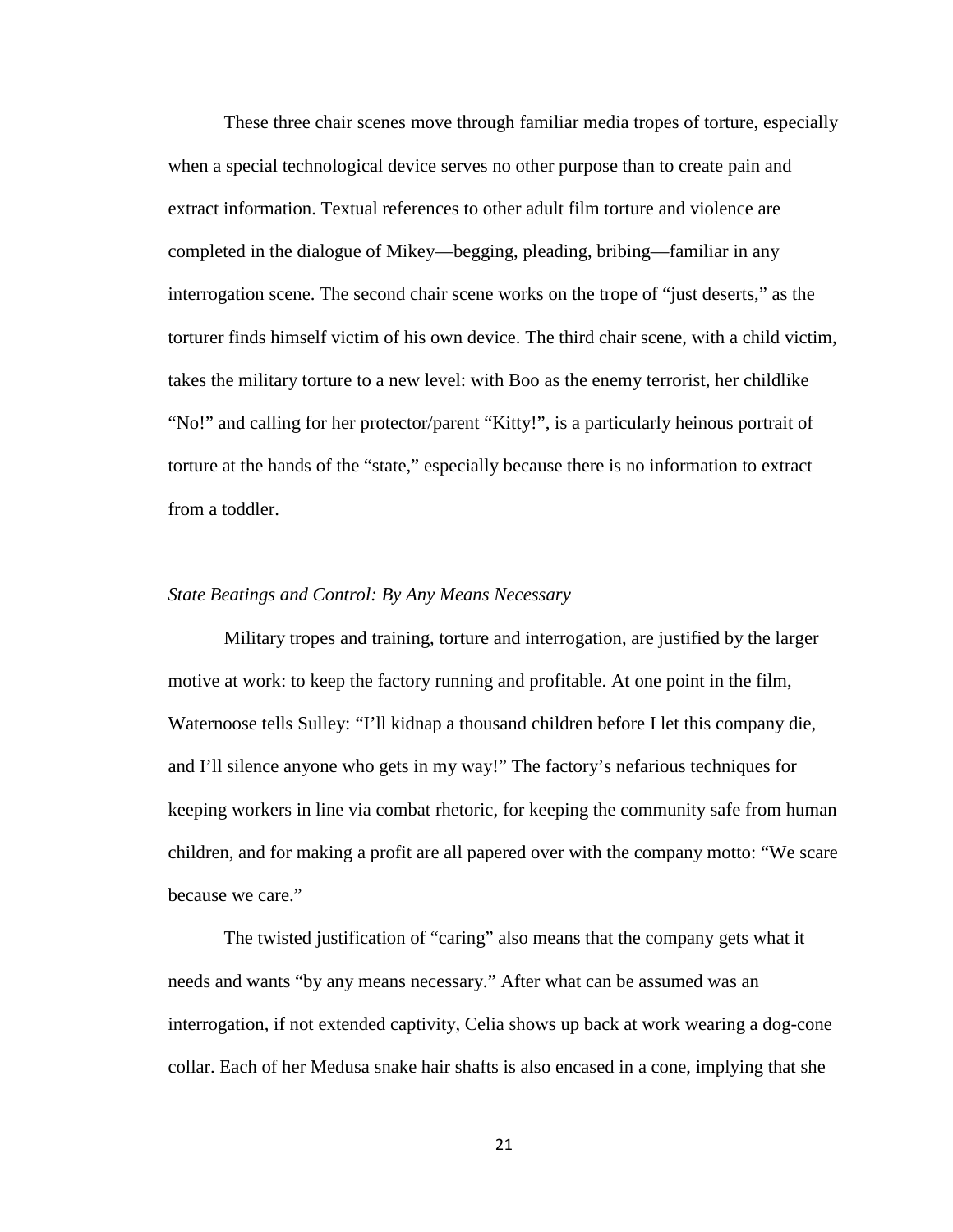These three chair scenes move through familiar media tropes of torture, especially when a special technological device serves no other purpose than to create pain and extract information. Textual references to other adult film torture and violence are completed in the dialogue of Mikey—begging, pleading, bribing—familiar in any interrogation scene. The second chair scene works on the trope of "just deserts," as the torturer finds himself victim of his own device. The third chair scene, with a child victim, takes the military torture to a new level: with Boo as the enemy terrorist, her childlike "No!" and calling for her protector/parent "Kitty!", is a particularly heinous portrait of torture at the hands of the "state," especially because there is no information to extract from a toddler.

### *State Beatings and Control: By Any Means Necessary*

Military tropes and training, torture and interrogation, are justified by the larger motive at work: to keep the factory running and profitable. At one point in the film, Waternoose tells Sulley: "I'll kidnap a thousand children before I let this company die, and I'll silence anyone who gets in my way!" The factory's nefarious techniques for keeping workers in line via combat rhetoric, for keeping the community safe from human children, and for making a profit are all papered over with the company motto: "We scare because we care."

The twisted justification of "caring" also means that the company gets what it needs and wants "by any means necessary." After what can be assumed was an interrogation, if not extended captivity, Celia shows up back at work wearing a dog-cone collar. Each of her Medusa snake hair shafts is also encased in a cone, implying that she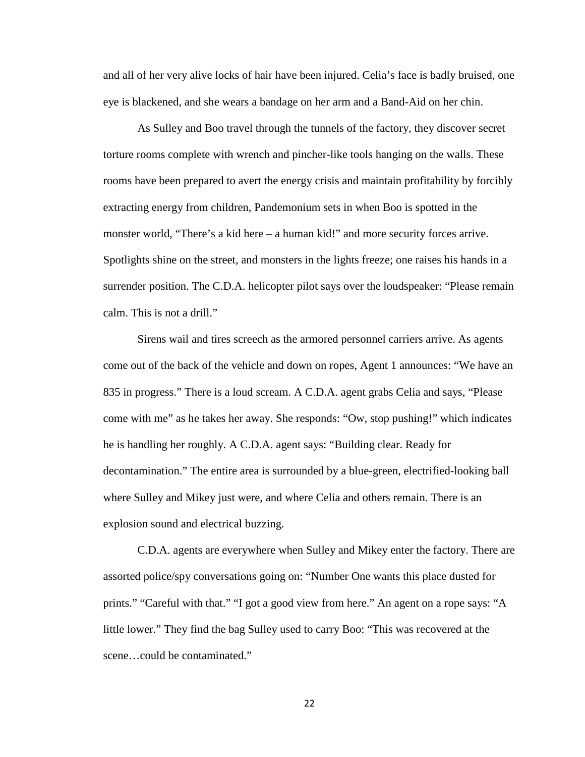and all of her very alive locks of hair have been injured. Celia's face is badly bruised, one eye is blackened, and she wears a bandage on her arm and a Band-Aid on her chin.

As Sulley and Boo travel through the tunnels of the factory, they discover secret torture rooms complete with wrench and pincher-like tools hanging on the walls. These rooms have been prepared to avert the energy crisis and maintain profitability by forcibly extracting energy from children, Pandemonium sets in when Boo is spotted in the monster world, "There's a kid here – a human kid!" and more security forces arrive. Spotlights shine on the street, and monsters in the lights freeze; one raises his hands in a surrender position. The C.D.A. helicopter pilot says over the loudspeaker: "Please remain calm. This is not a drill."

Sirens wail and tires screech as the armored personnel carriers arrive. As agents come out of the back of the vehicle and down on ropes, Agent 1 announces: "We have an 835 in progress." There is a loud scream. A C.D.A. agent grabs Celia and says, "Please come with me" as he takes her away. She responds: "Ow, stop pushing!" which indicates he is handling her roughly. A C.D.A. agent says: "Building clear. Ready for decontamination." The entire area is surrounded by a blue-green, electrified-looking ball where Sulley and Mikey just were, and where Celia and others remain. There is an explosion sound and electrical buzzing.

C.D.A. agents are everywhere when Sulley and Mikey enter the factory. There are assorted police/spy conversations going on: "Number One wants this place dusted for prints." "Careful with that." "I got a good view from here." An agent on a rope says: "A little lower." They find the bag Sulley used to carry Boo: "This was recovered at the scene…could be contaminated."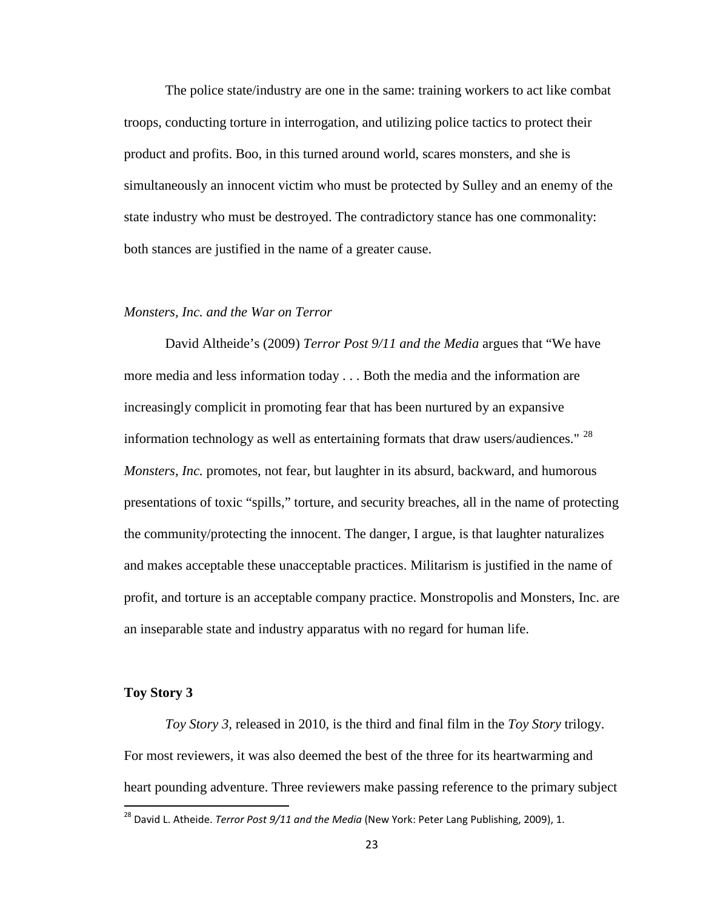The police state/industry are one in the same: training workers to act like combat troops, conducting torture in interrogation, and utilizing police tactics to protect their product and profits. Boo, in this turned around world, scares monsters, and she is simultaneously an innocent victim who must be protected by Sulley and an enemy of the state industry who must be destroyed. The contradictory stance has one commonality: both stances are justified in the name of a greater cause.

### *Monsters, Inc. and the War on Terror*

David Altheide's (2009) *Terror Post 9/11 and the Media* argues that "We have more media and less information today . . . Both the media and the information are increasingly complicit in promoting fear that has been nurtured by an expansive information technology as well as entertaining formats that draw users/audiences." [28] *Monsters, Inc.* promotes, not fear, but laughter in its absurd, backward, and humorous presentations of toxic "spills," torture, and security breaches, all in the name of protecting the community/protecting the innocent. The danger, I argue, is that laughter naturalizes and makes acceptable these unacceptable practices. Militarism is justified in the name of profit, and torture is an acceptable company practice. Monstropolis and Monsters, Inc. are an inseparable state and industry apparatus with no regard for human life.

## Toy Story 3

*Toy Story 3*, released in 2010, is the third and final film in the *Toy Story* trilogy. For most reviewers, it was also deemed the best of the three for its heartwarming and heart pounding adventure. Three reviewers make passing reference to the primary subject

---

[28] David L. Atheide. *Terror Post 9/11 and the Media* (New York: Peter Lang Publishing, 2009), 1.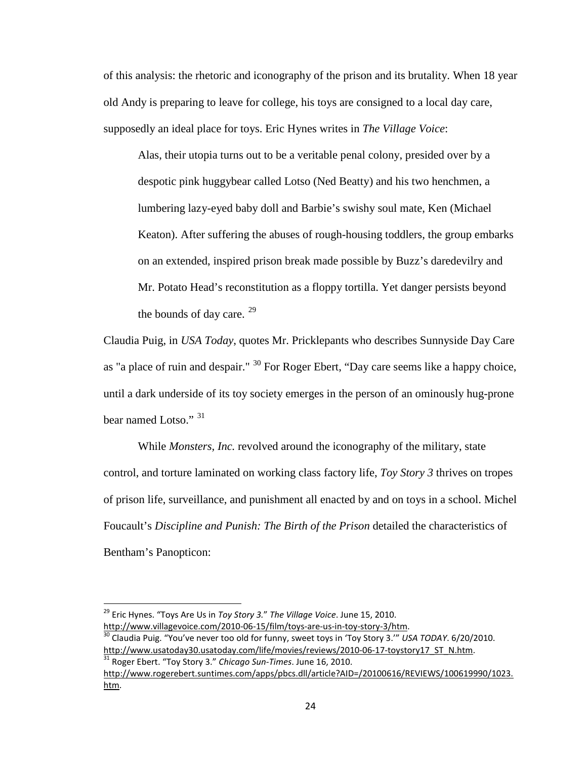of this analysis: the rhetoric and iconography of the prison and its brutality. When 18 year old Andy is preparing to leave for college, his toys are consigned to a local day care, supposedly an ideal place for toys. Eric Hynes writes in *The Village Voice*:

> Alas, their utopia turns out to be a veritable penal colony, presided over by a despotic pink huggybear called Lotso (Ned Beatty) and his two henchmen, a lumbering lazy-eyed baby doll and Barbie's swishy soul mate, Ken (Michael Keaton). After suffering the abuses of rough-housing toddlers, the group embarks on an extended, inspired prison break made possible by Buzz's daredevilry and Mr. Potato Head's reconstitution as a floppy tortilla. Yet danger persists beyond the bounds of day care. [29]

Claudia Puig, in *USA Today*, quotes Mr. Pricklepants who describes Sunnyside Day Care as "a place of ruin and despair." [30] For Roger Ebert, "Day care seems like a happy choice, until a dark underside of its toy society emerges in the person of an ominously hug-prone bear named Lotso." [31]

While *Monsters, Inc.* revolved around the iconography of the military, state control, and torture laminated on working class factory life, *Toy Story 3* thrives on tropes of prison life, surveillance, and punishment all enacted by and on toys in a school. Michel Foucault's *Discipline and Punish: The Birth of the Prison* detailed the characteristics of Bentham's Panopticon:

---

[29] Eric Hynes. "Toys Are Us in *Toy Story 3*." *The Village Voice*. June 15, 2010. http://www.villagevoice.com/2010-06-15/film/toys-are-us-in-toy-story-3/htm.

[30] Claudia Puig. "You've never too old for funny, sweet toys in 'Toy Story 3.'" *USA TODAY*. 6/20/2010. http://www.usatoday30.usatoday.com/life/movies/reviews/2010-06-17-toystory17_ST_N.htm.

[31] Roger Ebert. "Toy Story 3." *Chicago Sun-Times*. June 16, 2010. http://www.rogerebert.suntimes.com/apps/pbcs.dll/article?AID=/20100616/REVIEWS/100619990/1023.htm.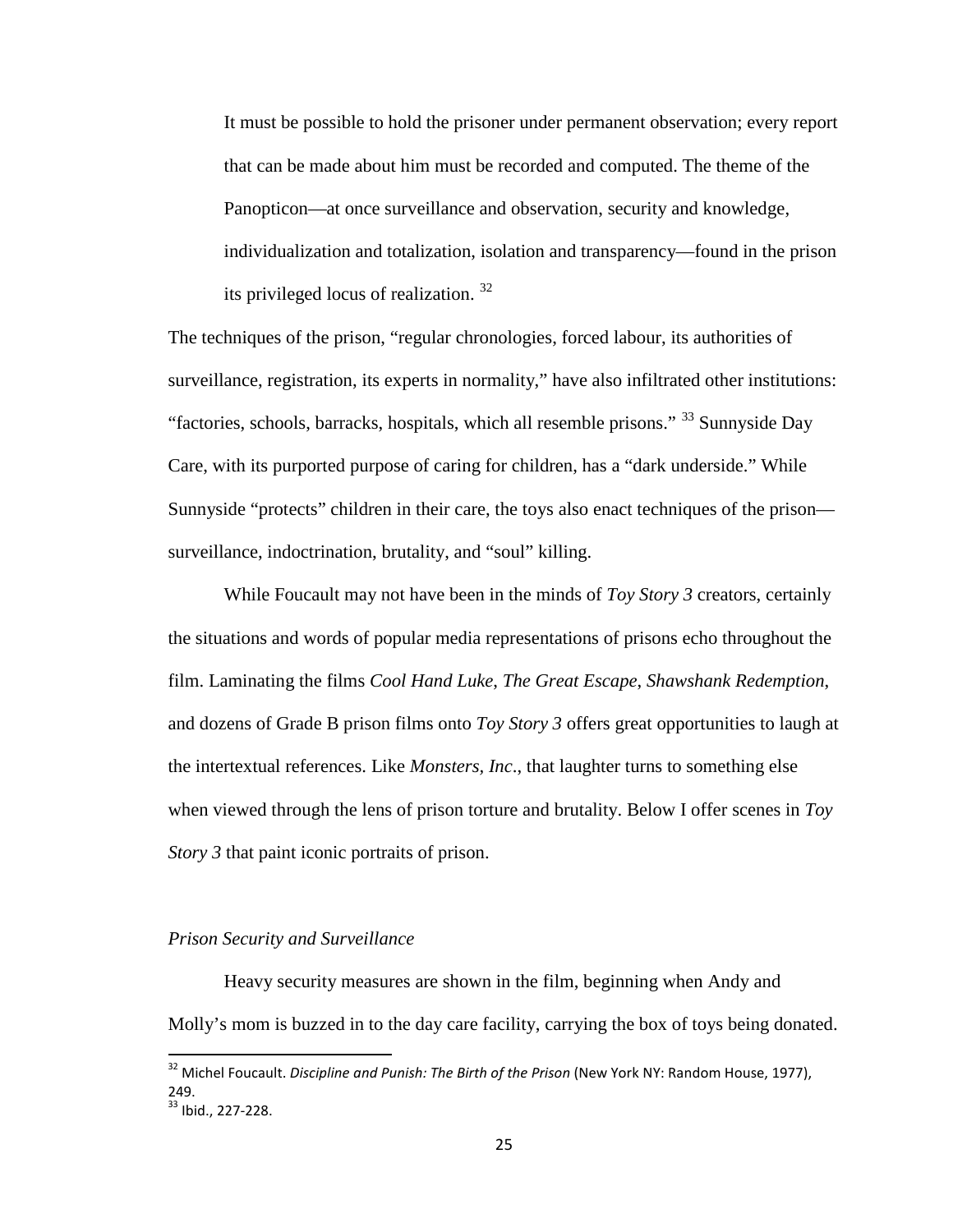> It must be possible to hold the prisoner under permanent observation; every report that can be made about him must be recorded and computed. The theme of the Panopticon—at once surveillance and observation, security and knowledge, individualization and totalization, isolation and transparency—found in the prison its privileged locus of realization. [32]

The techniques of the prison, "regular chronologies, forced labour, its authorities of surveillance, registration, its experts in normality," have also infiltrated other institutions: "factories, schools, barracks, hospitals, which all resemble prisons." [33] Sunnyside Day Care, with its purported purpose of caring for children, has a "dark underside." While Sunnyside "protects" children in their care, the toys also enact techniques of the prison—surveillance, indoctrination, brutality, and "soul" killing.

While Foucault may not have been in the minds of *Toy Story 3* creators, certainly the situations and words of popular media representations of prisons echo throughout the film. Laminating the films *Cool Hand Luke*, *The Great Escape*, *Shawshank Redemption*, and dozens of Grade B prison films onto *Toy Story 3* offers great opportunities to laugh at the intertextual references. Like *Monsters, Inc*., that laughter turns to something else when viewed through the lens of prison torture and brutality. Below I offer scenes in *Toy Story 3* that paint iconic portraits of prison.

### *Prison Security and Surveillance*

Heavy security measures are shown in the film, beginning when Andy and Molly's mom is buzzed in to the day care facility, carrying the box of toys being donated.

---

[32] Michel Foucault. *Discipline and Punish: The Birth of the Prison* (New York NY: Random House, 1977), 249.

[33] Ibid., 227-228.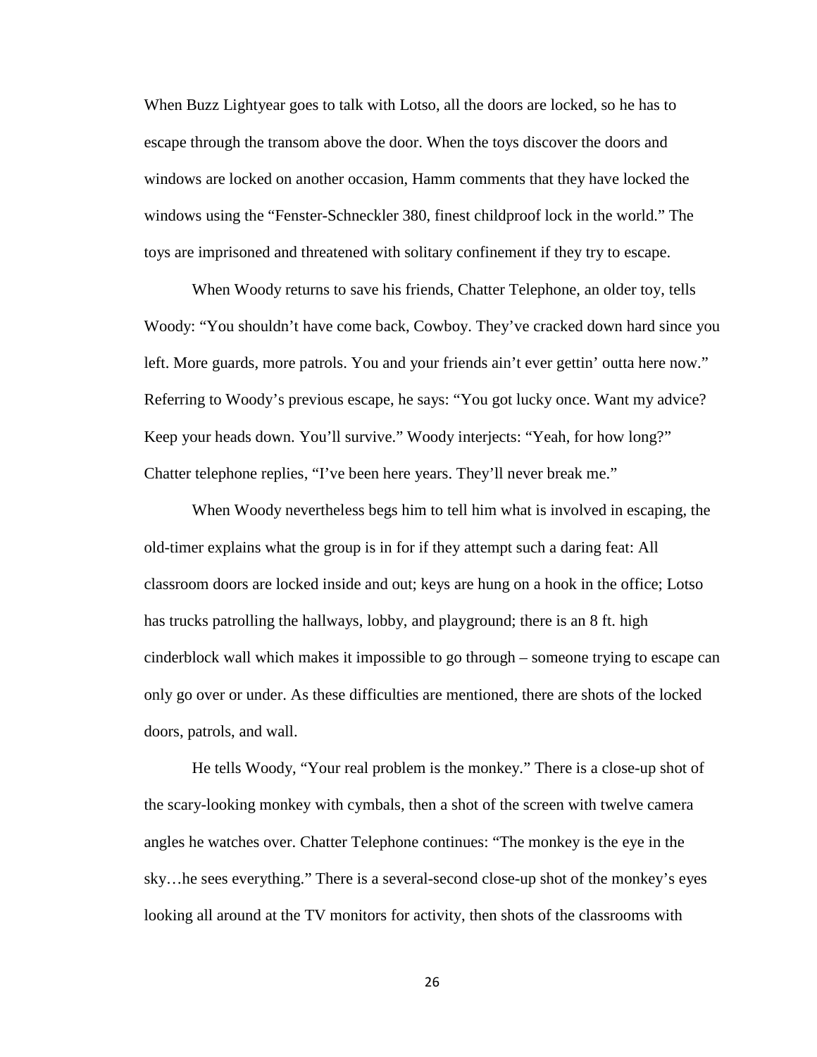When Buzz Lightyear goes to talk with Lotso, all the doors are locked, so he has to escape through the transom above the door. When the toys discover the doors and windows are locked on another occasion, Hamm comments that they have locked the windows using the "Fenster-Schneckler 380, finest childproof lock in the world." The toys are imprisoned and threatened with solitary confinement if they try to escape.

When Woody returns to save his friends, Chatter Telephone, an older toy, tells Woody: "You shouldn't have come back, Cowboy. They've cracked down hard since you left. More guards, more patrols. You and your friends ain't ever gettin' outta here now." Referring to Woody's previous escape, he says: "You got lucky once. Want my advice? Keep your heads down. You'll survive." Woody interjects: "Yeah, for how long?" Chatter telephone replies, "I've been here years. They'll never break me."

When Woody nevertheless begs him to tell him what is involved in escaping, the old-timer explains what the group is in for if they attempt such a daring feat: All classroom doors are locked inside and out; keys are hung on a hook in the office; Lotso has trucks patrolling the hallways, lobby, and playground; there is an 8 ft. high cinderblock wall which makes it impossible to go through – someone trying to escape can only go over or under. As these difficulties are mentioned, there are shots of the locked doors, patrols, and wall.

He tells Woody, "Your real problem is the monkey." There is a close-up shot of the scary-looking monkey with cymbals, then a shot of the screen with twelve camera angles he watches over. Chatter Telephone continues: "The monkey is the eye in the sky…he sees everything." There is a several-second close-up shot of the monkey's eyes looking all around at the TV monitors for activity, then shots of the classrooms with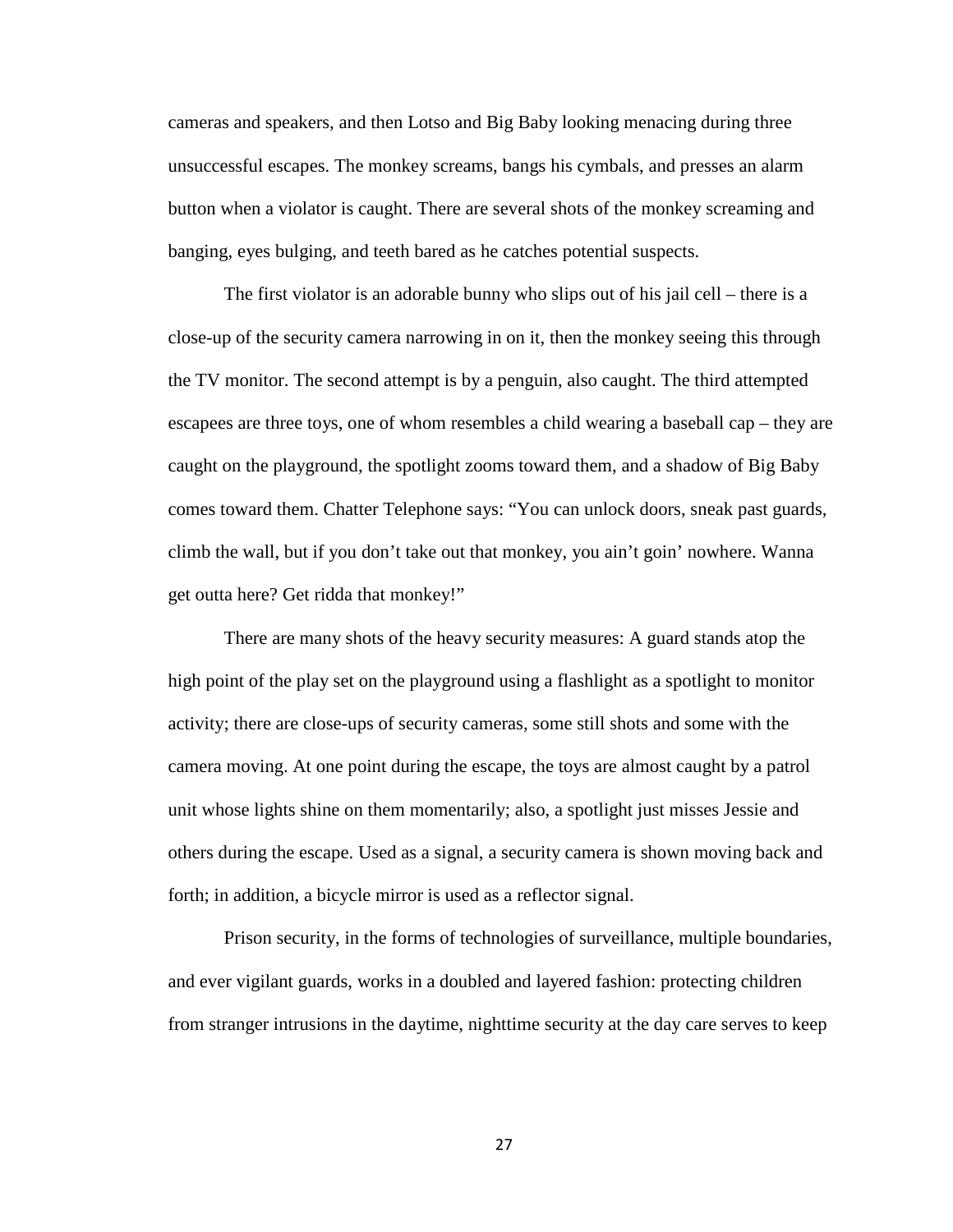cameras and speakers, and then Lotso and Big Baby looking menacing during three unsuccessful escapes. The monkey screams, bangs his cymbals, and presses an alarm button when a violator is caught. There are several shots of the monkey screaming and banging, eyes bulging, and teeth bared as he catches potential suspects.

The first violator is an adorable bunny who slips out of his jail cell – there is a close-up of the security camera narrowing in on it, then the monkey seeing this through the TV monitor. The second attempt is by a penguin, also caught. The third attempted escapees are three toys, one of whom resembles a child wearing a baseball cap – they are caught on the playground, the spotlight zooms toward them, and a shadow of Big Baby comes toward them. Chatter Telephone says: "You can unlock doors, sneak past guards, climb the wall, but if you don't take out that monkey, you ain't goin' nowhere. Wanna get outta here? Get ridda that monkey!"

There are many shots of the heavy security measures: A guard stands atop the high point of the play set on the playground using a flashlight as a spotlight to monitor activity; there are close-ups of security cameras, some still shots and some with the camera moving. At one point during the escape, the toys are almost caught by a patrol unit whose lights shine on them momentarily; also, a spotlight just misses Jessie and others during the escape. Used as a signal, a security camera is shown moving back and forth; in addition, a bicycle mirror is used as a reflector signal.

Prison security, in the forms of technologies of surveillance, multiple boundaries, and ever vigilant guards, works in a doubled and layered fashion: protecting children from stranger intrusions in the daytime, nighttime security at the day care serves to keep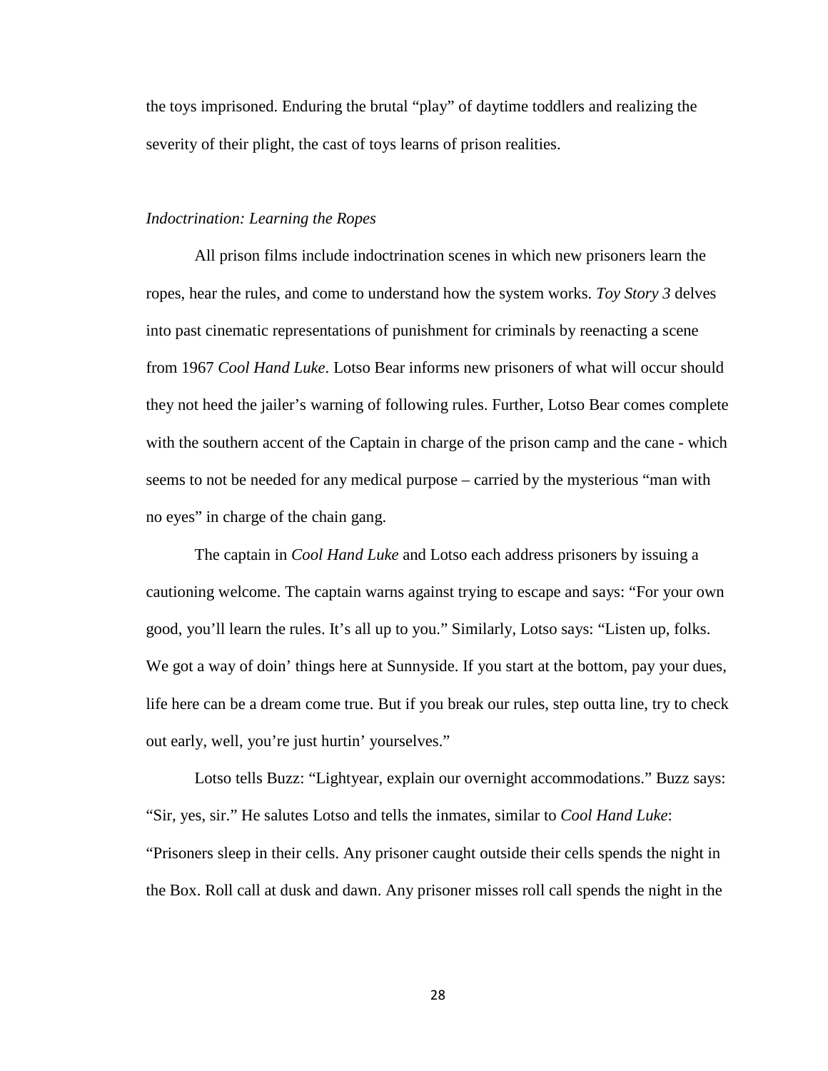the toys imprisoned. Enduring the brutal "play" of daytime toddlers and realizing the severity of their plight, the cast of toys learns of prison realities.

### *Indoctrination: Learning the Ropes*

All prison films include indoctrination scenes in which new prisoners learn the ropes, hear the rules, and come to understand how the system works. *Toy Story 3* delves into past cinematic representations of punishment for criminals by reenacting a scene from 1967 *Cool Hand Luke*. Lotso Bear informs new prisoners of what will occur should they not heed the jailer's warning of following rules. Further, Lotso Bear comes complete with the southern accent of the Captain in charge of the prison camp and the cane - which seems to not be needed for any medical purpose – carried by the mysterious "man with no eyes" in charge of the chain gang.

The captain in *Cool Hand Luke* and Lotso each address prisoners by issuing a cautioning welcome. The captain warns against trying to escape and says: "For your own good, you'll learn the rules. It's all up to you." Similarly, Lotso says: "Listen up, folks. We got a way of doin' things here at Sunnyside. If you start at the bottom, pay your dues, life here can be a dream come true. But if you break our rules, step outta line, try to check out early, well, you're just hurtin' yourselves."

Lotso tells Buzz: "Lightyear, explain our overnight accommodations." Buzz says: "Sir, yes, sir." He salutes Lotso and tells the inmates, similar to *Cool Hand Luke*: "Prisoners sleep in their cells. Any prisoner caught outside their cells spends the night in the Box. Roll call at dusk and dawn. Any prisoner misses roll call spends the night in the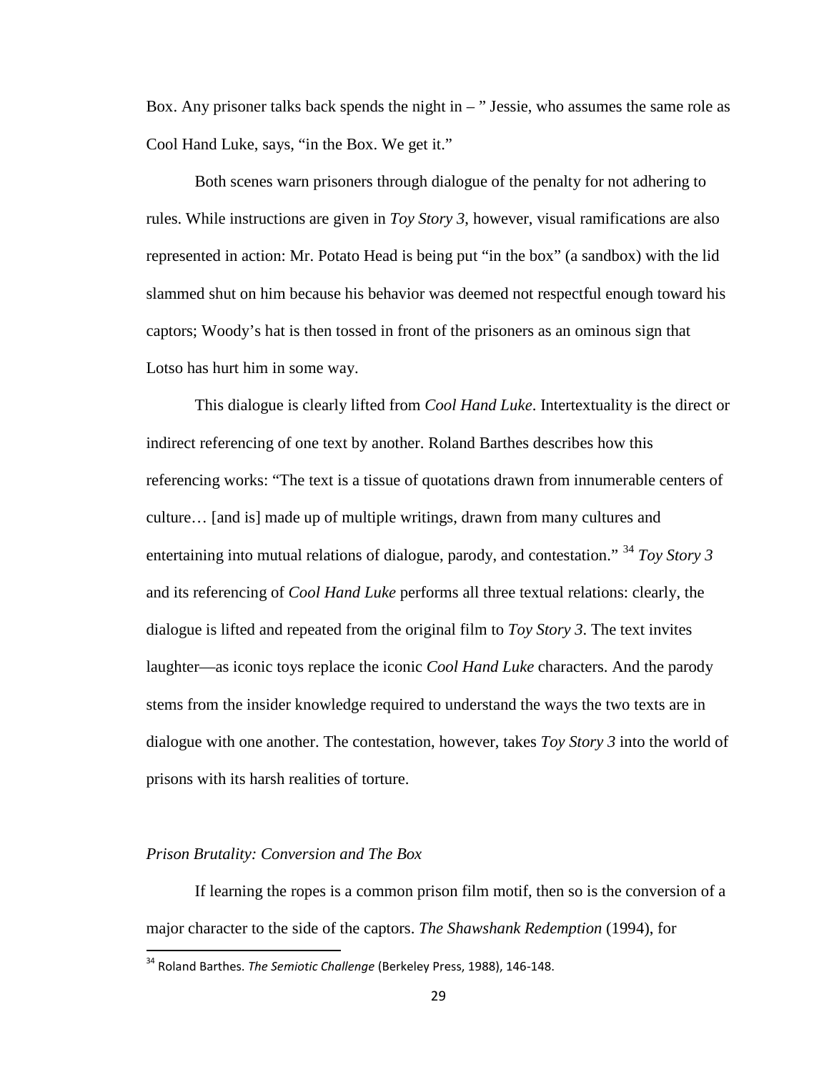Box. Any prisoner talks back spends the night in – " Jessie, who assumes the same role as Cool Hand Luke, says, "in the Box. We get it."

Both scenes warn prisoners through dialogue of the penalty for not adhering to rules. While instructions are given in *Toy Story 3*, however, visual ramifications are also represented in action: Mr. Potato Head is being put "in the box" (a sandbox) with the lid slammed shut on him because his behavior was deemed not respectful enough toward his captors; Woody's hat is then tossed in front of the prisoners as an ominous sign that Lotso has hurt him in some way.

This dialogue is clearly lifted from *Cool Hand Luke*. Intertextuality is the direct or indirect referencing of one text by another. Roland Barthes describes how this referencing works: "The text is a tissue of quotations drawn from innumerable centers of culture… [and is] made up of multiple writings, drawn from many cultures and entertaining into mutual relations of dialogue, parody, and contestation." [34] *Toy Story 3* and its referencing of *Cool Hand Luke* performs all three textual relations: clearly, the dialogue is lifted and repeated from the original film to *Toy Story 3*. The text invites laughter—as iconic toys replace the iconic *Cool Hand Luke* characters. And the parody stems from the insider knowledge required to understand the ways the two texts are in dialogue with one another. The contestation, however, takes *Toy Story 3* into the world of prisons with its harsh realities of torture.

### *Prison Brutality: Conversion and The Box*

If learning the ropes is a common prison film motif, then so is the conversion of a major character to the side of the captors. *The Shawshank Redemption* (1994), for

[34] Roland Barthes. *The Semiotic Challenge* (Berkeley Press, 1988), 146-148.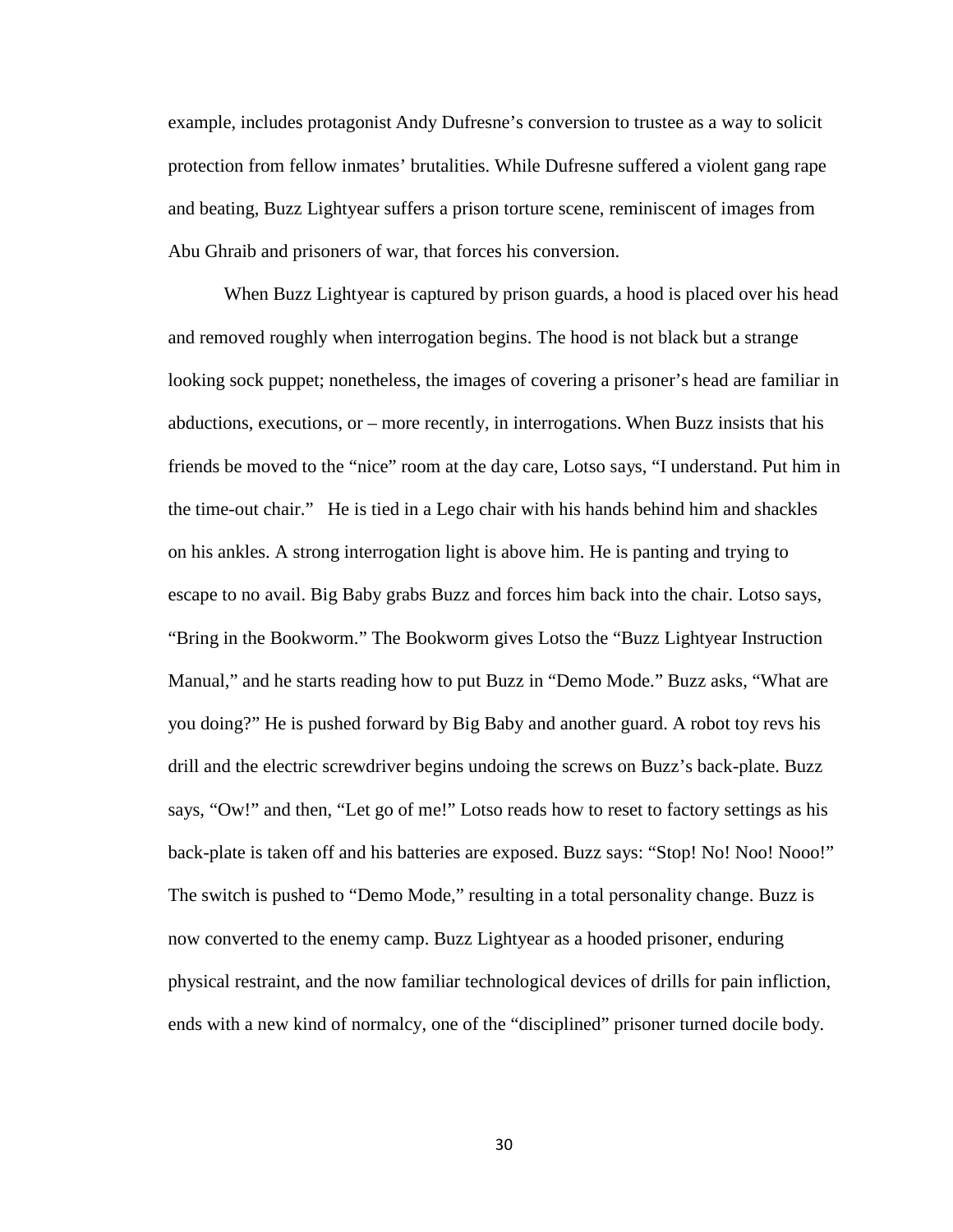example, includes protagonist Andy Dufresne's conversion to trustee as a way to solicit protection from fellow inmates' brutalities. While Dufresne suffered a violent gang rape and beating, Buzz Lightyear suffers a prison torture scene, reminiscent of images from Abu Ghraib and prisoners of war, that forces his conversion.

When Buzz Lightyear is captured by prison guards, a hood is placed over his head and removed roughly when interrogation begins. The hood is not black but a strange looking sock puppet; nonetheless, the images of covering a prisoner's head are familiar in abductions, executions, or – more recently, in interrogations. When Buzz insists that his friends be moved to the "nice" room at the day care, Lotso says, "I understand. Put him in the time-out chair." He is tied in a Lego chair with his hands behind him and shackles on his ankles. A strong interrogation light is above him. He is panting and trying to escape to no avail. Big Baby grabs Buzz and forces him back into the chair. Lotso says, "Bring in the Bookworm." The Bookworm gives Lotso the "Buzz Lightyear Instruction Manual," and he starts reading how to put Buzz in "Demo Mode." Buzz asks, "What are you doing?" He is pushed forward by Big Baby and another guard. A robot toy revs his drill and the electric screwdriver begins undoing the screws on Buzz's back-plate. Buzz says, "Ow!" and then, "Let go of me!" Lotso reads how to reset to factory settings as his back-plate is taken off and his batteries are exposed. Buzz says: "Stop! No! Noo! Nooo!" The switch is pushed to "Demo Mode," resulting in a total personality change. Buzz is now converted to the enemy camp. Buzz Lightyear as a hooded prisoner, enduring physical restraint, and the now familiar technological devices of drills for pain infliction, ends with a new kind of normalcy, one of the "disciplined" prisoner turned docile body.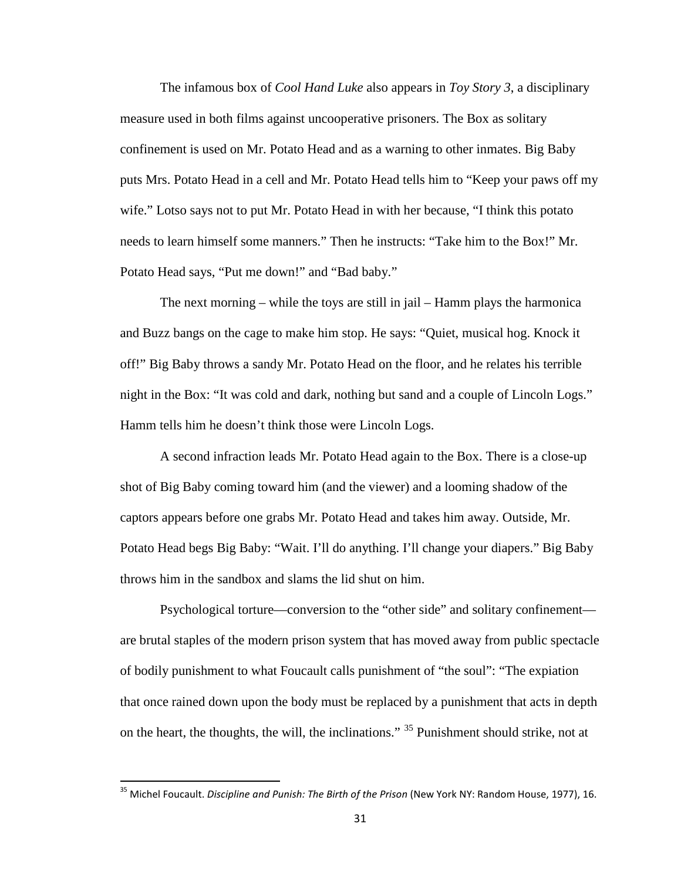The infamous box of *Cool Hand Luke* also appears in *Toy Story 3*, a disciplinary measure used in both films against uncooperative prisoners. The Box as solitary confinement is used on Mr. Potato Head and as a warning to other inmates. Big Baby puts Mrs. Potato Head in a cell and Mr. Potato Head tells him to "Keep your paws off my wife." Lotso says not to put Mr. Potato Head in with her because, "I think this potato needs to learn himself some manners." Then he instructs: "Take him to the Box!" Mr. Potato Head says, "Put me down!" and "Bad baby."

The next morning – while the toys are still in jail – Hamm plays the harmonica and Buzz bangs on the cage to make him stop. He says: "Quiet, musical hog. Knock it off!" Big Baby throws a sandy Mr. Potato Head on the floor, and he relates his terrible night in the Box: "It was cold and dark, nothing but sand and a couple of Lincoln Logs." Hamm tells him he doesn't think those were Lincoln Logs.

A second infraction leads Mr. Potato Head again to the Box. There is a close-up shot of Big Baby coming toward him (and the viewer) and a looming shadow of the captors appears before one grabs Mr. Potato Head and takes him away. Outside, Mr. Potato Head begs Big Baby: "Wait. I'll do anything. I'll change your diapers." Big Baby throws him in the sandbox and slams the lid shut on him.

Psychological torture—conversion to the "other side" and solitary confinement—are brutal staples of the modern prison system that has moved away from public spectacle of bodily punishment to what Foucault calls punishment of "the soul": "The expiation that once rained down upon the body must be replaced by a punishment that acts in depth on the heart, the thoughts, the will, the inclinations." [35] Punishment should strike, not at

[35] Michel Foucault. *Discipline and Punish: The Birth of the Prison* (New York NY: Random House, 1977), 16.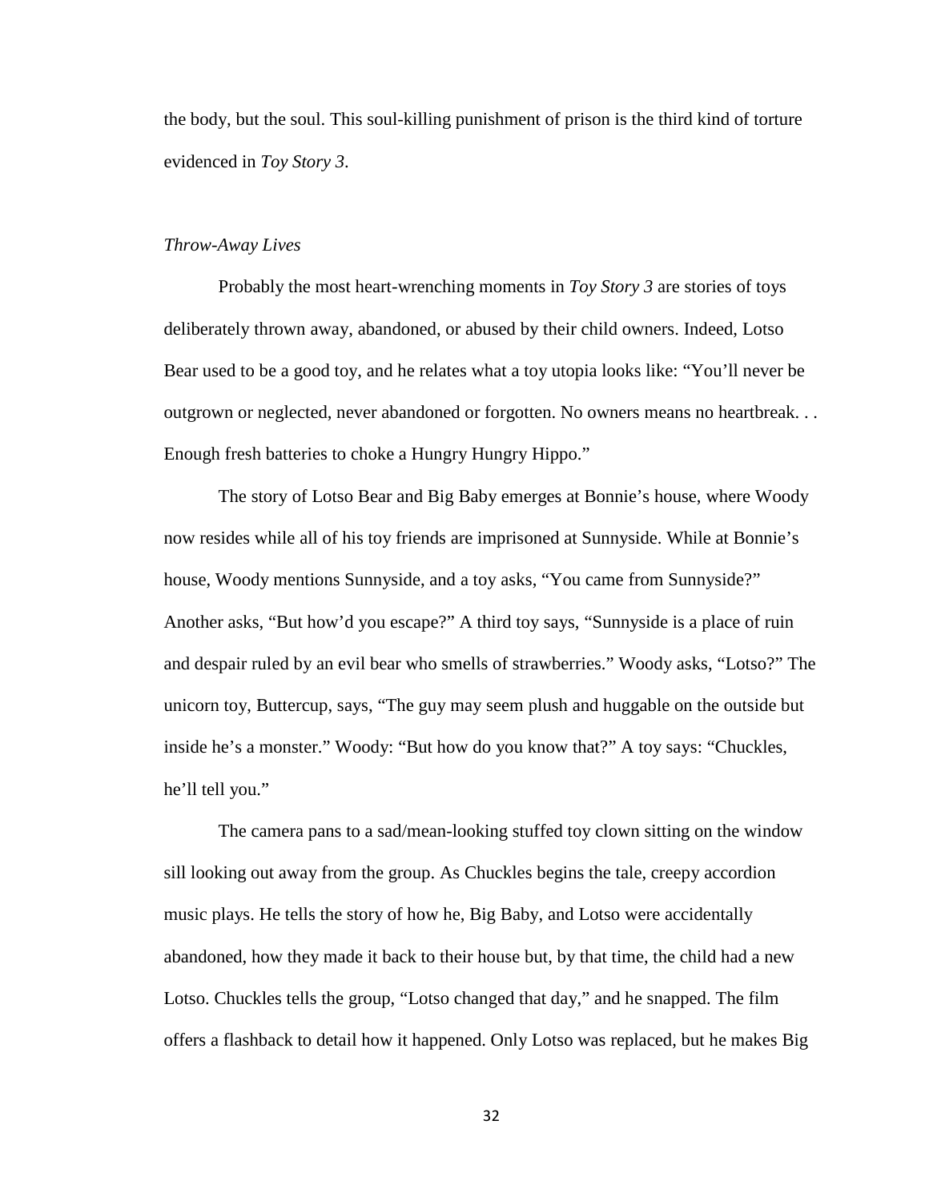the body, but the soul. This soul-killing punishment of prison is the third kind of torture evidenced in *Toy Story 3*.

### *Throw-Away Lives*

Probably the most heart-wrenching moments in *Toy Story 3* are stories of toys deliberately thrown away, abandoned, or abused by their child owners. Indeed, Lotso Bear used to be a good toy, and he relates what a toy utopia looks like: "You'll never be outgrown or neglected, never abandoned or forgotten. No owners means no heartbreak. . . Enough fresh batteries to choke a Hungry Hungry Hippo."

The story of Lotso Bear and Big Baby emerges at Bonnie's house, where Woody now resides while all of his toy friends are imprisoned at Sunnyside. While at Bonnie's house, Woody mentions Sunnyside, and a toy asks, "You came from Sunnyside?" Another asks, "But how'd you escape?" A third toy says, "Sunnyside is a place of ruin and despair ruled by an evil bear who smells of strawberries." Woody asks, "Lotso?" The unicorn toy, Buttercup, says, "The guy may seem plush and huggable on the outside but inside he's a monster." Woody: "But how do you know that?" A toy says: "Chuckles, he'll tell you."

The camera pans to a sad/mean-looking stuffed toy clown sitting on the window sill looking out away from the group. As Chuckles begins the tale, creepy accordion music plays. He tells the story of how he, Big Baby, and Lotso were accidentally abandoned, how they made it back to their house but, by that time, the child had a new Lotso. Chuckles tells the group, "Lotso changed that day," and he snapped. The film offers a flashback to detail how it happened. Only Lotso was replaced, but he makes Big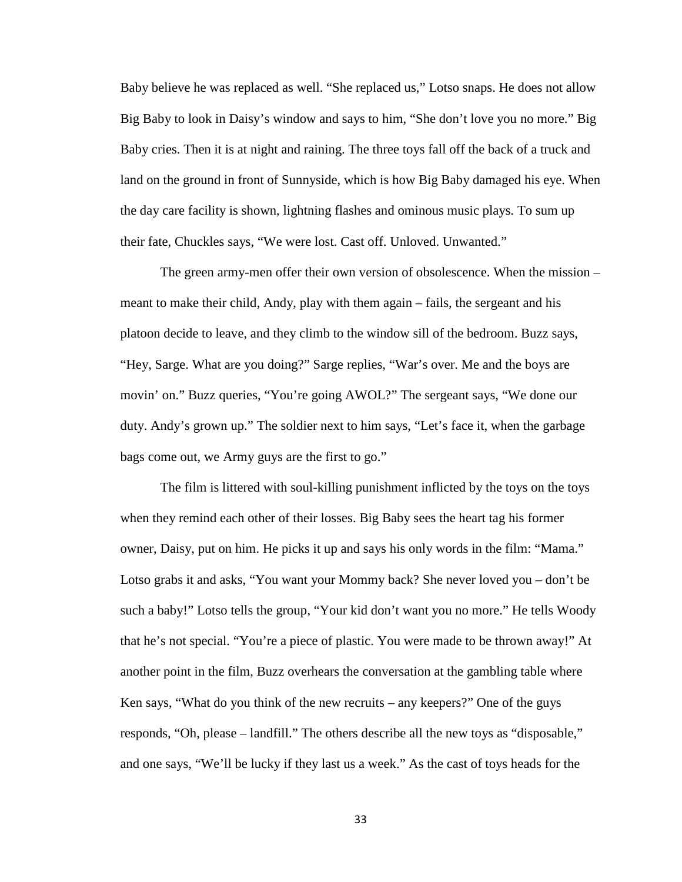Baby believe he was replaced as well. "She replaced us," Lotso snaps. He does not allow Big Baby to look in Daisy's window and says to him, "She don't love you no more." Big Baby cries. Then it is at night and raining. The three toys fall off the back of a truck and land on the ground in front of Sunnyside, which is how Big Baby damaged his eye. When the day care facility is shown, lightning flashes and ominous music plays. To sum up their fate, Chuckles says, "We were lost. Cast off. Unloved. Unwanted."

The green army-men offer their own version of obsolescence. When the mission – meant to make their child, Andy, play with them again – fails, the sergeant and his platoon decide to leave, and they climb to the window sill of the bedroom. Buzz says, "Hey, Sarge. What are you doing?" Sarge replies, "War's over. Me and the boys are movin' on." Buzz queries, "You're going AWOL?" The sergeant says, "We done our duty. Andy's grown up." The soldier next to him says, "Let's face it, when the garbage bags come out, we Army guys are the first to go."

The film is littered with soul-killing punishment inflicted by the toys on the toys when they remind each other of their losses. Big Baby sees the heart tag his former owner, Daisy, put on him. He picks it up and says his only words in the film: "Mama." Lotso grabs it and asks, "You want your Mommy back? She never loved you – don't be such a baby!" Lotso tells the group, "Your kid don't want you no more." He tells Woody that he's not special. "You're a piece of plastic. You were made to be thrown away!" At another point in the film, Buzz overhears the conversation at the gambling table where Ken says, "What do you think of the new recruits – any keepers?" One of the guys responds, "Oh, please – landfill." The others describe all the new toys as "disposable," and one says, "We'll be lucky if they last us a week." As the cast of toys heads for the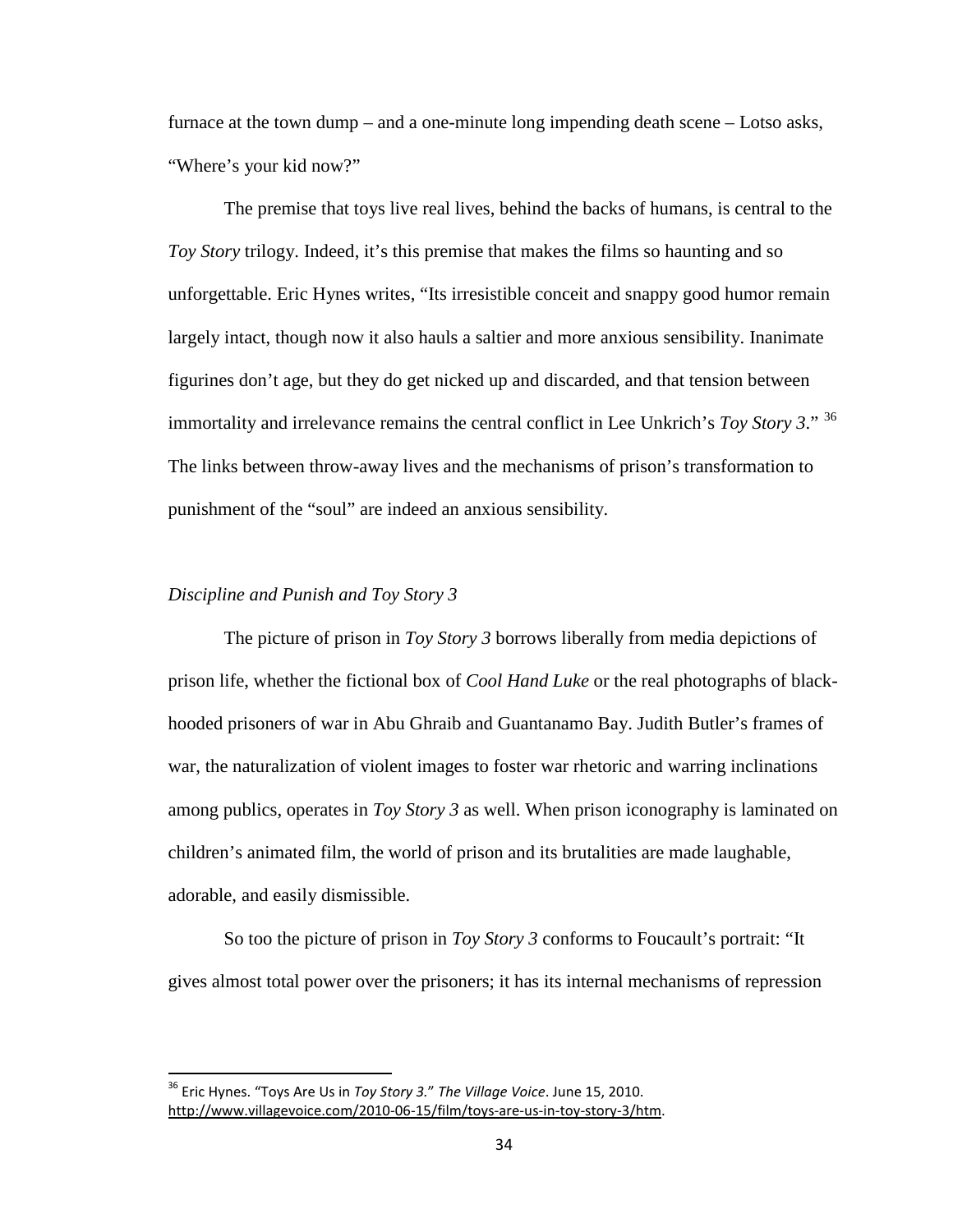furnace at the town dump – and a one-minute long impending death scene – Lotso asks, “Where’s your kid now?”

The premise that toys live real lives, behind the backs of humans, is central to the *Toy Story* trilogy. Indeed, it’s this premise that makes the films so haunting and so unforgettable. Eric Hynes writes, “Its irresistible conceit and snappy good humor remain largely intact, though now it also hauls a saltier and more anxious sensibility. Inanimate figurines don’t age, but they do get nicked up and discarded, and that tension between immortality and irrelevance remains the central conflict in Lee Unkrich’s *Toy Story 3*.” [36] The links between throw-away lives and the mechanisms of prison’s transformation to punishment of the “soul” are indeed an anxious sensibility.

### *Discipline and Punish and Toy Story 3*

The picture of prison in *Toy Story 3* borrows liberally from media depictions of prison life, whether the fictional box of *Cool Hand Luke* or the real photographs of black-hooded prisoners of war in Abu Ghraib and Guantanamo Bay. Judith Butler’s frames of war, the naturalization of violent images to foster war rhetoric and warring inclinations among publics, operates in *Toy Story 3* as well. When prison iconography is laminated on children’s animated film, the world of prison and its brutalities are made laughable, adorable, and easily dismissible.

So too the picture of prison in *Toy Story 3* conforms to Foucault’s portrait: “It gives almost total power over the prisoners; it has its internal mechanisms of repression

---

[36] Eric Hynes. “Toys Are Us in *Toy Story 3*.” *The Village Voice*. June 15, 2010. http://www.villagevoice.com/2010-06-15/film/toys-are-us-in-toy-story-3/htm.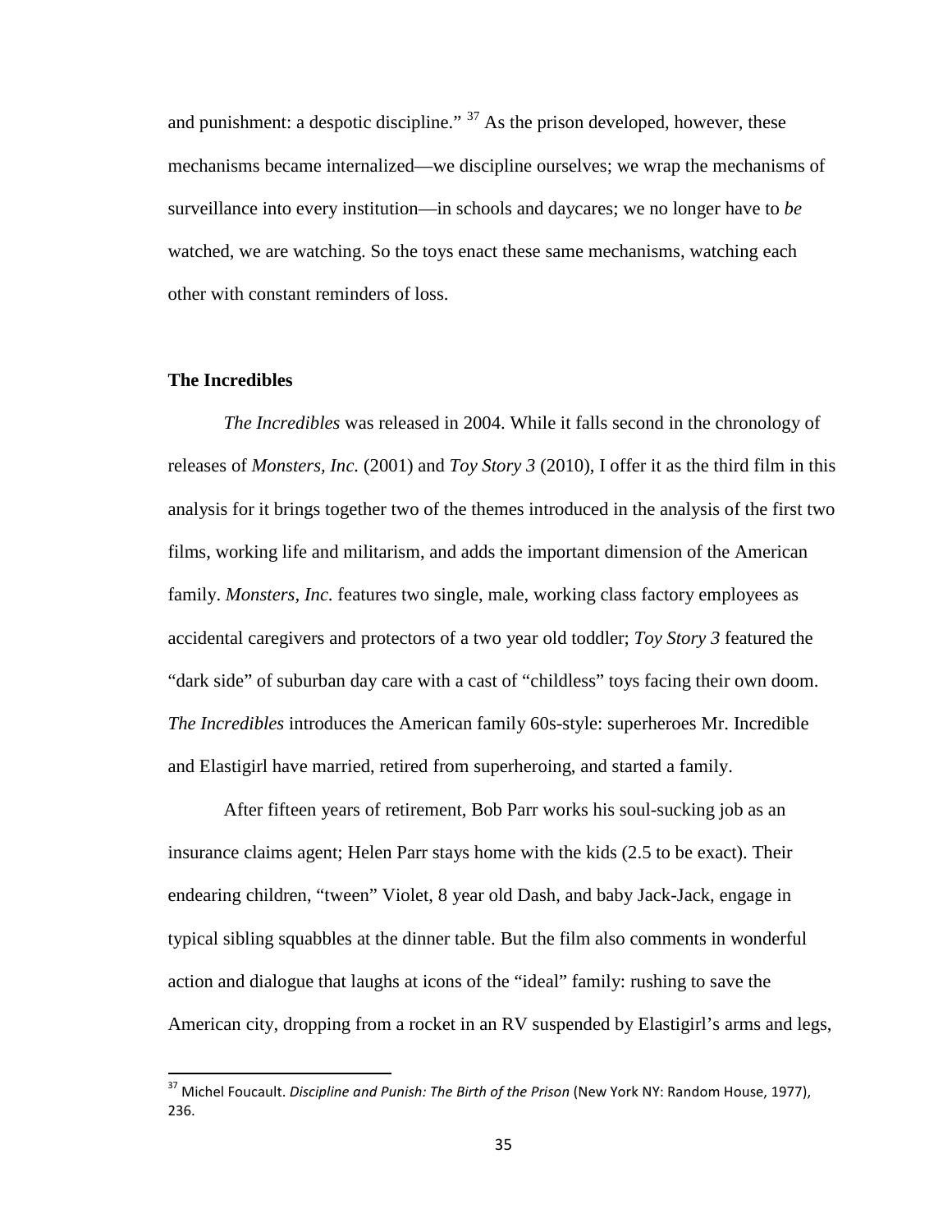and punishment: a despotic discipline." [37] As the prison developed, however, these mechanisms became internalized—we discipline ourselves; we wrap the mechanisms of surveillance into every institution—in schools and daycares; we no longer have to *be* watched, we are watching. So the toys enact these same mechanisms, watching each other with constant reminders of loss.

## The Incredibles

*The Incredibles* was released in 2004. While it falls second in the chronology of releases of *Monsters, Inc.* (2001) and *Toy Story 3* (2010), I offer it as the third film in this analysis for it brings together two of the themes introduced in the analysis of the first two films, working life and militarism, and adds the important dimension of the American family. *Monsters, Inc.* features two single, male, working class factory employees as accidental caregivers and protectors of a two year old toddler; *Toy Story 3* featured the "dark side" of suburban day care with a cast of "childless" toys facing their own doom. *The Incredibles* introduces the American family 60s-style: superheroes Mr. Incredible and Elastigirl have married, retired from superheroing, and started a family.

After fifteen years of retirement, Bob Parr works his soul-sucking job as an insurance claims agent; Helen Parr stays home with the kids (2.5 to be exact). Their endearing children, "tween" Violet, 8 year old Dash, and baby Jack-Jack, engage in typical sibling squabbles at the dinner table. But the film also comments in wonderful action and dialogue that laughs at icons of the "ideal" family: rushing to save the American city, dropping from a rocket in an RV suspended by Elastigirl's arms and legs,

---

[37] Michel Foucault. *Discipline and Punish: The Birth of the Prison* (New York NY: Random House, 1977), 236.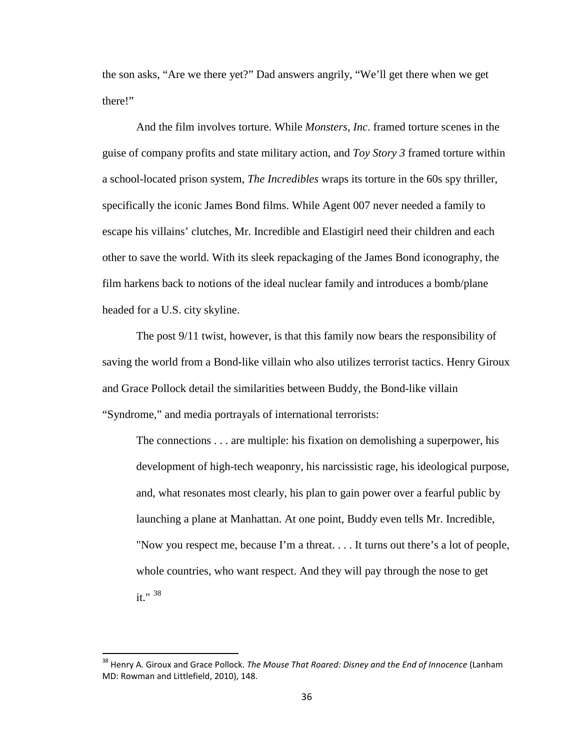the son asks, “Are we there yet?” Dad answers angrily, “We’ll get there when we get there!”

And the film involves torture. While *Monsters, Inc.* framed torture scenes in the guise of company profits and state military action, and *Toy Story 3* framed torture within a school-located prison system, *The Incredibles* wraps its torture in the 60s spy thriller, specifically the iconic James Bond films. While Agent 007 never needed a family to escape his villains’ clutches, Mr. Incredible and Elastigirl need their children and each other to save the world. With its sleek repackaging of the James Bond iconography, the film harkens back to notions of the ideal nuclear family and introduces a bomb/plane headed for a U.S. city skyline.

The post 9/11 twist, however, is that this family now bears the responsibility of saving the world from a Bond-like villain who also utilizes terrorist tactics. Henry Giroux and Grace Pollock detail the similarities between Buddy, the Bond-like villain “Syndrome,” and media portrayals of international terrorists:

> The connections . . . are multiple: his fixation on demolishing a superpower, his development of high-tech weaponry, his narcissistic rage, his ideological purpose, and, what resonates most clearly, his plan to gain power over a fearful public by launching a plane at Manhattan. At one point, Buddy even tells Mr. Incredible, "Now you respect me, because I’m a threat. . . . It turns out there’s a lot of people, whole countries, who want respect. And they will pay through the nose to get it." [38]

---

[38] Henry A. Giroux and Grace Pollock. *The Mouse That Roared: Disney and the End of Innocence* (Lanham MD: Rowman and Littlefield, 2010), 148.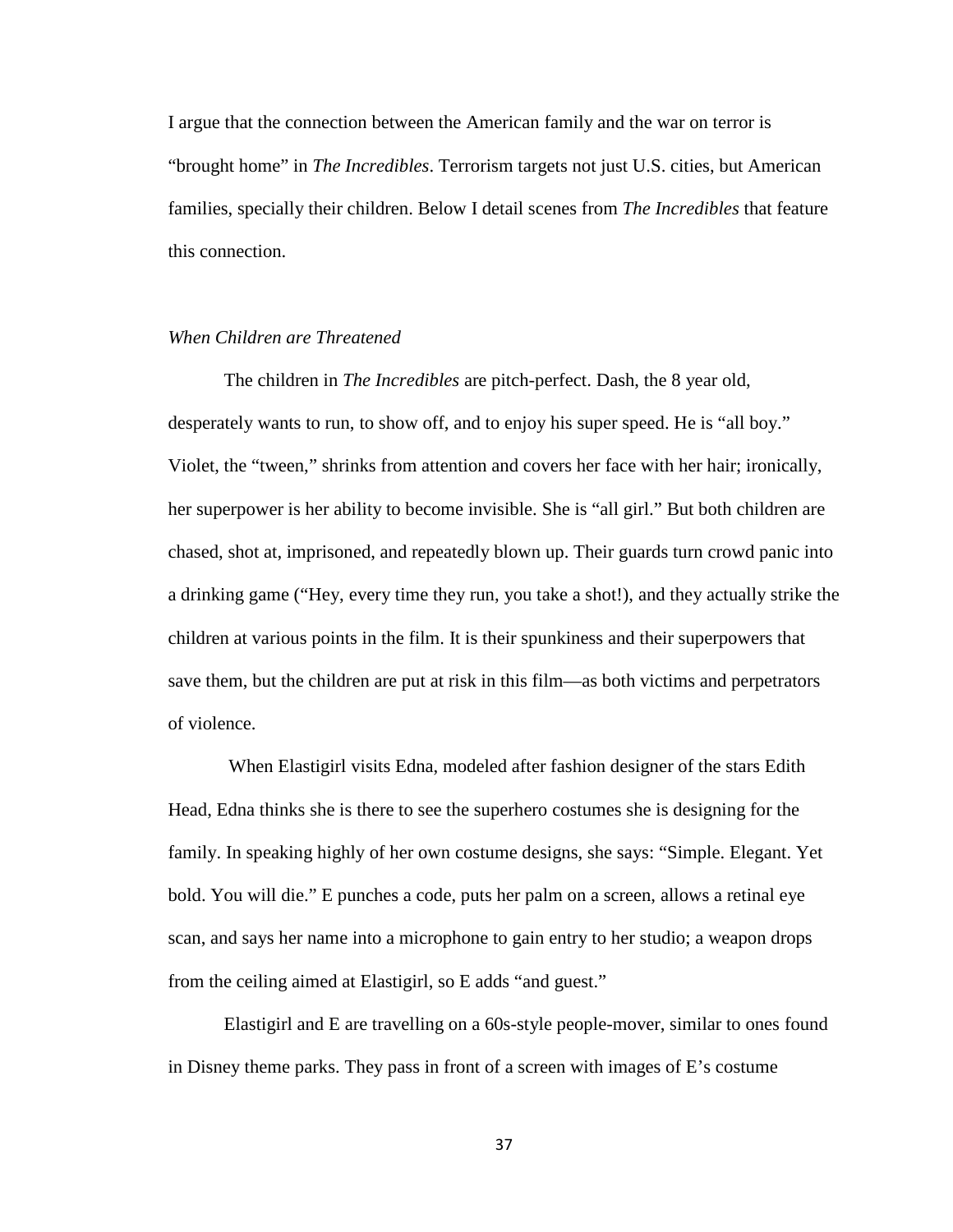I argue that the connection between the American family and the war on terror is "brought home" in *The Incredibles*. Terrorism targets not just U.S. cities, but American families, specially their children. Below I detail scenes from *The Incredibles* that feature this connection.

*When Children are Threatened*

The children in *The Incredibles* are pitch-perfect. Dash, the 8 year old, desperately wants to run, to show off, and to enjoy his super speed. He is "all boy." Violet, the "tween," shrinks from attention and covers her face with her hair; ironically, her superpower is her ability to become invisible. She is "all girl." But both children are chased, shot at, imprisoned, and repeatedly blown up. Their guards turn crowd panic into a drinking game ("Hey, every time they run, you take a shot!), and they actually strike the children at various points in the film. It is their spunkiness and their superpowers that save them, but the children are put at risk in this film—as both victims and perpetrators of violence.

When Elastigirl visits Edna, modeled after fashion designer of the stars Edith Head, Edna thinks she is there to see the superhero costumes she is designing for the family. In speaking highly of her own costume designs, she says: "Simple. Elegant. Yet bold. You will die." E punches a code, puts her palm on a screen, allows a retinal eye scan, and says her name into a microphone to gain entry to her studio; a weapon drops from the ceiling aimed at Elastigirl, so E adds "and guest."

Elastigirl and E are travelling on a 60s-style people-mover, similar to ones found in Disney theme parks. They pass in front of a screen with images of E's costume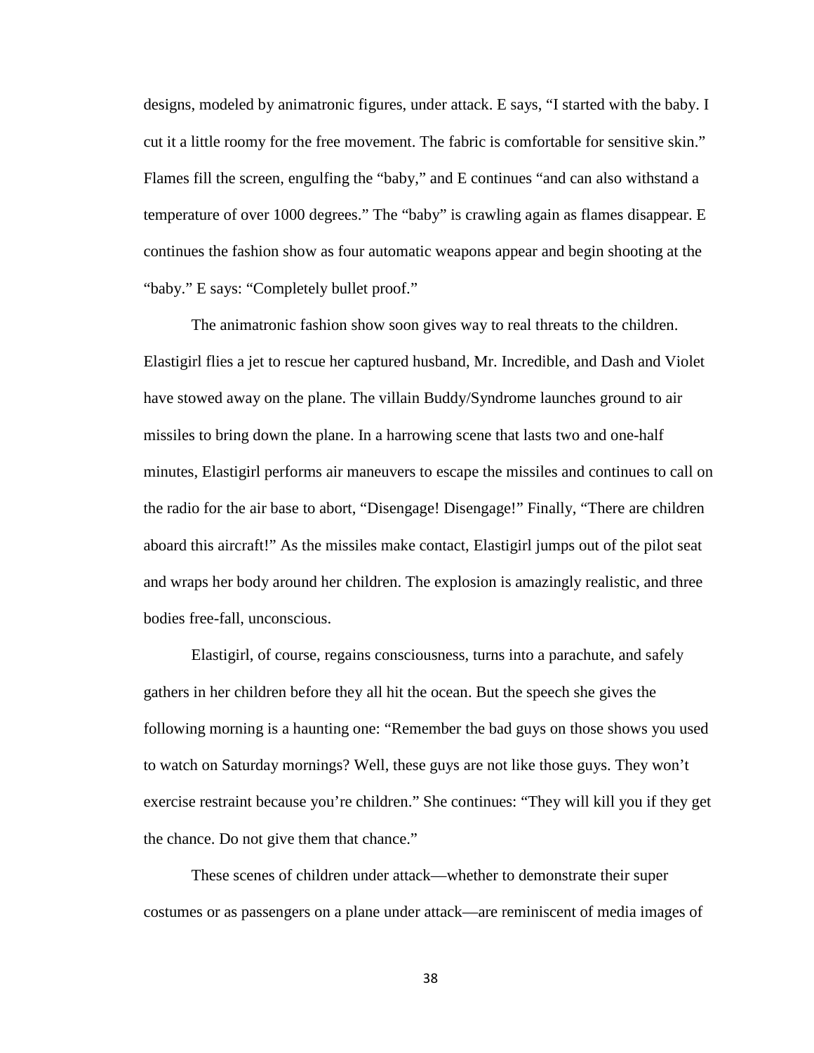designs, modeled by animatronic figures, under attack. E says, "I started with the baby. I cut it a little roomy for the free movement. The fabric is comfortable for sensitive skin." Flames fill the screen, engulfing the "baby," and E continues "and can also withstand a temperature of over 1000 degrees." The "baby" is crawling again as flames disappear. E continues the fashion show as four automatic weapons appear and begin shooting at the "baby." E says: "Completely bullet proof."

The animatronic fashion show soon gives way to real threats to the children. Elastigirl flies a jet to rescue her captured husband, Mr. Incredible, and Dash and Violet have stowed away on the plane. The villain Buddy/Syndrome launches ground to air missiles to bring down the plane. In a harrowing scene that lasts two and one-half minutes, Elastigirl performs air maneuvers to escape the missiles and continues to call on the radio for the air base to abort, "Disengage! Disengage!" Finally, "There are children aboard this aircraft!" As the missiles make contact, Elastigirl jumps out of the pilot seat and wraps her body around her children. The explosion is amazingly realistic, and three bodies free-fall, unconscious.

Elastigirl, of course, regains consciousness, turns into a parachute, and safely gathers in her children before they all hit the ocean. But the speech she gives the following morning is a haunting one: "Remember the bad guys on those shows you used to watch on Saturday mornings? Well, these guys are not like those guys. They won't exercise restraint because you're children." She continues: "They will kill you if they get the chance. Do not give them that chance."

These scenes of children under attack—whether to demonstrate their super costumes or as passengers on a plane under attack—are reminiscent of media images of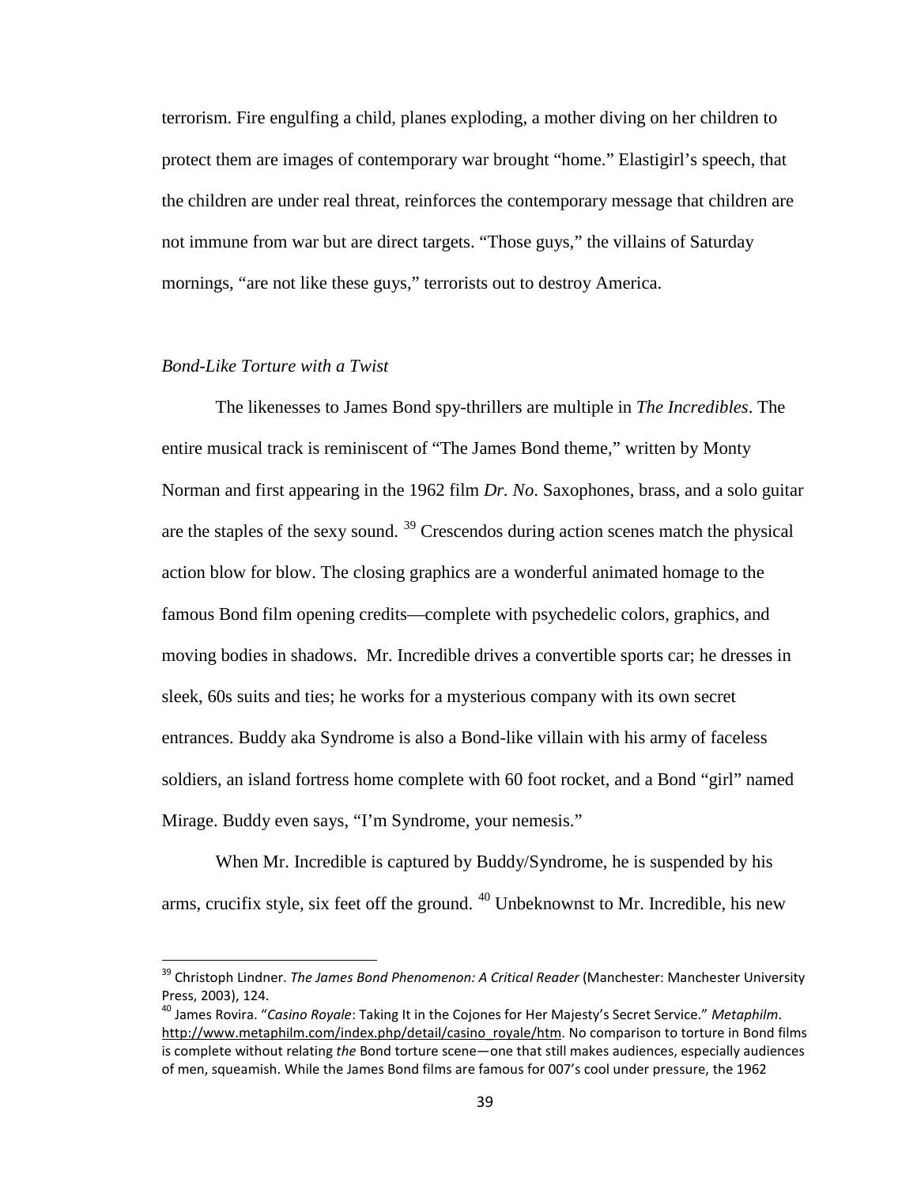terrorism. Fire engulfing a child, planes exploding, a mother diving on her children to protect them are images of contemporary war brought "home." Elastigirl's speech, that the children are under real threat, reinforces the contemporary message that children are not immune from war but are direct targets. "Those guys," the villains of Saturday mornings, "are not like these guys," terrorists out to destroy America.

### *Bond-Like Torture with a Twist*

The likenesses to James Bond spy-thrillers are multiple in *The Incredibles*. The entire musical track is reminiscent of "The James Bond theme," written by Monty Norman and first appearing in the 1962 film *Dr. No*. Saxophones, brass, and a solo guitar are the staples of the sexy sound. [39] Crescendos during action scenes match the physical action blow for blow. The closing graphics are a wonderful animated homage to the famous Bond film opening credits—complete with psychedelic colors, graphics, and moving bodies in shadows. Mr. Incredible drives a convertible sports car; he dresses in sleek, 60s suits and ties; he works for a mysterious company with its own secret entrances. Buddy aka Syndrome is also a Bond-like villain with his army of faceless soldiers, an island fortress home complete with 60 foot rocket, and a Bond "girl" named Mirage. Buddy even says, "I'm Syndrome, your nemesis."

When Mr. Incredible is captured by Buddy/Syndrome, he is suspended by his arms, crucifix style, six feet off the ground. [40] Unbeknownst to Mr. Incredible, his new

---

[39] Christoph Lindner. *The James Bond Phenomenon: A Critical Reader* (Manchester: Manchester University Press, 2003), 124.

[40] James Rovira. "*Casino Royale*: Taking It in the Cojones for Her Majesty's Secret Service." *Metaphilm*. http://www.metaphilm.com/index.php/detail/casino_royale/htm. No comparison to torture in Bond films is complete without relating *the* Bond torture scene—one that still makes audiences, especially audiences of men, squeamish. While the James Bond films are famous for 007's cool under pressure, the 1962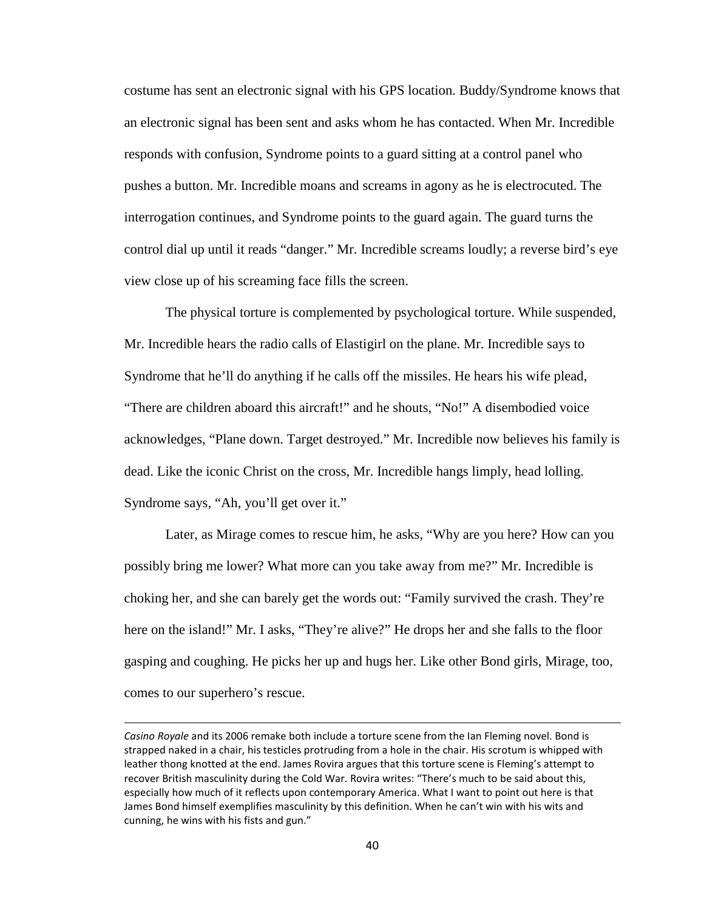costume has sent an electronic signal with his GPS location. Buddy/Syndrome knows that an electronic signal has been sent and asks whom he has contacted. When Mr. Incredible responds with confusion, Syndrome points to a guard sitting at a control panel who pushes a button. Mr. Incredible moans and screams in agony as he is electrocuted. The interrogation continues, and Syndrome points to the guard again. The guard turns the control dial up until it reads "danger." Mr. Incredible screams loudly; a reverse bird's eye view close up of his screaming face fills the screen.

The physical torture is complemented by psychological torture. While suspended, Mr. Incredible hears the radio calls of Elastigirl on the plane. Mr. Incredible says to Syndrome that he'll do anything if he calls off the missiles. He hears his wife plead, "There are children aboard this aircraft!" and he shouts, "No!" A disembodied voice acknowledges, "Plane down. Target destroyed." Mr. Incredible now believes his family is dead. Like the iconic Christ on the cross, Mr. Incredible hangs limply, head lolling. Syndrome says, "Ah, you'll get over it."

Later, as Mirage comes to rescue him, he asks, "Why are you here? How can you possibly bring me lower? What more can you take away from me?" Mr. Incredible is choking her, and she can barely get the words out: "Family survived the crash. They're here on the island!" Mr. I asks, "They're alive?" He drops her and she falls to the floor gasping and coughing. He picks her up and hugs her. Like other Bond girls, Mirage, too, comes to our superhero's rescue.

---

*Casino Royale* and its 2006 remake both include a torture scene from the Ian Fleming novel. Bond is strapped naked in a chair, his testicles protruding from a hole in the chair. His scrotum is whipped with leather thong knotted at the end. James Rovira argues that this torture scene is Fleming's attempt to recover British masculinity during the Cold War. Rovira writes: "There's much to be said about this, especially how much of it reflects upon contemporary America. What I want to point out here is that James Bond himself exemplifies masculinity by this definition. When he can't win with his wits and cunning, he wins with his fists and gun."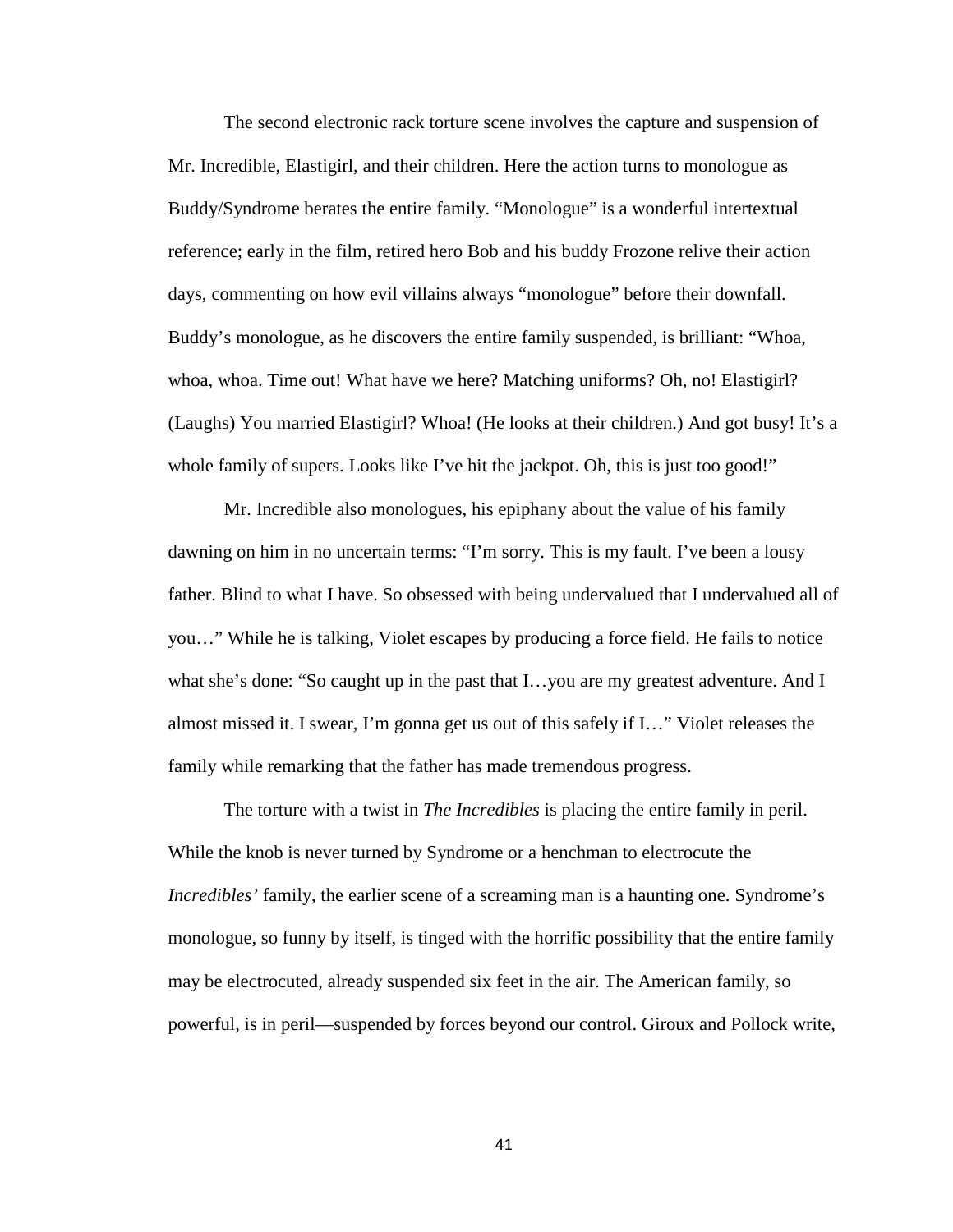The second electronic rack torture scene involves the capture and suspension of Mr. Incredible, Elastigirl, and their children. Here the action turns to monologue as Buddy/Syndrome berates the entire family. "Monologue" is a wonderful intertextual reference; early in the film, retired hero Bob and his buddy Frozone relive their action days, commenting on how evil villains always "monologue" before their downfall. Buddy's monologue, as he discovers the entire family suspended, is brilliant: "Whoa, whoa, whoa. Time out! What have we here? Matching uniforms? Oh, no! Elastigirl? (Laughs) You married Elastigirl? Whoa! (He looks at their children.) And got busy! It's a whole family of supers. Looks like I've hit the jackpot. Oh, this is just too good!"

Mr. Incredible also monologues, his epiphany about the value of his family dawning on him in no uncertain terms: "I'm sorry. This is my fault. I've been a lousy father. Blind to what I have. So obsessed with being undervalued that I undervalued all of you…" While he is talking, Violet escapes by producing a force field. He fails to notice what she's done: "So caught up in the past that I…you are my greatest adventure. And I almost missed it. I swear, I'm gonna get us out of this safely if I…" Violet releases the family while remarking that the father has made tremendous progress.

The torture with a twist in *The Incredibles* is placing the entire family in peril. While the knob is never turned by Syndrome or a henchman to electrocute the *Incredibles'* family, the earlier scene of a screaming man is a haunting one. Syndrome's monologue, so funny by itself, is tinged with the horrific possibility that the entire family may be electrocuted, already suspended six feet in the air. The American family, so powerful, is in peril—suspended by forces beyond our control. Giroux and Pollock write,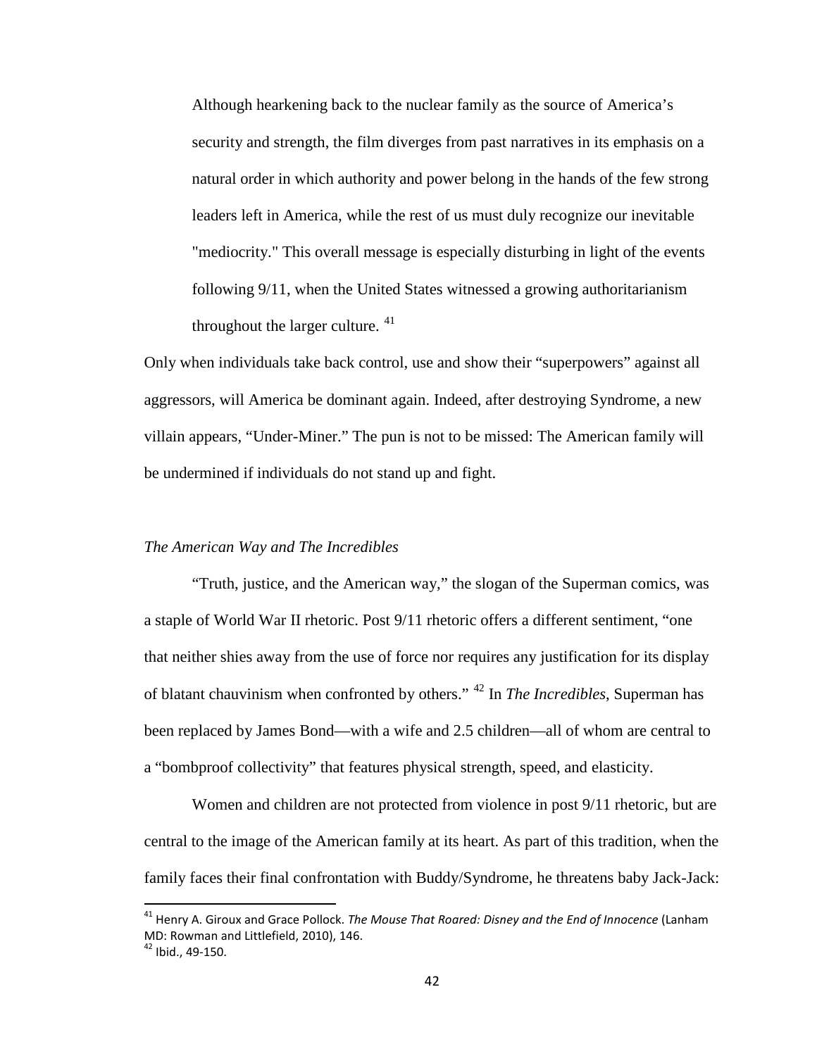> Although hearkening back to the nuclear family as the source of America's security and strength, the film diverges from past narratives in its emphasis on a natural order in which authority and power belong in the hands of the few strong leaders left in America, while the rest of us must duly recognize our inevitable "mediocrity." This overall message is especially disturbing in light of the events following 9/11, when the United States witnessed a growing authoritarianism throughout the larger culture. [41]

Only when individuals take back control, use and show their "superpowers" against all aggressors, will America be dominant again. Indeed, after destroying Syndrome, a new villain appears, "Under-Miner." The pun is not to be missed: The American family will be undermined if individuals do not stand up and fight.

### *The American Way and The Incredibles*

"Truth, justice, and the American way," the slogan of the Superman comics, was a staple of World War II rhetoric. Post 9/11 rhetoric offers a different sentiment, "one that neither shies away from the use of force nor requires any justification for its display of blatant chauvinism when confronted by others." [42] In *The Incredibles*, Superman has been replaced by James Bond—with a wife and 2.5 children—all of whom are central to a "bombproof collectivity" that features physical strength, speed, and elasticity.

Women and children are not protected from violence in post 9/11 rhetoric, but are central to the image of the American family at its heart. As part of this tradition, when the family faces their final confrontation with Buddy/Syndrome, he threatens baby Jack-Jack:

---

[41] Henry A. Giroux and Grace Pollock. *The Mouse That Roared: Disney and the End of Innocence* (Lanham MD: Rowman and Littlefield, 2010), 146.

[42] Ibid., 49-150.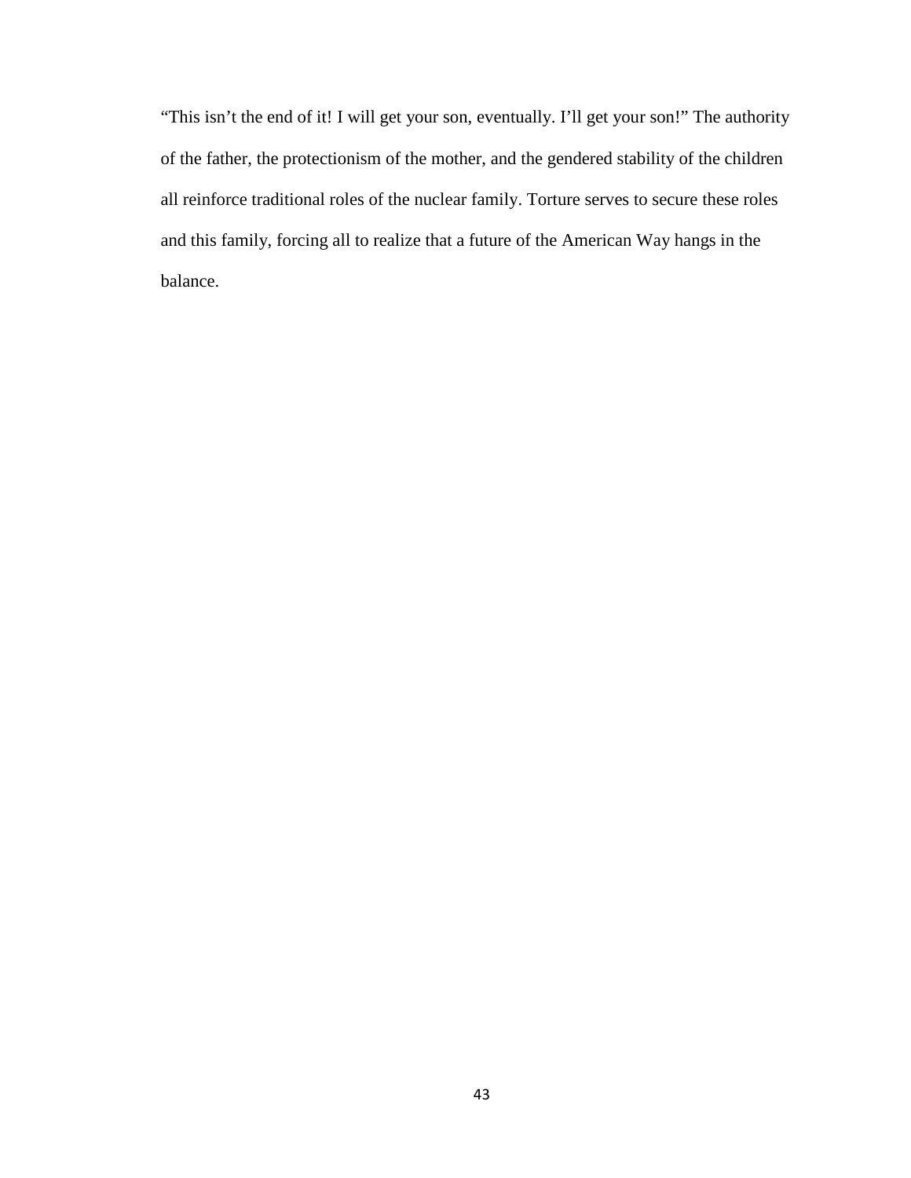"This isn't the end of it! I will get your son, eventually. I'll get your son!" The authority of the father, the protectionism of the mother, and the gendered stability of the children all reinforce traditional roles of the nuclear family. Torture serves to secure these roles and this family, forcing all to realize that a future of the American Way hangs in the balance.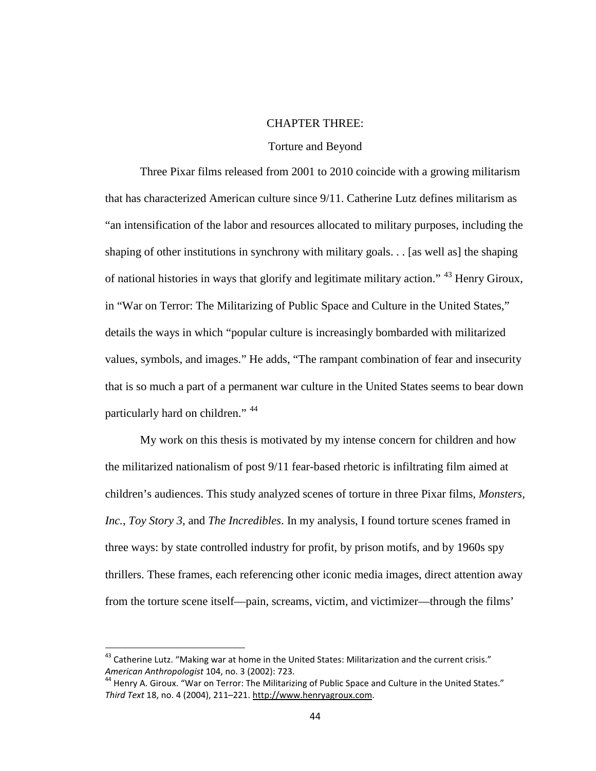# CHAPTER THREE:

## Torture and Beyond

Three Pixar films released from 2001 to 2010 coincide with a growing militarism that has characterized American culture since 9/11. Catherine Lutz defines militarism as "an intensification of the labor and resources allocated to military purposes, including the shaping of other institutions in synchrony with military goals. . . [as well as] the shaping of national histories in ways that glorify and legitimate military action." [43] Henry Giroux, in "War on Terror: The Militarizing of Public Space and Culture in the United States," details the ways in which "popular culture is increasingly bombarded with militarized values, symbols, and images." He adds, "The rampant combination of fear and insecurity that is so much a part of a permanent war culture in the United States seems to bear down particularly hard on children." [44]

My work on this thesis is motivated by my intense concern for children and how the militarized nationalism of post 9/11 fear-based rhetoric is infiltrating film aimed at children's audiences. This study analyzed scenes of torture in three Pixar films, *Monsters, Inc.*, *Toy Story 3*, and *The Incredibles*. In my analysis, I found torture scenes framed in three ways: by state controlled industry for profit, by prison motifs, and by 1960s spy thrillers. These frames, each referencing other iconic media images, direct attention away from the torture scene itself—pain, screams, victim, and victimizer—through the films'

---

[43] Catherine Lutz. "Making war at home in the United States: Militarization and the current crisis." *American Anthropologist* 104, no. 3 (2002): 723.

[44] Henry A. Giroux. "War on Terror: The Militarizing of Public Space and Culture in the United States." *Third Text* 18, no. 4 (2004), 211–221. http://www.henryagroux.com.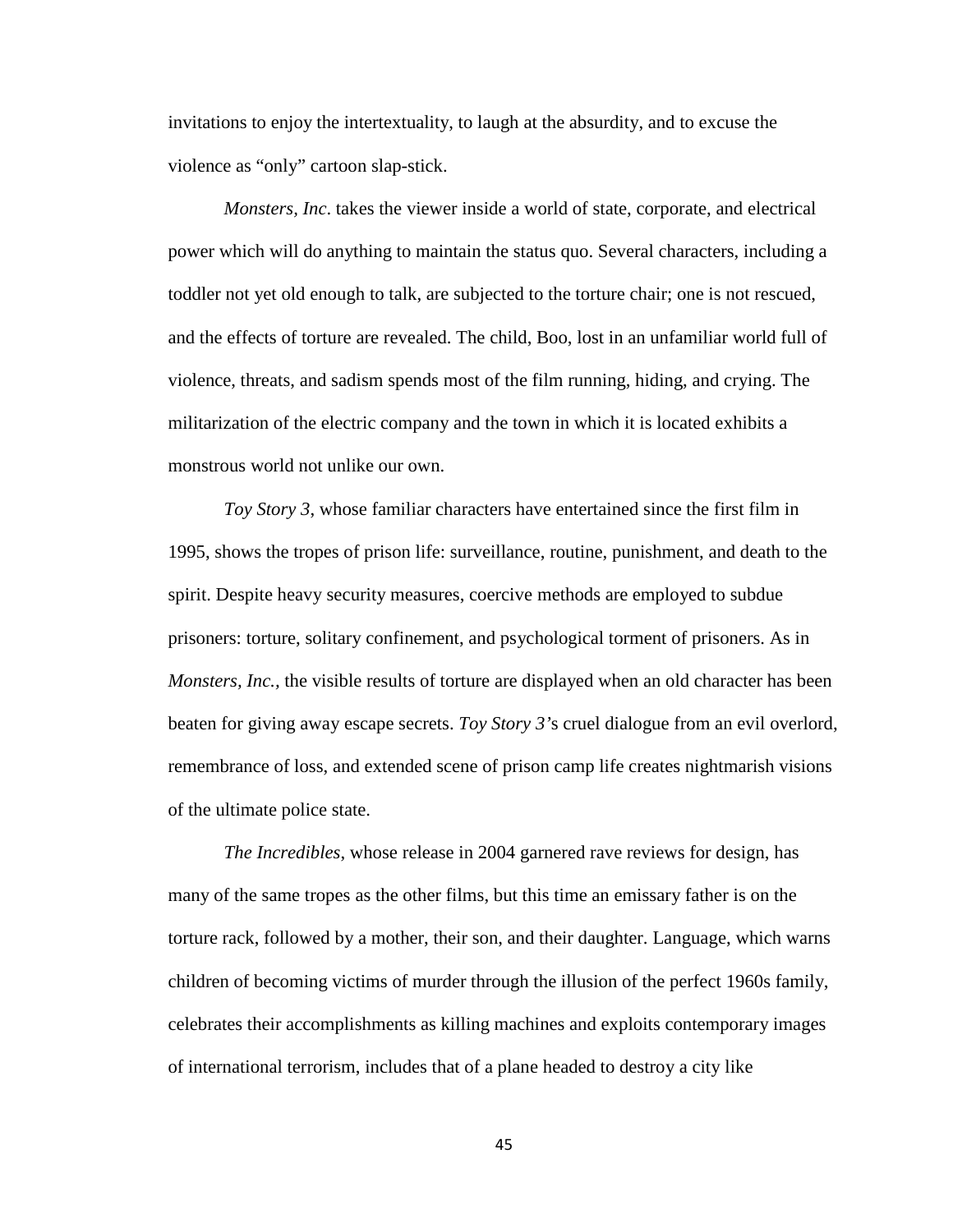invitations to enjoy the intertextuality, to laugh at the absurdity, and to excuse the violence as "only" cartoon slap-stick.

*Monsters, Inc*. takes the viewer inside a world of state, corporate, and electrical power which will do anything to maintain the status quo. Several characters, including a toddler not yet old enough to talk, are subjected to the torture chair; one is not rescued, and the effects of torture are revealed. The child, Boo, lost in an unfamiliar world full of violence, threats, and sadism spends most of the film running, hiding, and crying. The militarization of the electric company and the town in which it is located exhibits a monstrous world not unlike our own.

*Toy Story 3*, whose familiar characters have entertained since the first film in 1995, shows the tropes of prison life: surveillance, routine, punishment, and death to the spirit. Despite heavy security measures, coercive methods are employed to subdue prisoners: torture, solitary confinement, and psychological torment of prisoners. As in *Monsters, Inc.*, the visible results of torture are displayed when an old character has been beaten for giving away escape secrets. *Toy Story 3'*s cruel dialogue from an evil overlord, remembrance of loss, and extended scene of prison camp life creates nightmarish visions of the ultimate police state.

*The Incredibles*, whose release in 2004 garnered rave reviews for design, has many of the same tropes as the other films, but this time an emissary father is on the torture rack, followed by a mother, their son, and their daughter. Language, which warns children of becoming victims of murder through the illusion of the perfect 1960s family, celebrates their accomplishments as killing machines and exploits contemporary images of international terrorism, includes that of a plane headed to destroy a city like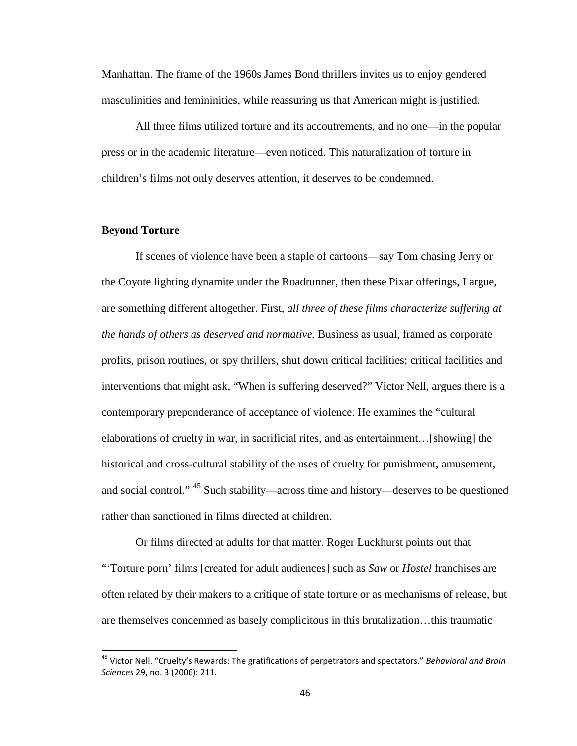Manhattan. The frame of the 1960s James Bond thrillers invites us to enjoy gendered masculinities and femininities, while reassuring us that American might is justified.

All three films utilized torture and its accoutrements, and no one—in the popular press or in the academic literature—even noticed. This naturalization of torture in children's films not only deserves attention, it deserves to be condemned.

## Beyond Torture

If scenes of violence have been a staple of cartoons—say Tom chasing Jerry or the Coyote lighting dynamite under the Roadrunner, then these Pixar offerings, I argue, are something different altogether. First, *all three of these films characterize suffering at the hands of others as deserved and normative.* Business as usual, framed as corporate profits, prison routines, or spy thrillers, shut down critical facilities; critical facilities and interventions that might ask, "When is suffering deserved?" Victor Nell, argues there is a contemporary preponderance of acceptance of violence. He examines the "cultural elaborations of cruelty in war, in sacrificial rites, and as entertainment…[showing] the historical and cross-cultural stability of the uses of cruelty for punishment, amusement, and social control." [45] Such stability—across time and history—deserves to be questioned rather than sanctioned in films directed at children.

Or films directed at adults for that matter. Roger Luckhurst points out that "'Torture porn' films [created for adult audiences] such as *Saw* or *Hostel* franchises are often related by their makers to a critique of state torture or as mechanisms of release, but are themselves condemned as basely complicitous in this brutalization…this traumatic

---

[45] Victor Nell. "Cruelty's Rewards: The gratifications of perpetrators and spectators." *Behavioral and Brain Sciences* 29, no. 3 (2006): 211.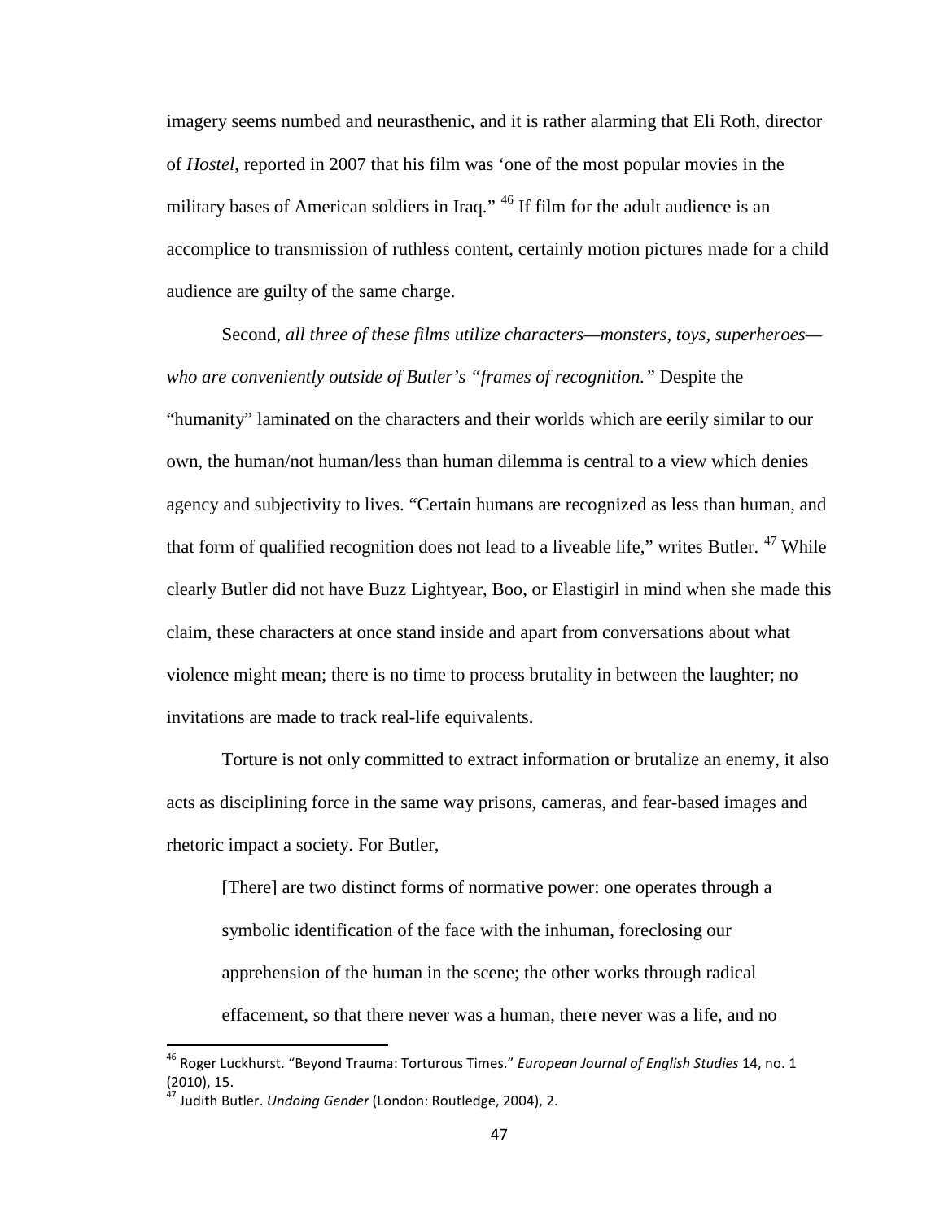imagery seems numbed and neurasthenic, and it is rather alarming that Eli Roth, director of *Hostel*, reported in 2007 that his film was 'one of the most popular movies in the military bases of American soldiers in Iraq."[46] If film for the adult audience is an accomplice to transmission of ruthless content, certainly motion pictures made for a child audience are guilty of the same charge.

Second, *all three of these films utilize characters—monsters, toys, superheroes—who are conveniently outside of Butler's "frames of recognition."* Despite the "humanity" laminated on the characters and their worlds which are eerily similar to our own, the human/not human/less than human dilemma is central to a view which denies agency and subjectivity to lives. "Certain humans are recognized as less than human, and that form of qualified recognition does not lead to a liveable life," writes Butler.[47] While clearly Butler did not have Buzz Lightyear, Boo, or Elastigirl in mind when she made this claim, these characters at once stand inside and apart from conversations about what violence might mean; there is no time to process brutality in between the laughter; no invitations are made to track real-life equivalents.

Torture is not only committed to extract information or brutalize an enemy, it also acts as disciplining force in the same way prisons, cameras, and fear-based images and rhetoric impact a society. For Butler,

> [There] are two distinct forms of normative power: one operates through a symbolic identification of the face with the inhuman, foreclosing our apprehension of the human in the scene; the other works through radical effacement, so that there never was a human, there never was a life, and no

---

[46] Roger Luckhurst. "Beyond Trauma: Torturous Times." *European Journal of English Studies* 14, no. 1 (2010), 15.

[47] Judith Butler. *Undoing Gender* (London: Routledge, 2004), 2.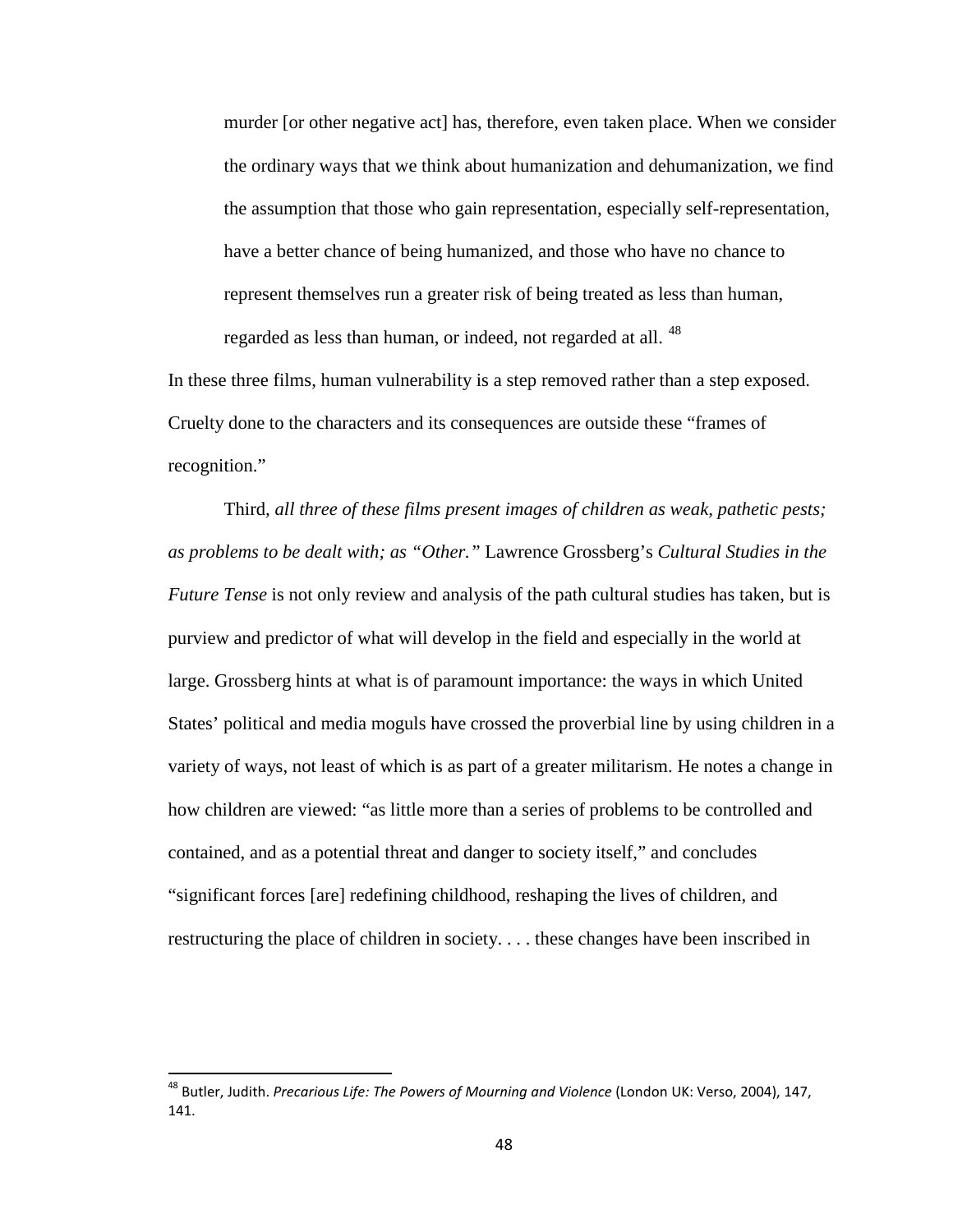> murder [or other negative act] has, therefore, even taken place. When we consider the ordinary ways that we think about humanization and dehumanization, we find the assumption that those who gain representation, especially self-representation, have a better chance of being humanized, and those who have no chance to represent themselves run a greater risk of being treated as less than human, regarded as less than human, or indeed, not regarded at all. [48]

In these three films, human vulnerability is a step removed rather than a step exposed. Cruelty done to the characters and its consequences are outside these "frames of recognition."

Third, *all three of these films present images of children as weak, pathetic pests; as problems to be dealt with; as "Other."* Lawrence Grossberg's *Cultural Studies in the Future Tense* is not only review and analysis of the path cultural studies has taken, but is purview and predictor of what will develop in the field and especially in the world at large. Grossberg hints at what is of paramount importance: the ways in which United States' political and media moguls have crossed the proverbial line by using children in a variety of ways, not least of which is as part of a greater militarism. He notes a change in how children are viewed: "as little more than a series of problems to be controlled and contained, and as a potential threat and danger to society itself," and concludes "significant forces [are] redefining childhood, reshaping the lives of children, and restructuring the place of children in society. . . . these changes have been inscribed in

---

[48] Butler, Judith. *Precarious Life: The Powers of Mourning and Violence* (London UK: Verso, 2004), 147, 141.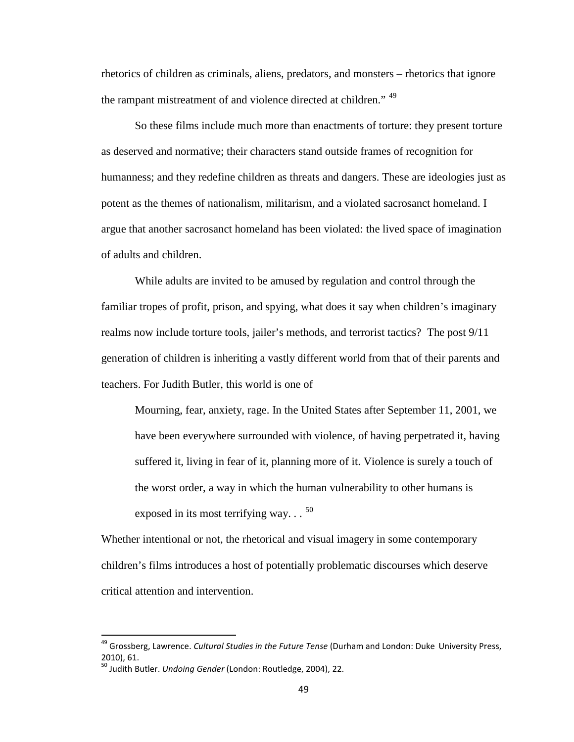rhetorics of children as criminals, aliens, predators, and monsters – rhetorics that ignore the rampant mistreatment of and violence directed at children."[49]

So these films include much more than enactments of torture: they present torture as deserved and normative; their characters stand outside frames of recognition for humanness; and they redefine children as threats and dangers. These are ideologies just as potent as the themes of nationalism, militarism, and a violated sacrosanct homeland. I argue that another sacrosanct homeland has been violated: the lived space of imagination of adults and children.

While adults are invited to be amused by regulation and control through the familiar tropes of profit, prison, and spying, what does it say when children's imaginary realms now include torture tools, jailer's methods, and terrorist tactics? The post 9/11 generation of children is inheriting a vastly different world from that of their parents and teachers. For Judith Butler, this world is one of

> Mourning, fear, anxiety, rage. In the United States after September 11, 2001, we have been everywhere surrounded with violence, of having perpetrated it, having suffered it, living in fear of it, planning more of it. Violence is surely a touch of the worst order, a way in which the human vulnerability to other humans is exposed in its most terrifying way. . .[50]

Whether intentional or not, the rhetorical and visual imagery in some contemporary children's films introduces a host of potentially problematic discourses which deserve critical attention and intervention.

---

[49] Grossberg, Lawrence. *Cultural Studies in the Future Tense* (Durham and London: Duke University Press, 2010), 61.

[50] Judith Butler. *Undoing Gender* (London: Routledge, 2004), 22.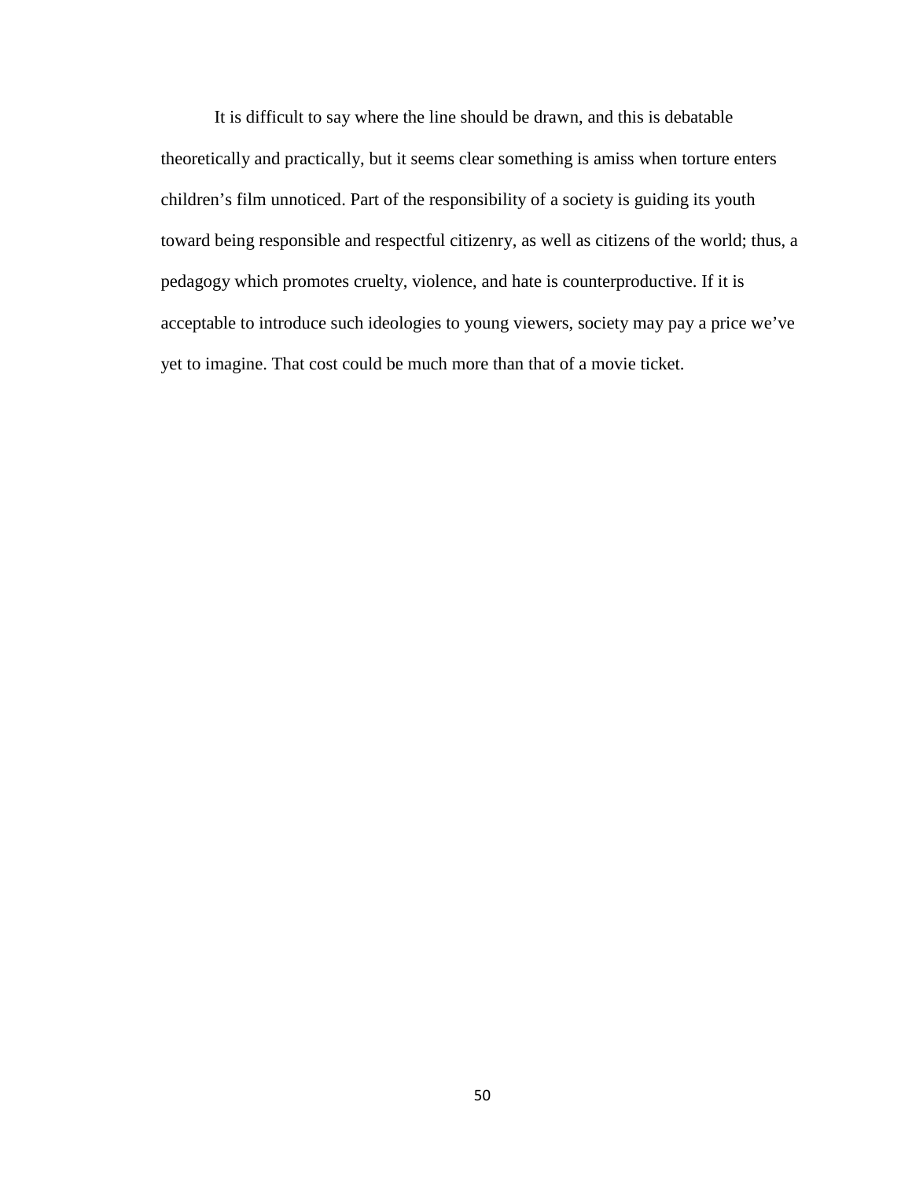It is difficult to say where the line should be drawn, and this is debatable theoretically and practically, but it seems clear something is amiss when torture enters children's film unnoticed. Part of the responsibility of a society is guiding its youth toward being responsible and respectful citizenry, as well as citizens of the world; thus, a pedagogy which promotes cruelty, violence, and hate is counterproductive. If it is acceptable to introduce such ideologies to young viewers, society may pay a price we've yet to imagine. That cost could be much more than that of a movie ticket.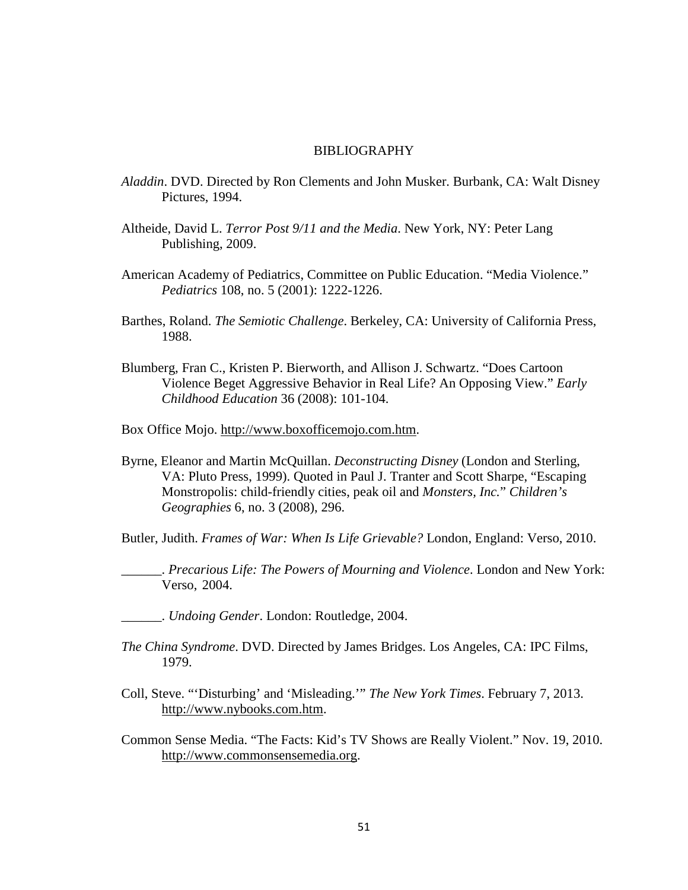# BIBLIOGRAPHY

*Aladdin*. DVD. Directed by Ron Clements and John Musker. Burbank, CA: Walt Disney Pictures, 1994.

Altheide, David L. *Terror Post 9/11 and the Media*. New York, NY: Peter Lang Publishing, 2009.

American Academy of Pediatrics, Committee on Public Education. "Media Violence." *Pediatrics* 108, no. 5 (2001): 1222-1226.

Barthes, Roland. *The Semiotic Challenge*. Berkeley, CA: University of California Press, 1988.

Blumberg, Fran C., Kristen P. Bierworth, and Allison J. Schwartz. "Does Cartoon Violence Beget Aggressive Behavior in Real Life? An Opposing View." *Early Childhood Education* 36 (2008): 101-104.

Box Office Mojo. http://www.boxofficemojo.com.htm.

Byrne, Eleanor and Martin McQuillan. *Deconstructing Disney* (London and Sterling, VA: Pluto Press, 1999). Quoted in Paul J. Tranter and Scott Sharpe, "Escaping Monstropolis: child-friendly cities, peak oil and *Monsters, Inc.*" *Children's Geographies* 6, no. 3 (2008), 296.

Butler, Judith. *Frames of War: When Is Life Grievable?* London, England: Verso, 2010.

______. *Precarious Life: The Powers of Mourning and Violence*. London and New York: Verso, 2004.

______. *Undoing Gender*. London: Routledge, 2004.

*The China Syndrome*. DVD. Directed by James Bridges. Los Angeles, CA: IPC Films, 1979.

Coll, Steve. "'Disturbing' and 'Misleading.'" *The New York Times*. February 7, 2013. http://www.nybooks.com.htm.

Common Sense Media. "The Facts: Kid's TV Shows are Really Violent." Nov. 19, 2010. http://www.commonsensemedia.org.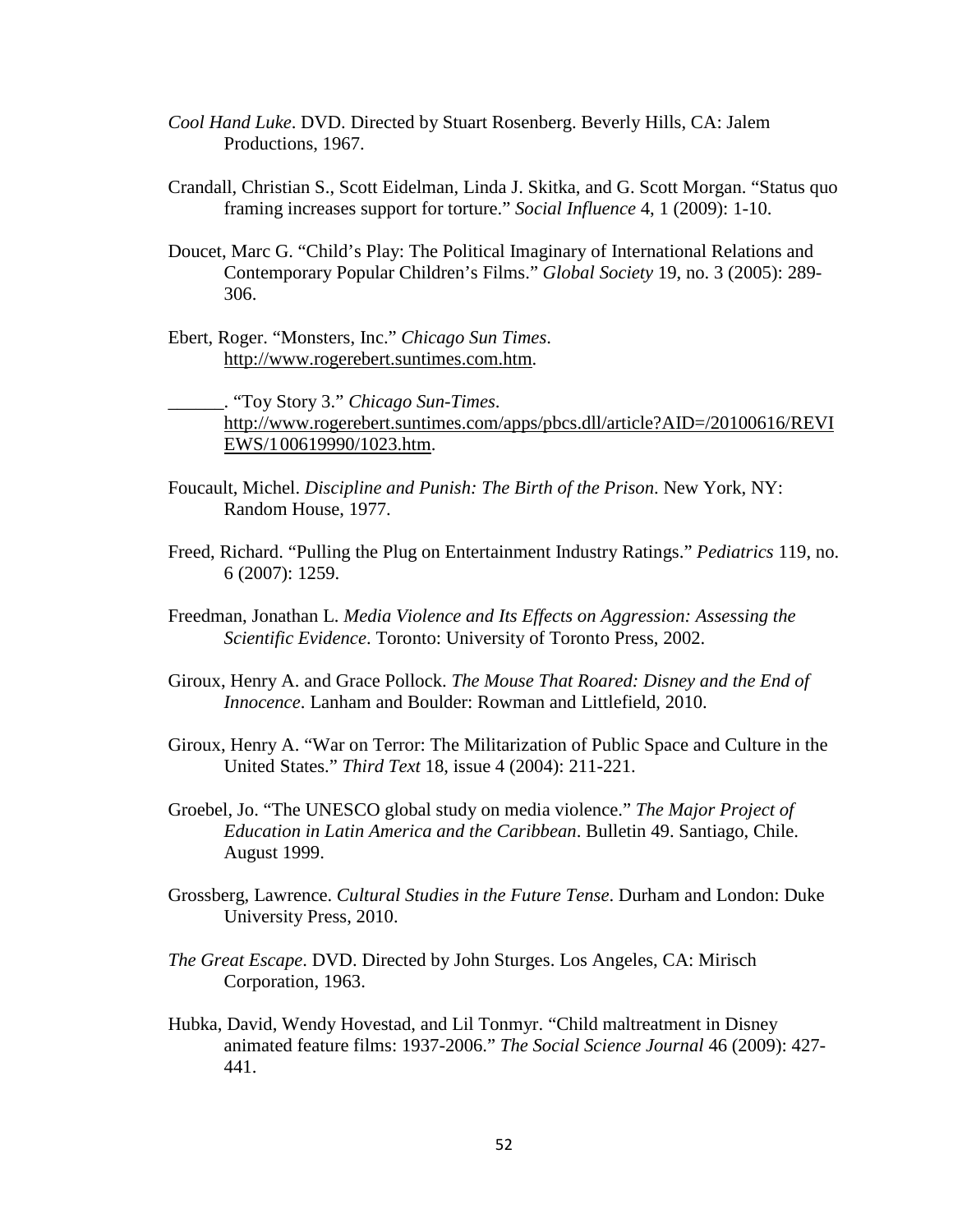*Cool Hand Luke*. DVD. Directed by Stuart Rosenberg. Beverly Hills, CA: Jalem Productions, 1967.

Crandall, Christian S., Scott Eidelman, Linda J. Skitka, and G. Scott Morgan. "Status quo framing increases support for torture." *Social Influence* 4, 1 (2009): 1-10.

Doucet, Marc G. "Child's Play: The Political Imaginary of International Relations and Contemporary Popular Children's Films." *Global Society* 19, no. 3 (2005): 289-306.

Ebert, Roger. "Monsters, Inc." *Chicago Sun Times*. http://www.rogerebert.suntimes.com.htm.

______. "Toy Story 3." *Chicago Sun-Times*. http://www.rogerebert.suntimes.com/apps/pbcs.dll/article?AID=/20100616/REVIEWS/100619990/1023.htm.

Foucault, Michel. *Discipline and Punish: The Birth of the Prison*. New York, NY: Random House, 1977.

Freed, Richard. "Pulling the Plug on Entertainment Industry Ratings." *Pediatrics* 119, no. 6 (2007): 1259.

Freedman, Jonathan L. *Media Violence and Its Effects on Aggression: Assessing the Scientific Evidence*. Toronto: University of Toronto Press, 2002.

Giroux, Henry A. and Grace Pollock. *The Mouse That Roared: Disney and the End of Innocence*. Lanham and Boulder: Rowman and Littlefield, 2010.

Giroux, Henry A. "War on Terror: The Militarization of Public Space and Culture in the United States." *Third Text* 18, issue 4 (2004): 211-221.

Groebel, Jo. "The UNESCO global study on media violence." *The Major Project of Education in Latin America and the Caribbean*. Bulletin 49. Santiago, Chile. August 1999.

Grossberg, Lawrence. *Cultural Studies in the Future Tense*. Durham and London: Duke University Press, 2010.

*The Great Escape*. DVD. Directed by John Sturges. Los Angeles, CA: Mirisch Corporation, 1963.

Hubka, David, Wendy Hovestad, and Lil Tonmyr. "Child maltreatment in Disney animated feature films: 1937-2006." *The Social Science Journal* 46 (2009): 427-441.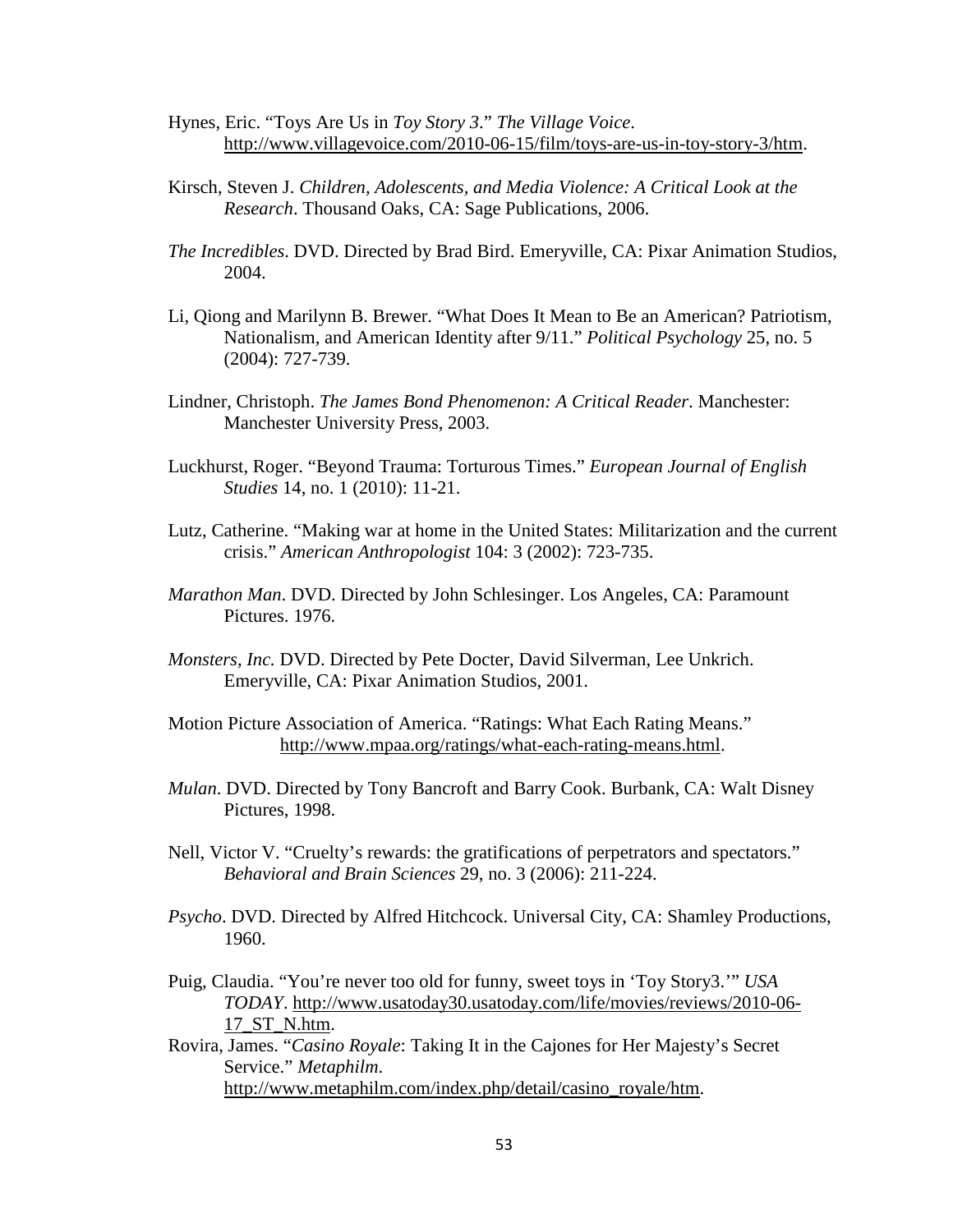Hynes, Eric. “Toys Are Us in *Toy Story 3*.” *The Village Voice*. http://www.villagevoice.com/2010-06-15/film/toys-are-us-in-toy-story-3/htm.

Kirsch, Steven J. *Children, Adolescents, and Media Violence: A Critical Look at the Research*. Thousand Oaks, CA: Sage Publications, 2006.

*The Incredibles*. DVD. Directed by Brad Bird. Emeryville, CA: Pixar Animation Studios, 2004.

Li, Qiong and Marilynn B. Brewer. “What Does It Mean to Be an American? Patriotism, Nationalism, and American Identity after 9/11.” *Political Psychology* 25, no. 5 (2004): 727-739.

Lindner, Christoph. *The James Bond Phenomenon: A Critical Reader*. Manchester: Manchester University Press, 2003.

Luckhurst, Roger. “Beyond Trauma: Torturous Times.” *European Journal of English Studies* 14, no. 1 (2010): 11-21.

Lutz, Catherine. “Making war at home in the United States: Militarization and the current crisis.” *American Anthropologist* 104: 3 (2002): 723-735.

*Marathon Man*. DVD. Directed by John Schlesinger. Los Angeles, CA: Paramount Pictures. 1976.

*Monsters, Inc.* DVD. Directed by Pete Docter, David Silverman, Lee Unkrich. Emeryville, CA: Pixar Animation Studios, 2001.

Motion Picture Association of America. “Ratings: What Each Rating Means.” http://www.mpaa.org/ratings/what-each-rating-means.html.

*Mulan*. DVD. Directed by Tony Bancroft and Barry Cook. Burbank, CA: Walt Disney Pictures, 1998.

Nell, Victor V. “Cruelty’s rewards: the gratifications of perpetrators and spectators.” *Behavioral and Brain Sciences* 29, no. 3 (2006): 211-224.

*Psycho*. DVD. Directed by Alfred Hitchcock. Universal City, CA: Shamley Productions, 1960.

Puig, Claudia. “You’re never too old for funny, sweet toys in ‘Toy Story3.’” *USA TODAY*. http://www.usatoday30.usatoday.com/life/movies/reviews/2010-06-17_ST_N.htm.

Rovira, James. “*Casino Royale*: Taking It in the Cajones for Her Majesty’s Secret Service.” *Metaphilm*. http://www.metaphilm.com/index.php/detail/casino_royale/htm.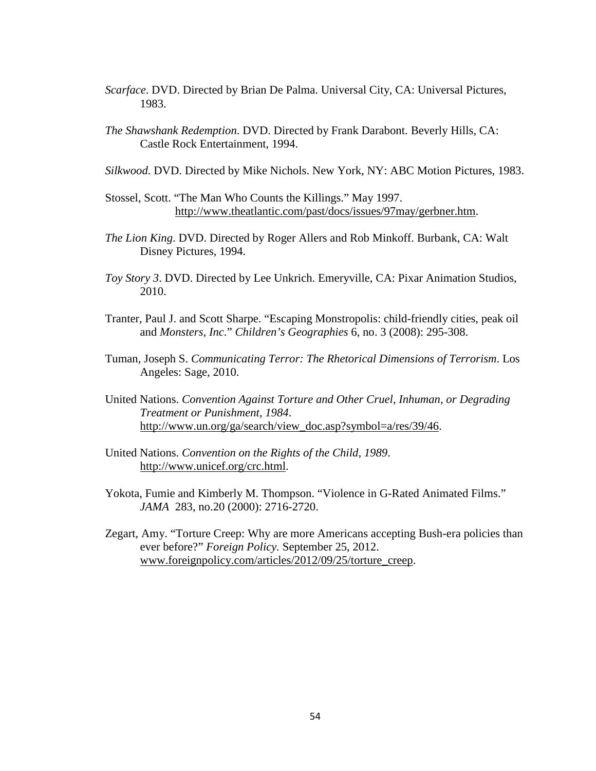*Scarface*. DVD. Directed by Brian De Palma. Universal City, CA: Universal Pictures, 1983.

*The Shawshank Redemption*. DVD. Directed by Frank Darabont. Beverly Hills, CA: Castle Rock Entertainment, 1994.

*Silkwood*. DVD. Directed by Mike Nichols. New York, NY: ABC Motion Pictures, 1983.

Stossel, Scott. "The Man Who Counts the Killings." May 1997. http://www.theatlantic.com/past/docs/issues/97may/gerbner.htm.

*The Lion King*. DVD. Directed by Roger Allers and Rob Minkoff. Burbank, CA: Walt Disney Pictures, 1994.

*Toy Story 3*. DVD. Directed by Lee Unkrich. Emeryville, CA: Pixar Animation Studios, 2010.

Tranter, Paul J. and Scott Sharpe. "Escaping Monstropolis: child-friendly cities, peak oil and *Monsters, Inc*." *Children's Geographies* 6, no. 3 (2008): 295-308.

Tuman, Joseph S. *Communicating Terror: The Rhetorical Dimensions of Terrorism*. Los Angeles: Sage, 2010.

United Nations. *Convention Against Torture and Other Cruel, Inhuman, or Degrading Treatment or Punishment, 1984*. http://www.un.org/ga/search/view_doc.asp?symbol=a/res/39/46.

United Nations. *Convention on the Rights of the Child, 1989*. http://www.unicef.org/crc.html.

Yokota, Fumie and Kimberly M. Thompson. "Violence in G-Rated Animated Films." *JAMA* 283, no.20 (2000): 2716-2720.

Zegart, Amy. "Torture Creep: Why are more Americans accepting Bush-era policies than ever before?" *Foreign Policy.* September 25, 2012. www.foreignpolicy.com/articles/2012/09/25/torture_creep.